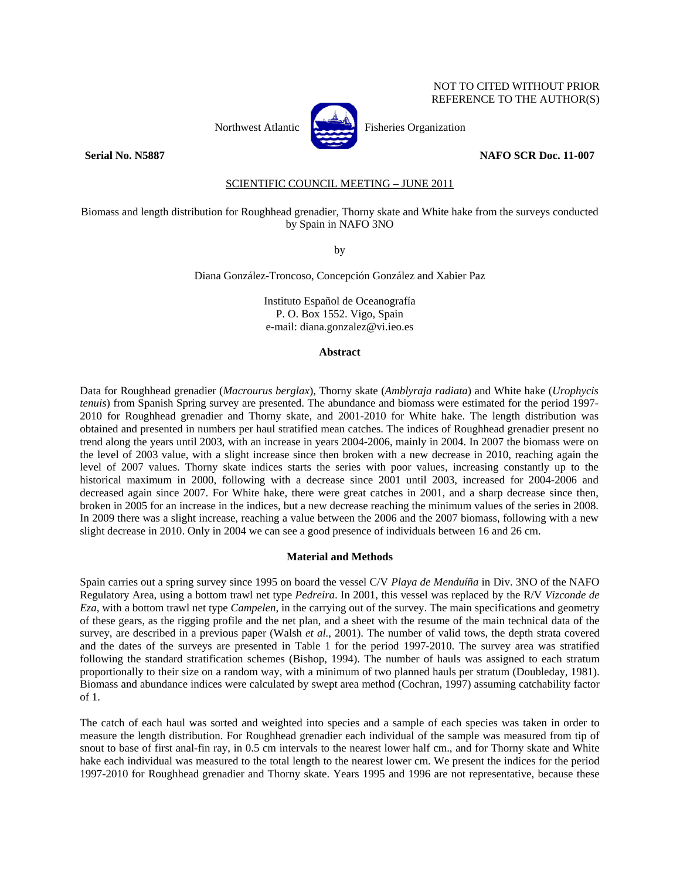NOT TO CITED WITHOUT PRIOR REFERENCE TO THE AUTHOR(S)

Northwest Atlantic Fisheries Organization

**Serial No. N5887** **NAFO SCR Doc. 11-007**

SCIENTIFIC COUNCIL MEETING – JUNE 2011

Biomass and length distribution for Roughhead grenadier, Thorny skate and White hake from the surveys conducted by Spain in NAFO 3NO

by

Diana González-Troncoso, Concepción González and Xabier Paz

Instituto Español de Oceanografía
P. O. Box 1552. Vigo, Spain
e-mail: diana.gonzalez@vi.ieo.es

## Abstract

Data for Roughhead grenadier (*Macrourus berglax*), Thorny skate (*Amblyraja radiata*) and White hake (*Urophycis tenuis*) from Spanish Spring survey are presented. The abundance and biomass were estimated for the period 1997-2010 for Roughhead grenadier and Thorny skate, and 2001-2010 for White hake. The length distribution was obtained and presented in numbers per haul stratified mean catches. The indices of Roughhead grenadier present no trend along the years until 2003, with an increase in years 2004-2006, mainly in 2004. In 2007 the biomass were on the level of 2003 value, with a slight increase since then broken with a new decrease in 2010, reaching again the level of 2007 values. Thorny skate indices starts the series with poor values, increasing constantly up to the historical maximum in 2000, following with a decrease since 2001 until 2003, increased for 2004-2006 and decreased again since 2007. For White hake, there were great catches in 2001, and a sharp decrease since then, broken in 2005 for an increase in the indices, but a new decrease reaching the minimum values of the series in 2008. In 2009 there was a slight increase, reaching a value between the 2006 and the 2007 biomass, following with a new slight decrease in 2010. Only in 2004 we can see a good presence of individuals between 16 and 26 cm.

## Material and Methods

Spain carries out a spring survey since 1995 on board the vessel C/V *Playa de Menduíña* in Div. 3NO of the NAFO Regulatory Area, using a bottom trawl net type *Pedreira*. In 2001, this vessel was replaced by the R/V *Vizconde de Eza*, with a bottom trawl net type *Campelen*, in the carrying out of the survey. The main specifications and geometry of these gears, as the rigging profile and the net plan, and a sheet with the resume of the main technical data of the survey, are described in a previous paper (Walsh *et al.*, 2001). The number of valid tows, the depth strata covered and the dates of the surveys are presented in Table 1 for the period 1997-2010. The survey area was stratified following the standard stratification schemes (Bishop, 1994). The number of hauls was assigned to each stratum proportionally to their size on a random way, with a minimum of two planned hauls per stratum (Doubleday, 1981). Biomass and abundance indices were calculated by swept area method (Cochran, 1997) assuming catchability factor of 1.

The catch of each haul was sorted and weighted into species and a sample of each species was taken in order to measure the length distribution. For Roughhead grenadier each individual of the sample was measured from tip of snout to base of first anal-fin ray, in 0.5 cm intervals to the nearest lower half cm., and for Thorny skate and White hake each individual was measured to the total length to the nearest lower cm. We present the indices for the period 1997-2010 for Roughhead grenadier and Thorny skate. Years 1995 and 1996 are not representative, because these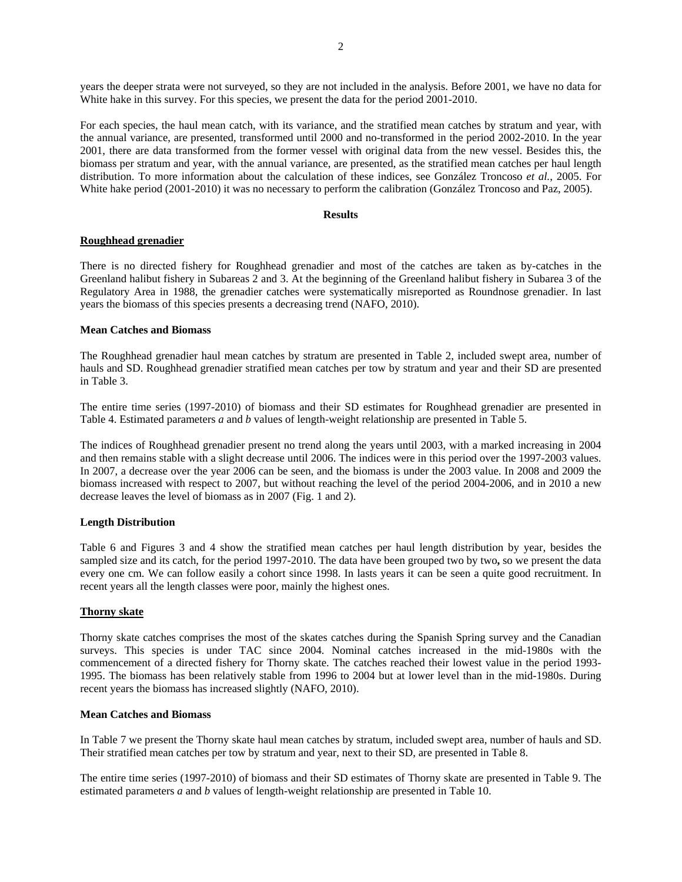years the deeper strata were not surveyed, so they are not included in the analysis. Before 2001, we have no data for White hake in this survey. For this species, we present the data for the period 2001-2010.

For each species, the haul mean catch, with its variance, and the stratified mean catches by stratum and year, with the annual variance, are presented, transformed until 2000 and no-transformed in the period 2002-2010. In the year 2001, there are data transformed from the former vessel with original data from the new vessel. Besides this, the biomass per stratum and year, with the annual variance, are presented, as the stratified mean catches per haul length distribution. To more information about the calculation of these indices, see González Troncoso *et al.*, 2005. For White hake period (2001-2010) it was no necessary to perform the calibration (González Troncoso and Paz, 2005).

## Results

### Roughhead grenadier

There is no directed fishery for Roughhead grenadier and most of the catches are taken as by-catches in the Greenland halibut fishery in Subareas 2 and 3. At the beginning of the Greenland halibut fishery in Subarea 3 of the Regulatory Area in 1988, the grenadier catches were systematically misreported as Roundnose grenadier. In last years the biomass of this species presents a decreasing trend (NAFO, 2010).

#### Mean Catches and Biomass

The Roughhead grenadier haul mean catches by stratum are presented in Table 2, included swept area, number of hauls and SD. Roughhead grenadier stratified mean catches per tow by stratum and year and their SD are presented in Table 3.

The entire time series (1997-2010) of biomass and their SD estimates for Roughhead grenadier are presented in Table 4. Estimated parameters *a* and *b* values of length-weight relationship are presented in Table 5.

The indices of Roughhead grenadier present no trend along the years until 2003, with a marked increasing in 2004 and then remains stable with a slight decrease until 2006. The indices were in this period over the 1997-2003 values. In 2007, a decrease over the year 2006 can be seen, and the biomass is under the 2003 value. In 2008 and 2009 the biomass increased with respect to 2007, but without reaching the level of the period 2004-2006, and in 2010 a new decrease leaves the level of biomass as in 2007 (Fig. 1 and 2).

#### Length Distribution

Table 6 and Figures 3 and 4 show the stratified mean catches per haul length distribution by year, besides the sampled size and its catch, for the period 1997-2010. The data have been grouped two by two**,** so we present the data every one cm. We can follow easily a cohort since 1998. In lasts years it can be seen a quite good recruitment. In recent years all the length classes were poor, mainly the highest ones.

### Thorny skate

Thorny skate catches comprises the most of the skates catches during the Spanish Spring survey and the Canadian surveys. This species is under TAC since 2004. Nominal catches increased in the mid-1980s with the commencement of a directed fishery for Thorny skate. The catches reached their lowest value in the period 1993-1995. The biomass has been relatively stable from 1996 to 2004 but at lower level than in the mid-1980s. During recent years the biomass has increased slightly (NAFO, 2010).

#### Mean Catches and Biomass

In Table 7 we present the Thorny skate haul mean catches by stratum, included swept area, number of hauls and SD. Their stratified mean catches per tow by stratum and year, next to their SD, are presented in Table 8.

The entire time series (1997-2010) of biomass and their SD estimates of Thorny skate are presented in Table 9. The estimated parameters *a* and *b* values of length-weight relationship are presented in Table 10.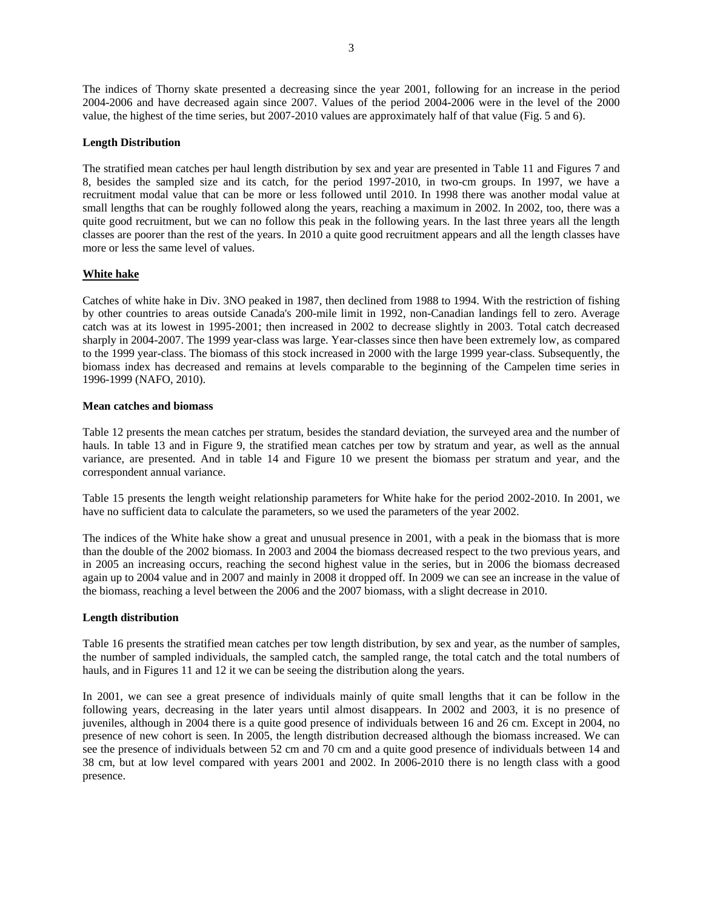The indices of Thorny skate presented a decreasing since the year 2001, following for an increase in the period 2004-2006 and have decreased again since 2007. Values of the period 2004-2006 were in the level of the 2000 value, the highest of the time series, but 2007-2010 values are approximately half of that value (Fig. 5 and 6).

**Length Distribution**

The stratified mean catches per haul length distribution by sex and year are presented in Table 11 and Figures 7 and 8, besides the sampled size and its catch, for the period 1997-2010, in two-cm groups. In 1997, we have a recruitment modal value that can be more or less followed until 2010. In 1998 there was another modal value at small lengths that can be roughly followed along the years, reaching a maximum in 2002. In 2002, too, there was a quite good recruitment, but we can no follow this peak in the following years. In the last three years all the length classes are poorer than the rest of the years. In 2010 a quite good recruitment appears and all the length classes have more or less the same level of values.

## White hake

Catches of white hake in Div. 3NO peaked in 1987, then declined from 1988 to 1994. With the restriction of fishing by other countries to areas outside Canada's 200-mile limit in 1992, non-Canadian landings fell to zero. Average catch was at its lowest in 1995-2001; then increased in 2002 to decrease slightly in 2003. Total catch decreased sharply in 2004-2007. The 1999 year-class was large. Year-classes since then have been extremely low, as compared to the 1999 year-class. The biomass of this stock increased in 2000 with the large 1999 year-class. Subsequently, the biomass index has decreased and remains at levels comparable to the beginning of the Campelen time series in 1996-1999 (NAFO, 2010).

**Mean catches and biomass**

Table 12 presents the mean catches per stratum, besides the standard deviation, the surveyed area and the number of hauls. In table 13 and in Figure 9, the stratified mean catches per tow by stratum and year, as well as the annual variance, are presented. And in table 14 and Figure 10 we present the biomass per stratum and year, and the correspondent annual variance.

Table 15 presents the length weight relationship parameters for White hake for the period 2002-2010. In 2001, we have no sufficient data to calculate the parameters, so we used the parameters of the year 2002.

The indices of the White hake show a great and unusual presence in 2001, with a peak in the biomass that is more than the double of the 2002 biomass. In 2003 and 2004 the biomass decreased respect to the two previous years, and in 2005 an increasing occurs, reaching the second highest value in the series, but in 2006 the biomass decreased again up to 2004 value and in 2007 and mainly in 2008 it dropped off. In 2009 we can see an increase in the value of the biomass, reaching a level between the 2006 and the 2007 biomass, with a slight decrease in 2010.

**Length distribution**

Table 16 presents the stratified mean catches per tow length distribution, by sex and year, as the number of samples, the number of sampled individuals, the sampled catch, the sampled range, the total catch and the total numbers of hauls, and in Figures 11 and 12 it we can be seeing the distribution along the years.

In 2001, we can see a great presence of individuals mainly of quite small lengths that it can be follow in the following years, decreasing in the later years until almost disappears. In 2002 and 2003, it is no presence of juveniles, although in 2004 there is a quite good presence of individuals between 16 and 26 cm. Except in 2004, no presence of new cohort is seen. In 2005, the length distribution decreased although the biomass increased. We can see the presence of individuals between 52 cm and 70 cm and a quite good presence of individuals between 14 and 38 cm, but at low level compared with years 2001 and 2002. In 2006-2010 there is no length class with a good presence.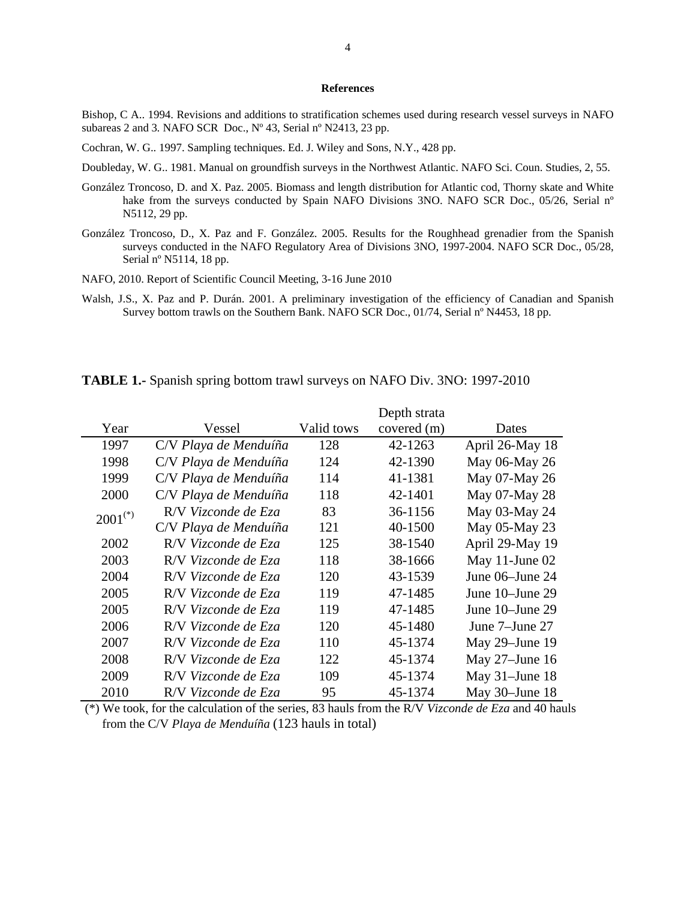**References**

Bishop, C A.. 1994. Revisions and additions to stratification schemes used during research vessel surveys in NAFO subareas 2 and 3. NAFO SCR Doc., Nº 43, Serial nº N2413, 23 pp.

Cochran, W. G.. 1997. Sampling techniques. Ed. J. Wiley and Sons, N.Y., 428 pp.

Doubleday, W. G.. 1981. Manual on groundfish surveys in the Northwest Atlantic. NAFO Sci. Coun. Studies, 2, 55.

González Troncoso, D. and X. Paz. 2005. Biomass and length distribution for Atlantic cod, Thorny skate and White hake from the surveys conducted by Spain NAFO Divisions 3NO. NAFO SCR Doc., 05/26, Serial nº N5112, 29 pp.

González Troncoso, D., X. Paz and F. González. 2005. Results for the Roughhead grenadier from the Spanish surveys conducted in the NAFO Regulatory Area of Divisions 3NO, 1997-2004. NAFO SCR Doc., 05/28, Serial nº N5114, 18 pp.

NAFO, 2010. Report of Scientific Council Meeting, 3-16 June 2010

Walsh, J.S., X. Paz and P. Durán. 2001. A preliminary investigation of the efficiency of Canadian and Spanish Survey bottom trawls on the Southern Bank. NAFO SCR Doc., 01/74, Serial nº N4453, 18 pp.

**TABLE 1.-** Spanish spring bottom trawl surveys on NAFO Div. 3NO: 1997-2010

| Year | Vessel | Valid tows | Depth strata covered (m) | Dates |
|---|---|---|---|---|
| 1997 | C/V *Playa de Menduíña* | 128 | 42-1263 | April 26-May 18 |
| 1998 | C/V *Playa de Menduíña* | 124 | 42-1390 | May 06-May 26 |
| 1999 | C/V *Playa de Menduíña* | 114 | 41-1381 | May 07-May 26 |
| 2000 | C/V *Playa de Menduíña* | 118 | 42-1401 | May 07-May 28 |
| 2001(*) | R/V *Vizconde de Eza* | 83 | 36-1156 | May 03-May 24 |
| | C/V *Playa de Menduíña* | 121 | 40-1500 | May 05-May 23 |
| 2002 | R/V *Vizconde de Eza* | 125 | 38-1540 | April 29-May 19 |
| 2003 | R/V *Vizconde de Eza* | 118 | 38-1666 | May 11-June 02 |
| 2004 | R/V *Vizconde de Eza* | 120 | 43-1539 | June 06–June 24 |
| 2005 | R/V *Vizconde de Eza* | 119 | 47-1485 | June 10–June 29 |
| 2005 | R/V *Vizconde de Eza* | 119 | 47-1485 | June 10–June 29 |
| 2006 | R/V *Vizconde de Eza* | 120 | 45-1480 | June 7–June 27 |
| 2007 | R/V *Vizconde de Eza* | 110 | 45-1374 | May 29–June 19 |
| 2008 | R/V *Vizconde de Eza* | 122 | 45-1374 | May 27–June 16 |
| 2009 | R/V *Vizconde de Eza* | 109 | 45-1374 | May 31–June 18 |
| 2010 | R/V *Vizconde de Eza* | 95 | 45-1374 | May 30–June 18 |

(*) We took, for the calculation of the series, 83 hauls from the R/V *Vizconde de Eza* and 40 hauls from the C/V *Playa de Menduíña* (123 hauls in total)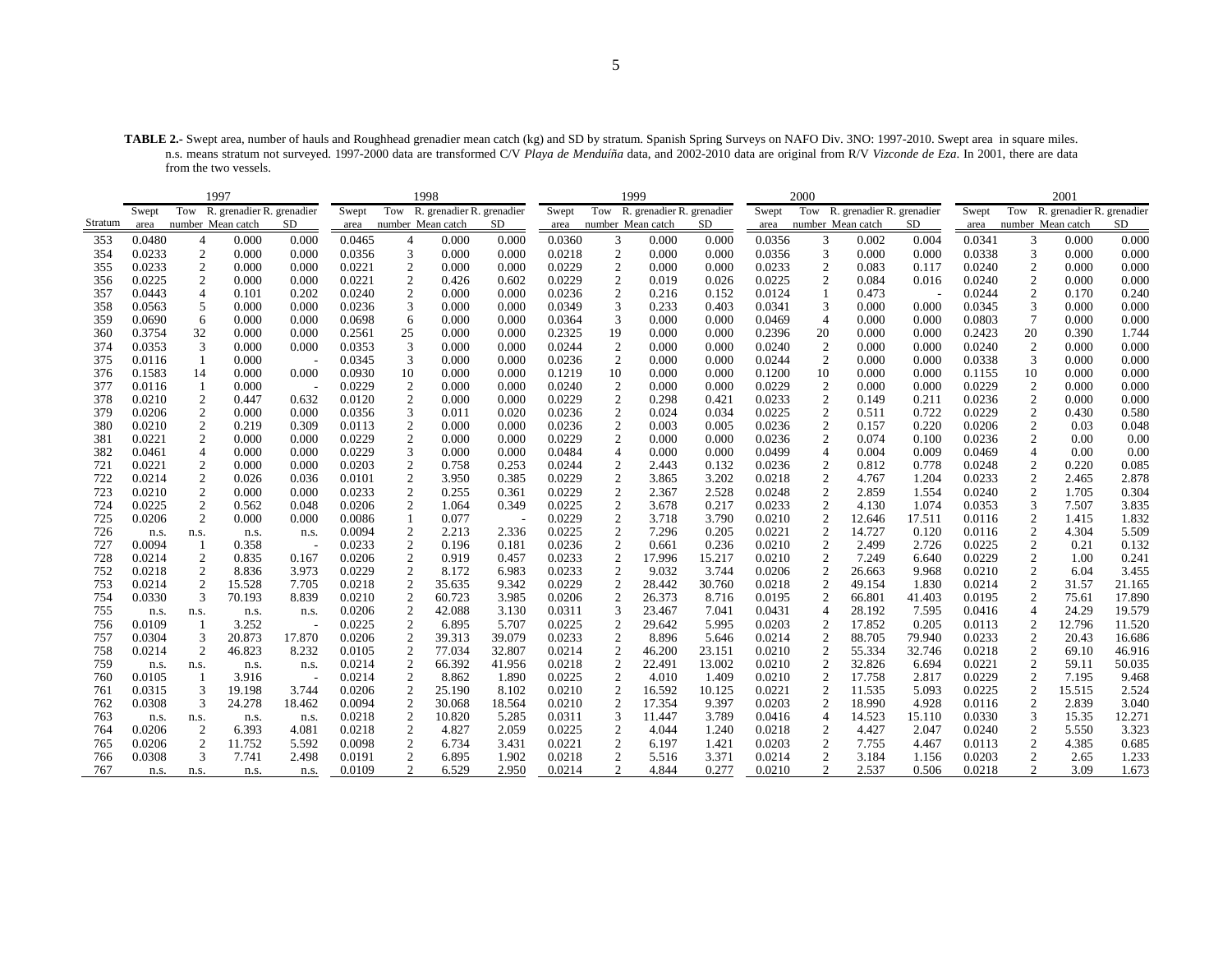**TABLE 2.-** Swept area, number of hauls and Roughhead grenadier mean catch (kg) and SD by stratum. Spanish Spring Surveys on NAFO Div. 3NO: 1997-2010. Swept area in square miles. n.s. means stratum not surveyed. 1997-2000 data are transformed C/V *Playa de Menduíña* data, and 2002-2010 data are original from R/V *Vizconde de Eza*. In 2001, there are data from the two vessels.

| | 1997 | | | | 1998 | | | | 1999 | | | | 2000 | | | | 2001 | | | |
|---|---|---|---|---|---|---|---|---|---|---|---|---|---|---|---|---|---|---|---|---|
| Stratum | Swept area | Tow number | R. grenadier Mean catch | R. grenadier SD | Swept area | Tow number | R. grenadier Mean catch | R. grenadier SD | Swept area | Tow number | R. grenadier Mean catch | R. grenadier SD | Swept area | Tow number | R. grenadier Mean catch | R. grenadier SD | Swept area | Tow number | R. grenadier Mean catch | R. grenadier SD |
| 353 | 0.0480 | 4 | 0.000 | 0.000 | 0.0465 | 4 | 0.000 | 0.000 | 0.0360 | 3 | 0.000 | 0.000 | 0.0356 | 3 | 0.002 | 0.004 | 0.0341 | 3 | 0.000 | 0.000 |
| 354 | 0.0233 | 2 | 0.000 | 0.000 | 0.0356 | 3 | 0.000 | 0.000 | 0.0218 | 2 | 0.000 | 0.000 | 0.0356 | 3 | 0.000 | 0.000 | 0.0338 | 3 | 0.000 | 0.000 |
| 355 | 0.0233 | 2 | 0.000 | 0.000 | 0.0221 | 2 | 0.000 | 0.000 | 0.0229 | 2 | 0.000 | 0.000 | 0.0233 | 2 | 0.083 | 0.117 | 0.0240 | 2 | 0.000 | 0.000 |
| 356 | 0.0225 | 2 | 0.000 | 0.000 | 0.0221 | 2 | 0.426 | 0.602 | 0.0229 | 2 | 0.019 | 0.026 | 0.0225 | 2 | 0.084 | 0.016 | 0.0240 | 2 | 0.000 | 0.000 |
| 357 | 0.0443 | 4 | 0.101 | 0.202 | 0.0240 | 2 | 0.000 | 0.000 | 0.0236 | 2 | 0.216 | 0.152 | 0.0124 | 1 | 0.473 | - | 0.0244 | 2 | 0.170 | 0.240 |
| 358 | 0.0563 | 5 | 0.000 | 0.000 | 0.0236 | 3 | 0.000 | 0.000 | 0.0349 | 3 | 0.233 | 0.403 | 0.0341 | 3 | 0.000 | 0.000 | 0.0345 | 3 | 0.000 | 0.000 |
| 359 | 0.0690 | 6 | 0.000 | 0.000 | 0.0698 | 6 | 0.000 | 0.000 | 0.0364 | 3 | 0.000 | 0.000 | 0.0469 | 4 | 0.000 | 0.000 | 0.0803 | 7 | 0.000 | 0.000 |
| 360 | 0.3754 | 32 | 0.000 | 0.000 | 0.2561 | 25 | 0.000 | 0.000 | 0.2325 | 19 | 0.000 | 0.000 | 0.2396 | 20 | 0.000 | 0.000 | 0.2423 | 20 | 0.390 | 1.744 |
| 374 | 0.0353 | 3 | 0.000 | 0.000 | 0.0353 | 3 | 0.000 | 0.000 | 0.0244 | 2 | 0.000 | 0.000 | 0.0240 | 2 | 0.000 | 0.000 | 0.0240 | 2 | 0.000 | 0.000 |
| 375 | 0.0116 | 1 | 0.000 | - | 0.0345 | 3 | 0.000 | 0.000 | 0.0236 | 2 | 0.000 | 0.000 | 0.0244 | 2 | 0.000 | 0.000 | 0.0338 | 3 | 0.000 | 0.000 |
| 376 | 0.1583 | 14 | 0.000 | 0.000 | 0.0930 | 10 | 0.000 | 0.000 | 0.1219 | 10 | 0.000 | 0.000 | 0.1200 | 10 | 0.000 | 0.000 | 0.1155 | 10 | 0.000 | 0.000 |
| 377 | 0.0116 | 1 | 0.000 | - | 0.0229 | 2 | 0.000 | 0.000 | 0.0240 | 2 | 0.000 | 0.000 | 0.0229 | 2 | 0.000 | 0.000 | 0.0229 | 2 | 0.000 | 0.000 |
| 378 | 0.0210 | 2 | 0.447 | 0.632 | 0.0120 | 2 | 0.000 | 0.000 | 0.0229 | 2 | 0.298 | 0.421 | 0.0233 | 2 | 0.149 | 0.211 | 0.0236 | 2 | 0.000 | 0.000 |
| 379 | 0.0206 | 2 | 0.000 | 0.000 | 0.0356 | 3 | 0.011 | 0.020 | 0.0236 | 2 | 0.024 | 0.034 | 0.0225 | 2 | 0.511 | 0.722 | 0.0229 | 2 | 0.430 | 0.580 |
| 380 | 0.0210 | 2 | 0.219 | 0.309 | 0.0113 | 2 | 0.000 | 0.000 | 0.0236 | 2 | 0.003 | 0.005 | 0.0236 | 2 | 0.157 | 0.220 | 0.0206 | 2 | 0.03 | 0.048 |
| 381 | 0.0221 | 2 | 0.000 | 0.000 | 0.0229 | 2 | 0.000 | 0.000 | 0.0229 | 2 | 0.000 | 0.000 | 0.0236 | 2 | 0.074 | 0.100 | 0.0236 | 2 | 0.00 | 0.00 |
| 382 | 0.0461 | 4 | 0.000 | 0.000 | 0.0229 | 3 | 0.000 | 0.000 | 0.0484 | 4 | 0.000 | 0.000 | 0.0499 | 4 | 0.004 | 0.009 | 0.0469 | 4 | 0.00 | 0.00 |
| 721 | 0.0221 | 2 | 0.000 | 0.000 | 0.0203 | 2 | 0.758 | 0.253 | 0.0244 | 2 | 2.443 | 0.132 | 0.0236 | 2 | 0.812 | 0.778 | 0.0248 | 2 | 0.220 | 0.085 |
| 722 | 0.0214 | 2 | 0.026 | 0.036 | 0.0101 | 2 | 3.950 | 0.385 | 0.0229 | 2 | 3.865 | 3.202 | 0.0218 | 2 | 4.767 | 1.204 | 0.0233 | 2 | 2.465 | 2.878 |
| 723 | 0.0210 | 2 | 0.000 | 0.000 | 0.0233 | 2 | 0.255 | 0.361 | 0.0229 | 2 | 2.367 | 2.528 | 0.0248 | 2 | 2.859 | 1.554 | 0.0240 | 2 | 1.705 | 0.304 |
| 724 | 0.0225 | 2 | 0.562 | 0.048 | 0.0206 | 2 | 1.064 | 0.349 | 0.0225 | 2 | 3.678 | 0.217 | 0.0233 | 2 | 4.130 | 1.074 | 0.0353 | 3 | 7.507 | 3.835 |
| 725 | 0.0206 | 2 | 0.000 | 0.000 | 0.0086 | 1 | 0.077 | - | 0.0229 | 2 | 3.718 | 3.790 | 0.0210 | 2 | 12.646 | 17.511 | 0.0116 | 2 | 1.415 | 1.832 |
| 726 | n.s. | n.s. | n.s. | n.s. | 0.0094 | 2 | 2.213 | 2.336 | 0.0225 | 2 | 7.296 | 0.205 | 0.0221 | 2 | 14.727 | 0.120 | 0.0116 | 2 | 4.304 | 5.509 |
| 727 | 0.0094 | 1 | 0.358 | - | 0.0233 | 2 | 0.196 | 0.181 | 0.0236 | 2 | 0.661 | 0.236 | 0.0210 | 2 | 2.499 | 2.726 | 0.0225 | 2 | 0.21 | 0.132 |
| 728 | 0.0214 | 2 | 0.835 | 0.167 | 0.0206 | 2 | 0.919 | 0.457 | 0.0233 | 2 | 17.996 | 15.217 | 0.0210 | 2 | 7.249 | 6.640 | 0.0229 | 2 | 1.00 | 0.241 |
| 752 | 0.0218 | 2 | 8.836 | 3.973 | 0.0229 | 2 | 8.172 | 6.983 | 0.0233 | 2 | 9.032 | 3.744 | 0.0206 | 2 | 26.663 | 9.968 | 0.0210 | 2 | 6.04 | 3.455 |
| 753 | 0.0214 | 2 | 15.528 | 7.705 | 0.0218 | 2 | 35.635 | 9.342 | 0.0229 | 2 | 28.442 | 30.760 | 0.0218 | 2 | 49.154 | 1.830 | 0.0214 | 2 | 31.57 | 21.165 |
| 754 | 0.0330 | 3 | 70.193 | 8.839 | 0.0210 | 2 | 60.723 | 3.985 | 0.0206 | 2 | 26.373 | 8.716 | 0.0195 | 2 | 66.801 | 41.403 | 0.0195 | 2 | 75.61 | 17.890 |
| 755 | n.s. | n.s. | n.s. | n.s. | 0.0206 | 2 | 42.088 | 3.130 | 0.0311 | 3 | 23.467 | 7.041 | 0.0431 | 4 | 28.192 | 7.595 | 0.0416 | 4 | 24.29 | 19.579 |
| 756 | 0.0109 | 1 | 3.252 | - | 0.0225 | 2 | 6.895 | 5.707 | 0.0225 | 2 | 29.642 | 5.995 | 0.0203 | 2 | 17.852 | 0.205 | 0.0113 | 2 | 12.796 | 11.520 |
| 757 | 0.0304 | 3 | 20.873 | 17.870 | 0.0206 | 2 | 39.313 | 39.079 | 0.0233 | 2 | 8.896 | 5.646 | 0.0214 | 2 | 88.705 | 79.940 | 0.0233 | 2 | 20.43 | 16.686 |
| 758 | 0.0214 | 2 | 46.823 | 8.232 | 0.0105 | 2 | 77.034 | 32.807 | 0.0214 | 2 | 46.200 | 23.151 | 0.0210 | 2 | 55.334 | 32.746 | 0.0218 | 2 | 69.10 | 46.916 |
| 759 | n.s. | n.s. | n.s. | n.s. | 0.0214 | 2 | 66.392 | 41.956 | 0.0218 | 2 | 22.491 | 13.002 | 0.0210 | 2 | 32.826 | 6.694 | 0.0221 | 2 | 59.11 | 50.035 |
| 760 | 0.0105 | 1 | 3.916 | - | 0.0214 | 2 | 8.862 | 1.890 | 0.0225 | 2 | 4.010 | 1.409 | 0.0210 | 2 | 17.758 | 2.817 | 0.0229 | 2 | 7.195 | 9.468 |
| 761 | 0.0315 | 3 | 19.198 | 3.744 | 0.0206 | 2 | 25.190 | 8.102 | 0.0210 | 2 | 16.592 | 10.125 | 0.0221 | 2 | 11.535 | 5.093 | 0.0225 | 2 | 15.515 | 2.524 |
| 762 | 0.0308 | 3 | 24.278 | 18.462 | 0.0094 | 2 | 30.068 | 18.564 | 0.0210 | 2 | 17.354 | 9.397 | 0.0203 | 2 | 18.990 | 4.928 | 0.0116 | 2 | 2.839 | 3.040 |
| 763 | n.s. | n.s. | n.s. | n.s. | 0.0218 | 2 | 10.820 | 5.285 | 0.0311 | 3 | 11.447 | 3.789 | 0.0416 | 4 | 14.523 | 15.110 | 0.0330 | 3 | 15.35 | 12.271 |
| 764 | 0.0206 | 2 | 6.393 | 4.081 | 0.0218 | 2 | 4.827 | 2.059 | 0.0225 | 2 | 4.044 | 1.240 | 0.0218 | 2 | 4.427 | 2.047 | 0.0240 | 2 | 5.550 | 3.323 |
| 765 | 0.0206 | 2 | 11.752 | 5.592 | 0.0098 | 2 | 6.734 | 3.431 | 0.0221 | 2 | 6.197 | 1.421 | 0.0203 | 2 | 7.755 | 4.467 | 0.0113 | 2 | 4.385 | 0.685 |
| 766 | 0.0308 | 3 | 7.741 | 2.498 | 0.0191 | 2 | 6.895 | 1.902 | 0.0218 | 2 | 5.516 | 3.371 | 0.0214 | 2 | 3.184 | 1.156 | 0.0203 | 2 | 2.65 | 1.233 |
| 767 | n.s. | n.s. | n.s. | n.s. | 0.0109 | 2 | 6.529 | 2.950 | 0.0214 | 2 | 4.844 | 0.277 | 0.0210 | 2 | 2.537 | 0.506 | 0.0218 | 2 | 3.09 | 1.673 |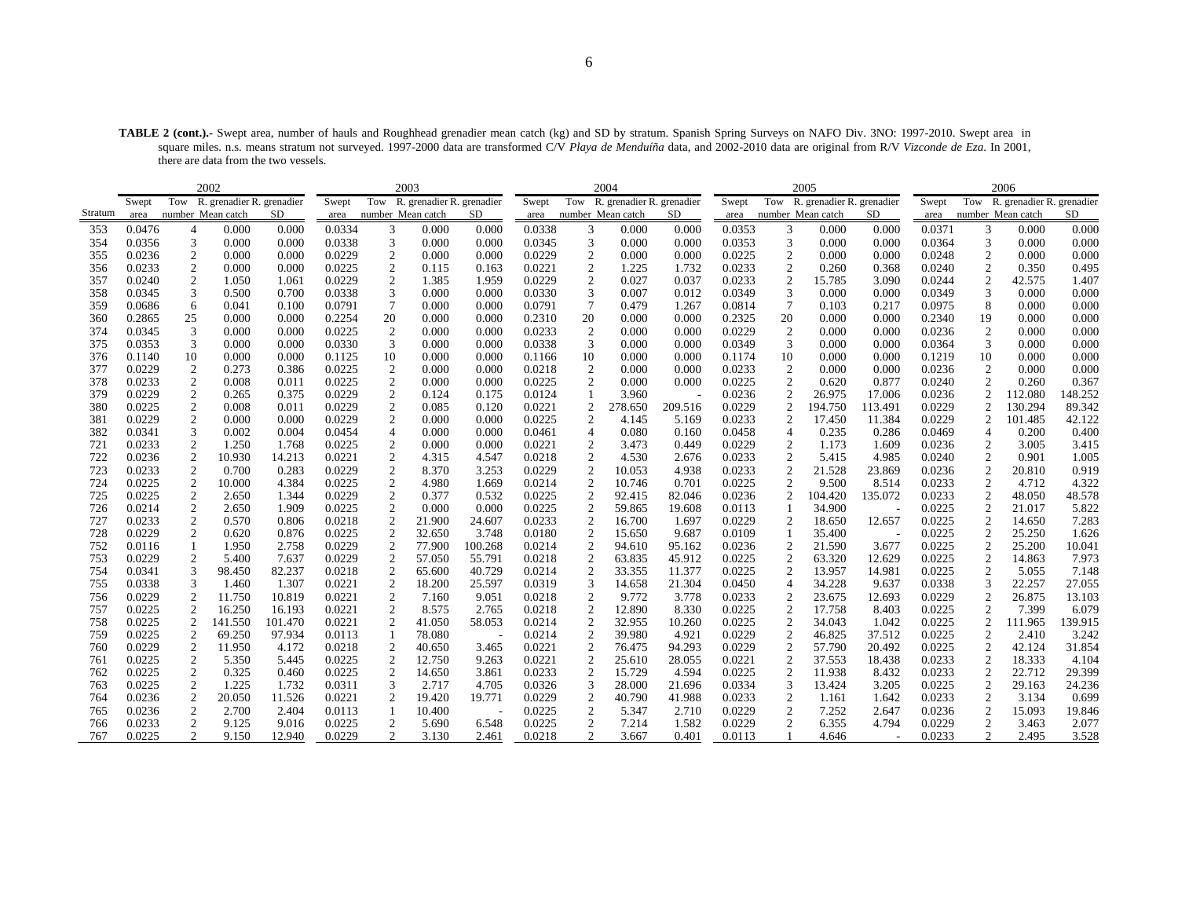**TABLE 2 (cont.).-** Swept area, number of hauls and Roughhead grenadier mean catch (kg) and SD by stratum. Spanish Spring Surveys on NAFO Div. 3NO: 1997-2010. Swept area in square miles. n.s. means stratum not surveyed. 1997-2000 data are transformed C/V *Playa de Menduíña* data, and 2002-2010 data are original from R/V *Vizconde de Eza*. In 2001, there are data from the two vessels.

| | 2002 | | | | 2003 | | | | 2004 | | | | 2005 | | | | 2006 | | | |
|---|---|---|---|---|---|---|---|---|---|---|---|---|---|---|---|---|---|---|---|---|
| Stratum | Swept area | Tow number | R. grenadier Mean catch | R. grenadier SD | Swept area | Tow number | R. grenadier Mean catch | R. grenadier SD | Swept area | Tow number | R. grenadier Mean catch | R. grenadier SD | Swept area | Tow number | R. grenadier Mean catch | R. grenadier SD | Swept area | Tow number | R. grenadier Mean catch | R. grenadier SD |
| 353 | 0.0476 | 4 | 0.000 | 0.000 | 0.0334 | 3 | 0.000 | 0.000 | 0.0338 | 3 | 0.000 | 0.000 | 0.0353 | 3 | 0.000 | 0.000 | 0.0371 | 3 | 0.000 | 0.000 |
| 354 | 0.0356 | 3 | 0.000 | 0.000 | 0.0338 | 3 | 0.000 | 0.000 | 0.0345 | 3 | 0.000 | 0.000 | 0.0353 | 3 | 0.000 | 0.000 | 0.0364 | 3 | 0.000 | 0.000 |
| 355 | 0.0236 | 2 | 0.000 | 0.000 | 0.0229 | 2 | 0.000 | 0.000 | 0.0229 | 2 | 0.000 | 0.000 | 0.0225 | 2 | 0.000 | 0.000 | 0.0248 | 2 | 0.000 | 0.000 |
| 356 | 0.0233 | 2 | 0.000 | 0.000 | 0.0225 | 2 | 0.115 | 0.163 | 0.0221 | 2 | 1.225 | 1.732 | 0.0233 | 2 | 0.260 | 0.368 | 0.0240 | 2 | 0.350 | 0.495 |
| 357 | 0.0240 | 2 | 1.050 | 1.061 | 0.0229 | 2 | 1.385 | 1.959 | 0.0229 | 2 | 0.027 | 0.037 | 0.0233 | 2 | 15.785 | 3.090 | 0.0244 | 2 | 42.575 | 1.407 |
| 358 | 0.0345 | 3 | 0.500 | 0.700 | 0.0338 | 3 | 0.000 | 0.000 | 0.0330 | 3 | 0.007 | 0.012 | 0.0349 | 3 | 0.000 | 0.000 | 0.0349 | 3 | 0.000 | 0.000 |
| 359 | 0.0686 | 6 | 0.041 | 0.100 | 0.0791 | 7 | 0.000 | 0.000 | 0.0791 | 7 | 0.479 | 1.267 | 0.0814 | 7 | 0.103 | 0.217 | 0.0975 | 8 | 0.000 | 0.000 |
| 360 | 0.2865 | 25 | 0.000 | 0.000 | 0.2254 | 20 | 0.000 | 0.000 | 0.2310 | 20 | 0.000 | 0.000 | 0.2325 | 20 | 0.000 | 0.000 | 0.2340 | 19 | 0.000 | 0.000 |
| 374 | 0.0345 | 3 | 0.000 | 0.000 | 0.0225 | 2 | 0.000 | 0.000 | 0.0233 | 2 | 0.000 | 0.000 | 0.0229 | 2 | 0.000 | 0.000 | 0.0236 | 2 | 0.000 | 0.000 |
| 375 | 0.0353 | 3 | 0.000 | 0.000 | 0.0330 | 3 | 0.000 | 0.000 | 0.0338 | 3 | 0.000 | 0.000 | 0.0349 | 3 | 0.000 | 0.000 | 0.0364 | 3 | 0.000 | 0.000 |
| 376 | 0.1140 | 10 | 0.000 | 0.000 | 0.1125 | 10 | 0.000 | 0.000 | 0.1166 | 10 | 0.000 | 0.000 | 0.1174 | 10 | 0.000 | 0.000 | 0.1219 | 10 | 0.000 | 0.000 |
| 377 | 0.0229 | 2 | 0.273 | 0.386 | 0.0225 | 2 | 0.000 | 0.000 | 0.0218 | 2 | 0.000 | 0.000 | 0.0233 | 2 | 0.000 | 0.000 | 0.0236 | 2 | 0.000 | 0.000 |
| 378 | 0.0233 | 2 | 0.008 | 0.011 | 0.0225 | 2 | 0.000 | 0.000 | 0.0225 | 2 | 0.000 | 0.000 | 0.0225 | 2 | 0.620 | 0.877 | 0.0240 | 2 | 0.260 | 0.367 |
| 379 | 0.0229 | 2 | 0.265 | 0.375 | 0.0229 | 2 | 0.124 | 0.175 | 0.0124 | 1 | 3.960 | - | 0.0236 | 2 | 26.975 | 17.006 | 0.0236 | 2 | 112.080 | 148.252 |
| 380 | 0.0225 | 2 | 0.008 | 0.011 | 0.0229 | 2 | 0.085 | 0.120 | 0.0221 | 2 | 278.650 | 209.516 | 0.0229 | 2 | 194.750 | 113.491 | 0.0229 | 2 | 130.294 | 89.342 |
| 381 | 0.0229 | 2 | 0.000 | 0.000 | 0.0229 | 2 | 0.000 | 0.000 | 0.0225 | 2 | 4.145 | 5.169 | 0.0233 | 2 | 17.450 | 11.384 | 0.0229 | 2 | 101.485 | 42.122 |
| 382 | 0.0341 | 3 | 0.002 | 0.004 | 0.0454 | 4 | 0.000 | 0.000 | 0.0461 | 4 | 0.080 | 0.160 | 0.0458 | 4 | 0.235 | 0.286 | 0.0469 | 4 | 0.200 | 0.400 |
| 721 | 0.0233 | 2 | 1.250 | 1.768 | 0.0225 | 2 | 0.000 | 0.000 | 0.0221 | 2 | 3.473 | 0.449 | 0.0229 | 2 | 1.173 | 1.609 | 0.0236 | 2 | 3.005 | 3.415 |
| 722 | 0.0236 | 2 | 10.930 | 14.213 | 0.0221 | 2 | 4.315 | 4.547 | 0.0218 | 2 | 4.530 | 2.676 | 0.0233 | 2 | 5.415 | 4.985 | 0.0240 | 2 | 0.901 | 1.005 |
| 723 | 0.0233 | 2 | 0.700 | 0.283 | 0.0229 | 2 | 8.370 | 3.253 | 0.0229 | 2 | 10.053 | 4.938 | 0.0233 | 2 | 21.528 | 23.869 | 0.0236 | 2 | 20.810 | 0.919 |
| 724 | 0.0225 | 2 | 10.000 | 4.384 | 0.0225 | 2 | 4.980 | 1.669 | 0.0214 | 2 | 10.746 | 0.701 | 0.0225 | 2 | 9.500 | 8.514 | 0.0233 | 2 | 4.712 | 4.322 |
| 725 | 0.0225 | 2 | 2.650 | 1.344 | 0.0229 | 2 | 0.377 | 0.532 | 0.0225 | 2 | 92.415 | 82.046 | 0.0236 | 2 | 104.420 | 135.072 | 0.0233 | 2 | 48.050 | 48.578 |
| 726 | 0.0214 | 2 | 2.650 | 1.909 | 0.0225 | 2 | 0.000 | 0.000 | 0.0225 | 2 | 59.865 | 19.608 | 0.0113 | 1 | 34.900 | - | 0.0225 | 2 | 21.017 | 5.822 |
| 727 | 0.0233 | 2 | 0.570 | 0.806 | 0.0218 | 2 | 21.900 | 24.607 | 0.0233 | 2 | 16.700 | 1.697 | 0.0229 | 2 | 18.650 | 12.657 | 0.0225 | 2 | 14.650 | 7.283 |
| 728 | 0.0229 | 2 | 0.620 | 0.876 | 0.0225 | 2 | 32.650 | 3.748 | 0.0180 | 2 | 15.650 | 9.687 | 0.0109 | 1 | 35.400 | - | 0.0225 | 2 | 25.250 | 1.626 |
| 752 | 0.0116 | 1 | 1.950 | 2.758 | 0.0229 | 2 | 77.900 | 100.268 | 0.0214 | 2 | 94.610 | 95.162 | 0.0236 | 2 | 21.590 | 3.677 | 0.0225 | 2 | 25.200 | 10.041 |
| 753 | 0.0229 | 2 | 5.400 | 7.637 | 0.0229 | 2 | 57.050 | 55.791 | 0.0218 | 2 | 63.835 | 45.912 | 0.0225 | 2 | 63.320 | 12.629 | 0.0225 | 2 | 14.863 | 7.973 |
| 754 | 0.0341 | 3 | 98.450 | 82.237 | 0.0218 | 2 | 65.600 | 40.729 | 0.0214 | 2 | 33.355 | 11.377 | 0.0225 | 2 | 13.957 | 14.981 | 0.0225 | 2 | 5.055 | 7.148 |
| 755 | 0.0338 | 3 | 1.460 | 1.307 | 0.0221 | 2 | 18.200 | 25.597 | 0.0319 | 3 | 14.658 | 21.304 | 0.0450 | 4 | 34.228 | 9.637 | 0.0338 | 3 | 22.257 | 27.055 |
| 756 | 0.0229 | 2 | 11.750 | 10.819 | 0.0221 | 2 | 7.160 | 9.051 | 0.0218 | 2 | 9.772 | 3.778 | 0.0233 | 2 | 23.675 | 12.693 | 0.0229 | 2 | 26.875 | 13.103 |
| 757 | 0.0225 | 2 | 16.250 | 16.193 | 0.0221 | 2 | 8.575 | 2.765 | 0.0218 | 2 | 12.890 | 8.330 | 0.0225 | 2 | 17.758 | 8.403 | 0.0225 | 2 | 7.399 | 6.079 |
| 758 | 0.0225 | 2 | 141.550 | 101.470 | 0.0221 | 2 | 41.050 | 58.053 | 0.0214 | 2 | 32.955 | 10.260 | 0.0225 | 2 | 34.043 | 1.042 | 0.0225 | 2 | 111.965 | 139.915 |
| 759 | 0.0225 | 2 | 69.250 | 97.934 | 0.0113 | 1 | 78.080 | - | 0.0214 | 2 | 39.980 | 4.921 | 0.0229 | 2 | 46.825 | 37.512 | 0.0225 | 2 | 2.410 | 3.242 |
| 760 | 0.0229 | 2 | 11.950 | 4.172 | 0.0218 | 2 | 40.650 | 3.465 | 0.0221 | 2 | 76.475 | 94.293 | 0.0229 | 2 | 57.790 | 20.492 | 0.0225 | 2 | 42.124 | 31.854 |
| 761 | 0.0225 | 2 | 5.350 | 5.445 | 0.0225 | 2 | 12.750 | 9.263 | 0.0221 | 2 | 25.610 | 28.055 | 0.0221 | 2 | 37.553 | 18.438 | 0.0233 | 2 | 18.333 | 4.104 |
| 762 | 0.0225 | 2 | 0.325 | 0.460 | 0.0225 | 2 | 14.650 | 3.861 | 0.0233 | 2 | 15.729 | 4.594 | 0.0225 | 2 | 11.938 | 8.432 | 0.0233 | 2 | 22.712 | 29.399 |
| 763 | 0.0225 | 2 | 1.225 | 1.732 | 0.0311 | 3 | 2.717 | 4.705 | 0.0326 | 3 | 28.000 | 21.696 | 0.0334 | 3 | 13.424 | 3.205 | 0.0225 | 2 | 29.163 | 24.236 |
| 764 | 0.0236 | 2 | 20.050 | 11.526 | 0.0221 | 2 | 19.420 | 19.771 | 0.0229 | 2 | 40.790 | 41.988 | 0.0233 | 2 | 1.161 | 1.642 | 0.0233 | 2 | 3.134 | 0.699 |
| 765 | 0.0236 | 2 | 2.700 | 2.404 | 0.0113 | 1 | 10.400 | - | 0.0225 | 2 | 5.347 | 2.710 | 0.0229 | 2 | 7.252 | 2.647 | 0.0236 | 2 | 15.093 | 19.846 |
| 766 | 0.0233 | 2 | 9.125 | 9.016 | 0.0225 | 2 | 5.690 | 6.548 | 0.0225 | 2 | 7.214 | 1.582 | 0.0229 | 2 | 6.355 | 4.794 | 0.0229 | 2 | 3.463 | 2.077 |
| 767 | 0.0225 | 2 | 9.150 | 12.940 | 0.0229 | 2 | 3.130 | 2.461 | 0.0218 | 2 | 3.667 | 0.401 | 0.0113 | 1 | 4.646 | - | 0.0233 | 2 | 2.495 | 3.528 |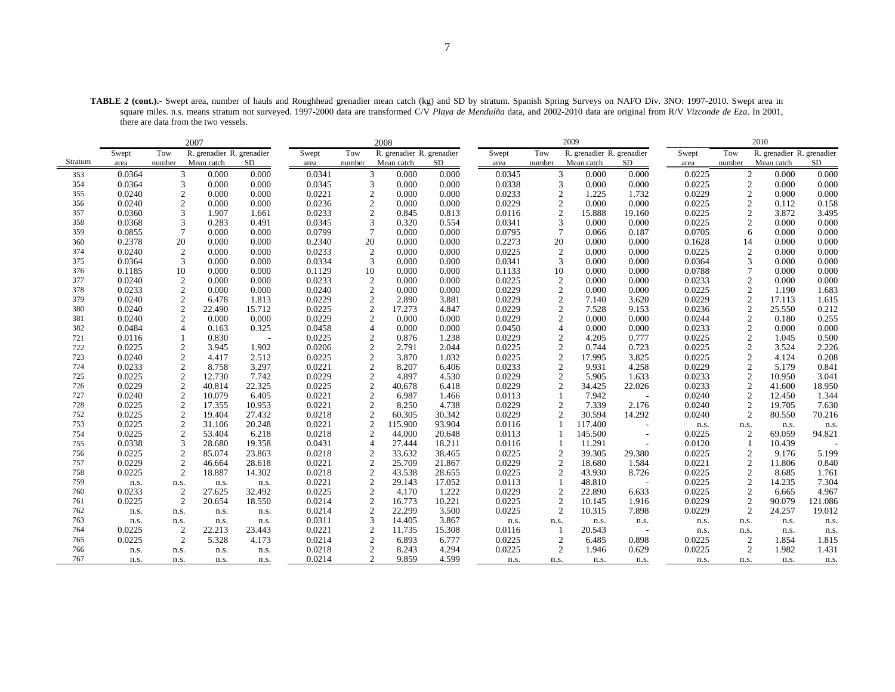**TABLE 2 (cont.).-** Swept area, number of hauls and Roughhead grenadier mean catch (kg) and SD by stratum. Spanish Spring Surveys on NAFO Div. 3NO: 1997-2010. Swept area in square miles. n.s. means stratum not surveyed. 1997-2000 data are transformed C/V *Playa de Menduíña* data, and 2002-2010 data are original from R/V *Vizconde de Eza*. In 2001, there are data from the two vessels.

| | 2007 | | | | 2008 | | | | 2009 | | | | 2010 | | | |
|---|---|---|---|---|---|---|---|---|---|---|---|---|---|---|---|---|
| Stratum | Swept area | Tow number | R. grenadier Mean catch | R. grenadier SD | Swept area | Tow number | R. grenadier Mean catch | R. grenadier SD | Swept area | Tow number | R. grenadier Mean catch | R. grenadier SD | Swept area | Tow number | R. grenadier Mean catch | R. grenadier SD |
| 353 | 0.0364 | 3 | 0.000 | 0.000 | 0.0341 | 3 | 0.000 | 0.000 | 0.0345 | 3 | 0.000 | 0.000 | 0.0225 | 2 | 0.000 | 0.000 |
| 354 | 0.0364 | 3 | 0.000 | 0.000 | 0.0345 | 3 | 0.000 | 0.000 | 0.0338 | 3 | 0.000 | 0.000 | 0.0225 | 2 | 0.000 | 0.000 |
| 355 | 0.0240 | 2 | 0.000 | 0.000 | 0.0221 | 2 | 0.000 | 0.000 | 0.0233 | 2 | 1.225 | 1.732 | 0.0229 | 2 | 0.000 | 0.000 |
| 356 | 0.0240 | 2 | 0.000 | 0.000 | 0.0236 | 2 | 0.000 | 0.000 | 0.0229 | 2 | 0.000 | 0.000 | 0.0225 | 2 | 0.112 | 0.158 |
| 357 | 0.0360 | 3 | 1.907 | 1.661 | 0.0233 | 2 | 0.845 | 0.813 | 0.0116 | 2 | 15.888 | 19.160 | 0.0225 | 2 | 3.872 | 3.495 |
| 358 | 0.0368 | 3 | 0.283 | 0.491 | 0.0345 | 3 | 0.320 | 0.554 | 0.0341 | 3 | 0.000 | 0.000 | 0.0225 | 2 | 0.000 | 0.000 |
| 359 | 0.0855 | 7 | 0.000 | 0.000 | 0.0799 | 7 | 0.000 | 0.000 | 0.0795 | 7 | 0.066 | 0.187 | 0.0705 | 6 | 0.000 | 0.000 |
| 360 | 0.2378 | 20 | 0.000 | 0.000 | 0.2340 | 20 | 0.000 | 0.000 | 0.2273 | 20 | 0.000 | 0.000 | 0.1628 | 14 | 0.000 | 0.000 |
| 374 | 0.0240 | 2 | 0.000 | 0.000 | 0.0233 | 2 | 0.000 | 0.000 | 0.0225 | 2 | 0.000 | 0.000 | 0.0225 | 2 | 0.000 | 0.000 |
| 375 | 0.0364 | 3 | 0.000 | 0.000 | 0.0334 | 3 | 0.000 | 0.000 | 0.0341 | 3 | 0.000 | 0.000 | 0.0364 | 3 | 0.000 | 0.000 |
| 376 | 0.1185 | 10 | 0.000 | 0.000 | 0.1129 | 10 | 0.000 | 0.000 | 0.1133 | 10 | 0.000 | 0.000 | 0.0788 | 7 | 0.000 | 0.000 |
| 377 | 0.0240 | 2 | 0.000 | 0.000 | 0.0233 | 2 | 0.000 | 0.000 | 0.0225 | 2 | 0.000 | 0.000 | 0.0233 | 2 | 0.000 | 0.000 |
| 378 | 0.0233 | 2 | 0.000 | 0.000 | 0.0240 | 2 | 0.000 | 0.000 | 0.0229 | 2 | 0.000 | 0.000 | 0.0225 | 2 | 1.190 | 1.683 |
| 379 | 0.0240 | 2 | 6.478 | 1.813 | 0.0229 | 2 | 2.890 | 3.881 | 0.0229 | 2 | 7.140 | 3.620 | 0.0229 | 2 | 17.113 | 1.615 |
| 380 | 0.0240 | 2 | 22.490 | 15.712 | 0.0225 | 2 | 17.273 | 4.847 | 0.0229 | 2 | 7.528 | 9.153 | 0.0236 | 2 | 25.550 | 0.212 |
| 381 | 0.0240 | 2 | 0.000 | 0.000 | 0.0229 | 2 | 0.000 | 0.000 | 0.0229 | 2 | 0.000 | 0.000 | 0.0244 | 2 | 0.180 | 0.255 |
| 382 | 0.0484 | 4 | 0.163 | 0.325 | 0.0458 | 4 | 0.000 | 0.000 | 0.0450 | 4 | 0.000 | 0.000 | 0.0233 | 2 | 0.000 | 0.000 |
| 721 | 0.0116 | 1 | 0.830 | - | 0.0225 | 2 | 0.876 | 1.238 | 0.0229 | 2 | 4.205 | 0.777 | 0.0225 | 2 | 1.045 | 0.500 |
| 722 | 0.0225 | 2 | 3.945 | 1.902 | 0.0206 | 2 | 2.791 | 2.044 | 0.0225 | 2 | 0.744 | 0.723 | 0.0225 | 2 | 3.524 | 2.226 |
| 723 | 0.0240 | 2 | 4.417 | 2.512 | 0.0225 | 2 | 3.870 | 1.032 | 0.0225 | 2 | 17.995 | 3.825 | 0.0225 | 2 | 4.124 | 0.208 |
| 724 | 0.0233 | 2 | 8.758 | 3.297 | 0.0221 | 2 | 8.207 | 6.406 | 0.0233 | 2 | 9.931 | 4.258 | 0.0229 | 2 | 5.179 | 0.841 |
| 725 | 0.0225 | 2 | 12.730 | 7.742 | 0.0229 | 2 | 4.897 | 4.530 | 0.0229 | 2 | 5.905 | 1.633 | 0.0233 | 2 | 10.950 | 3.041 |
| 726 | 0.0229 | 2 | 40.814 | 22.325 | 0.0225 | 2 | 40.678 | 6.418 | 0.0229 | 2 | 34.425 | 22.026 | 0.0233 | 2 | 41.600 | 18.950 |
| 727 | 0.0240 | 2 | 10.079 | 6.405 | 0.0221 | 2 | 6.987 | 1.466 | 0.0113 | 1 | 7.942 | - | 0.0240 | 2 | 12.450 | 1.344 |
| 728 | 0.0225 | 2 | 17.355 | 10.953 | 0.0221 | 2 | 8.250 | 4.738 | 0.0229 | 2 | 7.339 | 2.176 | 0.0240 | 2 | 19.705 | 7.630 |
| 752 | 0.0225 | 2 | 19.404 | 27.432 | 0.0218 | 2 | 60.305 | 30.342 | 0.0229 | 2 | 30.594 | 14.292 | 0.0240 | 2 | 80.550 | 70.216 |
| 753 | 0.0225 | 2 | 31.106 | 20.248 | 0.0221 | 2 | 115.900 | 93.904 | 0.0116 | 1 | 117.400 | - | n.s. | n.s. | n.s. | n.s. |
| 754 | 0.0225 | 2 | 53.404 | 6.218 | 0.0218 | 2 | 44.000 | 20.648 | 0.0113 | 1 | 145.500 | - | 0.0225 | 2 | 69.059 | 94.821 |
| 755 | 0.0338 | 3 | 28.680 | 19.358 | 0.0431 | 4 | 27.444 | 18.211 | 0.0116 | 1 | 11.291 | - | 0.0120 | 1 | 10.439 | - |
| 756 | 0.0225 | 2 | 85.074 | 23.863 | 0.0218 | 2 | 33.632 | 38.465 | 0.0225 | 2 | 39.305 | 29.380 | 0.0225 | 2 | 9.176 | 5.199 |
| 757 | 0.0229 | 2 | 46.664 | 28.618 | 0.0221 | 2 | 25.709 | 21.867 | 0.0229 | 2 | 18.680 | 1.584 | 0.0221 | 2 | 11.806 | 0.840 |
| 758 | 0.0225 | 2 | 18.887 | 14.302 | 0.0218 | 2 | 43.538 | 28.655 | 0.0225 | 2 | 43.930 | 8.726 | 0.0225 | 2 | 8.685 | 1.761 |
| 759 | n.s. | n.s. | n.s. | n.s. | 0.0221 | 2 | 29.143 | 17.052 | 0.0113 | 1 | 48.810 | - | 0.0225 | 2 | 14.235 | 7.304 |
| 760 | 0.0233 | 2 | 27.625 | 32.492 | 0.0225 | 2 | 4.170 | 1.222 | 0.0229 | 2 | 22.890 | 6.633 | 0.0225 | 2 | 6.665 | 4.967 |
| 761 | 0.0225 | 2 | 20.654 | 18.550 | 0.0214 | 2 | 16.773 | 10.221 | 0.0225 | 2 | 10.145 | 1.916 | 0.0229 | 2 | 90.079 | 121.086 |
| 762 | n.s. | n.s. | n.s. | n.s. | 0.0214 | 2 | 22.299 | 3.500 | 0.0225 | 2 | 10.315 | 7.898 | 0.0229 | 2 | 24.257 | 19.012 |
| 763 | n.s. | n.s. | n.s. | n.s. | 0.0311 | 3 | 14.405 | 3.867 | n.s. | n.s. | n.s. | n.s. | n.s. | n.s. | n.s. | n.s. |
| 764 | 0.0225 | 2 | 22.213 | 23.443 | 0.0221 | 2 | 11.735 | 15.308 | 0.0116 | 1 | 20.543 | - | n.s. | n.s. | n.s. | n.s. |
| 765 | 0.0225 | 2 | 5.328 | 4.173 | 0.0214 | 2 | 6.893 | 6.777 | 0.0225 | 2 | 6.485 | 0.898 | 0.0225 | 2 | 1.854 | 1.815 |
| 766 | n.s. | n.s. | n.s. | n.s. | 0.0218 | 2 | 8.243 | 4.294 | 0.0225 | 2 | 1.946 | 0.629 | 0.0225 | 2 | 1.982 | 1.431 |
| 767 | n.s. | n.s. | n.s. | n.s. | 0.0214 | 2 | 9.859 | 4.599 | n.s. | n.s. | n.s. | n.s. | n.s. | n.s. | n.s. | n.s. |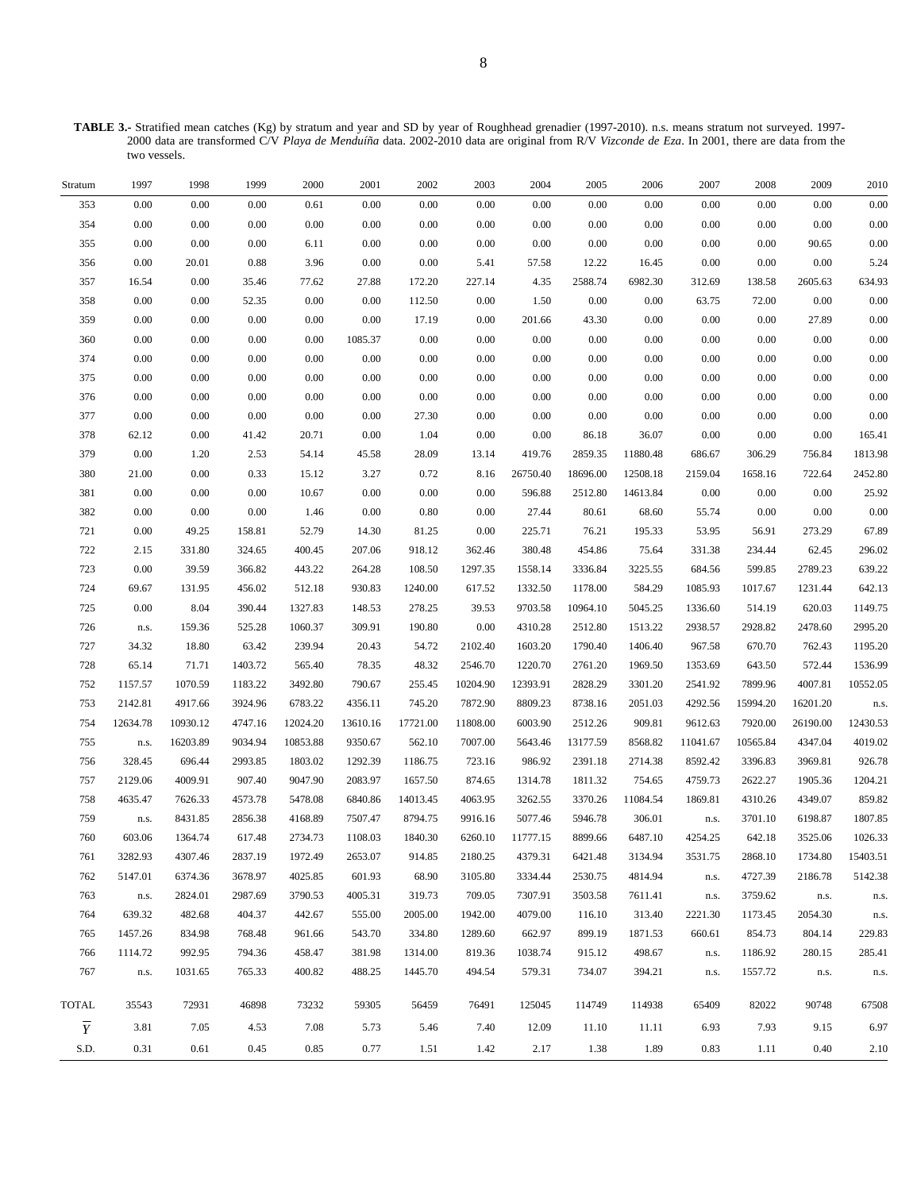**TABLE 3.-** Stratified mean catches (Kg) by stratum and year and SD by year of Roughhead grenadier (1997-2010). n.s. means stratum not surveyed. 1997-2000 data are transformed C/V *Playa de Menduíña* data. 2002-2010 data are original from R/V *Vizconde de Eza*. In 2001, there are data from the two vessels.

| Stratum | 1997 | 1998 | 1999 | 2000 | 2001 | 2002 | 2003 | 2004 | 2005 | 2006 | 2007 | 2008 | 2009 | 2010 |
|---|---|---|---|---|---|---|---|---|---|---|---|---|---|---|
| 353 | 0.00 | 0.00 | 0.00 | 0.61 | 0.00 | 0.00 | 0.00 | 0.00 | 0.00 | 0.00 | 0.00 | 0.00 | 0.00 | 0.00 |
| 354 | 0.00 | 0.00 | 0.00 | 0.00 | 0.00 | 0.00 | 0.00 | 0.00 | 0.00 | 0.00 | 0.00 | 0.00 | 0.00 | 0.00 |
| 355 | 0.00 | 0.00 | 0.00 | 6.11 | 0.00 | 0.00 | 0.00 | 0.00 | 0.00 | 0.00 | 0.00 | 0.00 | 90.65 | 0.00 |
| 356 | 0.00 | 20.01 | 0.88 | 3.96 | 0.00 | 0.00 | 5.41 | 57.58 | 12.22 | 16.45 | 0.00 | 0.00 | 0.00 | 5.24 |
| 357 | 16.54 | 0.00 | 35.46 | 77.62 | 27.88 | 172.20 | 227.14 | 4.35 | 2588.74 | 6982.30 | 312.69 | 138.58 | 2605.63 | 634.93 |
| 358 | 0.00 | 0.00 | 52.35 | 0.00 | 0.00 | 112.50 | 0.00 | 1.50 | 0.00 | 0.00 | 63.75 | 72.00 | 0.00 | 0.00 |
| 359 | 0.00 | 0.00 | 0.00 | 0.00 | 0.00 | 17.19 | 0.00 | 201.66 | 43.30 | 0.00 | 0.00 | 0.00 | 27.89 | 0.00 |
| 360 | 0.00 | 0.00 | 0.00 | 0.00 | 1085.37 | 0.00 | 0.00 | 0.00 | 0.00 | 0.00 | 0.00 | 0.00 | 0.00 | 0.00 |
| 374 | 0.00 | 0.00 | 0.00 | 0.00 | 0.00 | 0.00 | 0.00 | 0.00 | 0.00 | 0.00 | 0.00 | 0.00 | 0.00 | 0.00 |
| 375 | 0.00 | 0.00 | 0.00 | 0.00 | 0.00 | 0.00 | 0.00 | 0.00 | 0.00 | 0.00 | 0.00 | 0.00 | 0.00 | 0.00 |
| 376 | 0.00 | 0.00 | 0.00 | 0.00 | 0.00 | 0.00 | 0.00 | 0.00 | 0.00 | 0.00 | 0.00 | 0.00 | 0.00 | 0.00 |
| 377 | 0.00 | 0.00 | 0.00 | 0.00 | 0.00 | 27.30 | 0.00 | 0.00 | 0.00 | 0.00 | 0.00 | 0.00 | 0.00 | 0.00 |
| 378 | 62.12 | 0.00 | 41.42 | 20.71 | 0.00 | 1.04 | 0.00 | 0.00 | 86.18 | 36.07 | 0.00 | 0.00 | 0.00 | 165.41 |
| 379 | 0.00 | 1.20 | 2.53 | 54.14 | 45.58 | 28.09 | 13.14 | 419.76 | 2859.35 | 11880.48 | 686.67 | 306.29 | 756.84 | 1813.98 |
| 380 | 21.00 | 0.00 | 0.33 | 15.12 | 3.27 | 0.72 | 8.16 | 26750.40 | 18696.00 | 12508.18 | 2159.04 | 1658.16 | 722.64 | 2452.80 |
| 381 | 0.00 | 0.00 | 0.00 | 10.67 | 0.00 | 0.00 | 0.00 | 596.88 | 2512.80 | 14613.84 | 0.00 | 0.00 | 0.00 | 25.92 |
| 382 | 0.00 | 0.00 | 0.00 | 1.46 | 0.00 | 0.80 | 0.00 | 27.44 | 80.61 | 68.60 | 55.74 | 0.00 | 0.00 | 0.00 |
| 721 | 0.00 | 49.25 | 158.81 | 52.79 | 14.30 | 81.25 | 0.00 | 225.71 | 76.21 | 195.33 | 53.95 | 56.91 | 273.29 | 67.89 |
| 722 | 2.15 | 331.80 | 324.65 | 400.45 | 207.06 | 918.12 | 362.46 | 380.48 | 454.86 | 75.64 | 331.38 | 234.44 | 62.45 | 296.02 |
| 723 | 0.00 | 39.59 | 366.82 | 443.22 | 264.28 | 108.50 | 1297.35 | 1558.14 | 3336.84 | 3225.55 | 684.56 | 599.85 | 2789.23 | 639.22 |
| 724 | 69.67 | 131.95 | 456.02 | 512.18 | 930.83 | 1240.00 | 617.52 | 1332.50 | 1178.00 | 584.29 | 1085.93 | 1017.67 | 1231.44 | 642.13 |
| 725 | 0.00 | 8.04 | 390.44 | 1327.83 | 148.53 | 278.25 | 39.53 | 9703.58 | 10964.10 | 5045.25 | 1336.60 | 514.19 | 620.03 | 1149.75 |
| 726 | n.s. | 159.36 | 525.28 | 1060.37 | 309.91 | 190.80 | 0.00 | 4310.28 | 2512.80 | 1513.22 | 2938.57 | 2928.82 | 2478.60 | 2995.20 |
| 727 | 34.32 | 18.80 | 63.42 | 239.94 | 20.43 | 54.72 | 2102.40 | 1603.20 | 1790.40 | 1406.40 | 967.58 | 670.70 | 762.43 | 1195.20 |
| 728 | 65.14 | 71.71 | 1403.72 | 565.40 | 78.35 | 48.32 | 2546.70 | 1220.70 | 2761.20 | 1969.50 | 1353.69 | 643.50 | 572.44 | 1536.99 |
| 752 | 1157.57 | 1070.59 | 1183.22 | 3492.80 | 790.67 | 255.45 | 10204.90 | 12393.91 | 2828.29 | 3301.20 | 2541.92 | 7899.96 | 4007.81 | 10552.05 |
| 753 | 2142.81 | 4917.66 | 3924.96 | 6783.22 | 4356.11 | 745.20 | 7872.90 | 8809.23 | 8738.16 | 2051.03 | 4292.56 | 15994.20 | 16201.20 | n.s. |
| 754 | 12634.78 | 10930.12 | 4747.16 | 12024.20 | 13610.16 | 17721.00 | 11808.00 | 6003.90 | 2512.26 | 909.81 | 9612.63 | 7920.00 | 26190.00 | 12430.53 |
| 755 | n.s. | 16203.89 | 9034.94 | 10853.88 | 9350.67 | 562.10 | 7007.00 | 5643.46 | 13177.59 | 8568.82 | 11041.67 | 10565.84 | 4347.04 | 4019.02 |
| 756 | 328.45 | 696.44 | 2993.85 | 1803.02 | 1292.39 | 1186.75 | 723.16 | 986.92 | 2391.18 | 2714.38 | 8592.42 | 3396.83 | 3969.81 | 926.78 |
| 757 | 2129.06 | 4009.91 | 907.40 | 9047.90 | 2083.97 | 1657.50 | 874.65 | 1314.78 | 1811.32 | 754.65 | 4759.73 | 2622.27 | 1905.36 | 1204.21 |
| 758 | 4635.47 | 7626.33 | 4573.78 | 5478.08 | 6840.86 | 14013.45 | 4063.95 | 3262.55 | 3370.26 | 11084.54 | 1869.81 | 4310.26 | 4349.07 | 859.82 |
| 759 | n.s. | 8431.85 | 2856.38 | 4168.89 | 7507.47 | 8794.75 | 9916.16 | 5077.46 | 5946.78 | 306.01 | n.s. | 3701.10 | 6198.87 | 1807.85 |
| 760 | 603.06 | 1364.74 | 617.48 | 2734.73 | 1108.03 | 1840.30 | 6260.10 | 11777.15 | 8899.66 | 6487.10 | 4254.25 | 642.18 | 3525.06 | 1026.33 |
| 761 | 3282.93 | 4307.46 | 2837.19 | 1972.49 | 2653.07 | 914.85 | 2180.25 | 4379.31 | 6421.48 | 3134.94 | 3531.75 | 2868.10 | 1734.80 | 15403.51 |
| 762 | 5147.01 | 6374.36 | 3678.97 | 4025.85 | 601.93 | 68.90 | 3105.80 | 3334.44 | 2530.75 | 4814.94 | n.s. | 4727.39 | 2186.78 | 5142.38 |
| 763 | n.s. | 2824.01 | 2987.69 | 3790.53 | 4005.31 | 319.73 | 709.05 | 7307.91 | 3503.58 | 7611.41 | n.s. | 3759.62 | n.s. | n.s. |
| 764 | 639.32 | 482.68 | 404.37 | 442.67 | 555.00 | 2005.00 | 1942.00 | 4079.00 | 116.10 | 313.40 | 2221.30 | 1173.45 | 2054.30 | n.s. |
| 765 | 1457.26 | 834.98 | 768.48 | 961.66 | 543.70 | 334.80 | 1289.60 | 662.97 | 899.19 | 1871.53 | 660.61 | 854.73 | 804.14 | 229.83 |
| 766 | 1114.72 | 992.95 | 794.36 | 458.47 | 381.98 | 1314.00 | 819.36 | 1038.74 | 915.12 | 498.67 | n.s. | 1186.92 | 280.15 | 285.41 |
| 767 | n.s. | 1031.65 | 765.33 | 400.82 | 488.25 | 1445.70 | 494.54 | 579.31 | 734.07 | 394.21 | n.s. | 1557.72 | n.s. | n.s. |
| TOTAL | 35543 | 72931 | 46898 | 73232 | 59305 | 56459 | 76491 | 125045 | 114749 | 114938 | 65409 | 82022 | 90748 | 67508 |
| $\overline{Y}$ | 3.81 | 7.05 | 4.53 | 7.08 | 5.73 | 5.46 | 7.40 | 12.09 | 11.10 | 11.11 | 6.93 | 7.93 | 9.15 | 6.97 |
| S.D. | 0.31 | 0.61 | 0.45 | 0.85 | 0.77 | 1.51 | 1.42 | 2.17 | 1.38 | 1.89 | 0.83 | 1.11 | 0.40 | 2.10 |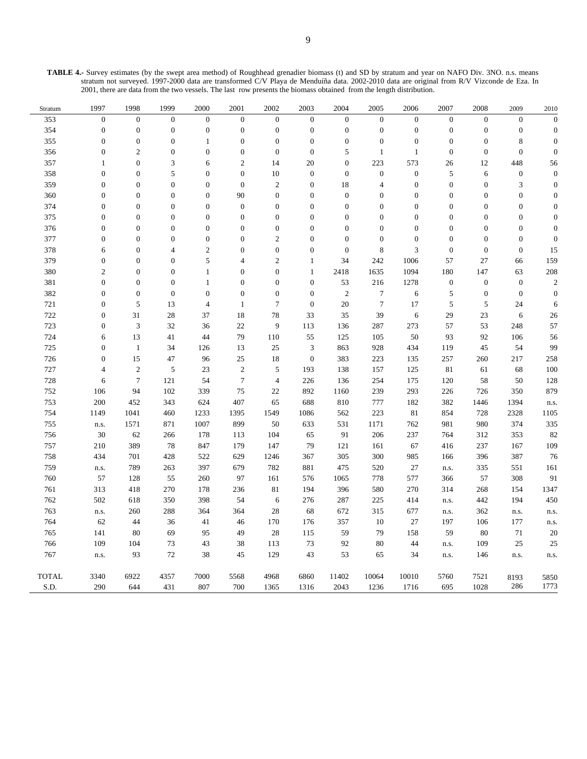**TABLE 4.-** Survey estimates (by the swept area method) of Roughhead grenadier biomass (t) and SD by stratum and year on NAFO Div. 3NO. n.s. means stratum not surveyed. 1997-2000 data are transformed C/V Playa de Menduíña data. 2002-2010 data are original from R/V Vizconde de Eza. In 2001, there are data from the two vessels. The last row presents the biomass obtained from the length distribution.

| Stratum | 1997 | 1998 | 1999 | 2000 | 2001 | 2002 | 2003 | 2004 | 2005 | 2006 | 2007 | 2008 | 2009 | 2010 |
|---|---|---|---|---|---|---|---|---|---|---|---|---|---|---|
| 353 | 0 | 0 | 0 | 0 | 0 | 0 | 0 | 0 | 0 | 0 | 0 | 0 | 0 | 0 |
| 354 | 0 | 0 | 0 | 0 | 0 | 0 | 0 | 0 | 0 | 0 | 0 | 0 | 0 | 0 |
| 355 | 0 | 0 | 0 | 1 | 0 | 0 | 0 | 0 | 0 | 0 | 0 | 0 | 8 | 0 |
| 356 | 0 | 2 | 0 | 0 | 0 | 0 | 0 | 5 | 1 | 1 | 0 | 0 | 0 | 0 |
| 357 | 1 | 0 | 3 | 6 | 2 | 14 | 20 | 0 | 223 | 573 | 26 | 12 | 448 | 56 |
| 358 | 0 | 0 | 5 | 0 | 0 | 10 | 0 | 0 | 0 | 0 | 5 | 6 | 0 | 0 |
| 359 | 0 | 0 | 0 | 0 | 0 | 2 | 0 | 18 | 4 | 0 | 0 | 0 | 3 | 0 |
| 360 | 0 | 0 | 0 | 0 | 90 | 0 | 0 | 0 | 0 | 0 | 0 | 0 | 0 | 0 |
| 374 | 0 | 0 | 0 | 0 | 0 | 0 | 0 | 0 | 0 | 0 | 0 | 0 | 0 | 0 |
| 375 | 0 | 0 | 0 | 0 | 0 | 0 | 0 | 0 | 0 | 0 | 0 | 0 | 0 | 0 |
| 376 | 0 | 0 | 0 | 0 | 0 | 0 | 0 | 0 | 0 | 0 | 0 | 0 | 0 | 0 |
| 377 | 0 | 0 | 0 | 0 | 0 | 2 | 0 | 0 | 0 | 0 | 0 | 0 | 0 | 0 |
| 378 | 6 | 0 | 4 | 2 | 0 | 0 | 0 | 0 | 8 | 3 | 0 | 0 | 0 | 15 |
| 379 | 0 | 0 | 0 | 5 | 4 | 2 | 1 | 34 | 242 | 1006 | 57 | 27 | 66 | 159 |
| 380 | 2 | 0 | 0 | 1 | 0 | 0 | 1 | 2418 | 1635 | 1094 | 180 | 147 | 63 | 208 |
| 381 | 0 | 0 | 0 | 1 | 0 | 0 | 0 | 53 | 216 | 1278 | 0 | 0 | 0 | 2 |
| 382 | 0 | 0 | 0 | 0 | 0 | 0 | 0 | 2 | 7 | 6 | 5 | 0 | 0 | 0 |
| 721 | 0 | 5 | 13 | 4 | 1 | 7 | 0 | 20 | 7 | 17 | 5 | 5 | 24 | 6 |
| 722 | 0 | 31 | 28 | 37 | 18 | 78 | 33 | 35 | 39 | 6 | 29 | 23 | 6 | 26 |
| 723 | 0 | 3 | 32 | 36 | 22 | 9 | 113 | 136 | 287 | 273 | 57 | 53 | 248 | 57 |
| 724 | 6 | 13 | 41 | 44 | 79 | 110 | 55 | 125 | 105 | 50 | 93 | 92 | 106 | 56 |
| 725 | 0 | 1 | 34 | 126 | 13 | 25 | 3 | 863 | 928 | 434 | 119 | 45 | 54 | 99 |
| 726 | 0 | 15 | 47 | 96 | 25 | 18 | 0 | 383 | 223 | 135 | 257 | 260 | 217 | 258 |
| 727 | 4 | 2 | 5 | 23 | 2 | 5 | 193 | 138 | 157 | 125 | 81 | 61 | 68 | 100 |
| 728 | 6 | 7 | 121 | 54 | 7 | 4 | 226 | 136 | 254 | 175 | 120 | 58 | 50 | 128 |
| 752 | 106 | 94 | 102 | 339 | 75 | 22 | 892 | 1160 | 239 | 293 | 226 | 726 | 350 | 879 |
| 753 | 200 | 452 | 343 | 624 | 407 | 65 | 688 | 810 | 777 | 182 | 382 | 1446 | 1394 | n.s. |
| 754 | 1149 | 1041 | 460 | 1233 | 1395 | 1549 | 1086 | 562 | 223 | 81 | 854 | 728 | 2328 | 1105 |
| 755 | n.s. | 1571 | 871 | 1007 | 899 | 50 | 633 | 531 | 1171 | 762 | 981 | 980 | 374 | 335 |
| 756 | 30 | 62 | 266 | 178 | 113 | 104 | 65 | 91 | 206 | 237 | 764 | 312 | 353 | 82 |
| 757 | 210 | 389 | 78 | 847 | 179 | 147 | 79 | 121 | 161 | 67 | 416 | 237 | 167 | 109 |
| 758 | 434 | 701 | 428 | 522 | 629 | 1246 | 367 | 305 | 300 | 985 | 166 | 396 | 387 | 76 |
| 759 | n.s. | 789 | 263 | 397 | 679 | 782 | 881 | 475 | 520 | 27 | n.s. | 335 | 551 | 161 |
| 760 | 57 | 128 | 55 | 260 | 97 | 161 | 576 | 1065 | 778 | 577 | 366 | 57 | 308 | 91 |
| 761 | 313 | 418 | 270 | 178 | 236 | 81 | 194 | 396 | 580 | 270 | 314 | 268 | 154 | 1347 |
| 762 | 502 | 618 | 350 | 398 | 54 | 6 | 276 | 287 | 225 | 414 | n.s. | 442 | 194 | 450 |
| 763 | n.s. | 260 | 288 | 364 | 364 | 28 | 68 | 672 | 315 | 677 | n.s. | 362 | n.s. | n.s. |
| 764 | 62 | 44 | 36 | 41 | 46 | 170 | 176 | 357 | 10 | 27 | 197 | 106 | 177 | n.s. |
| 765 | 141 | 80 | 69 | 95 | 49 | 28 | 115 | 59 | 79 | 158 | 59 | 80 | 71 | 20 |
| 766 | 109 | 104 | 73 | 43 | 38 | 113 | 73 | 92 | 80 | 44 | n.s. | 109 | 25 | 25 |
| 767 | n.s. | 93 | 72 | 38 | 45 | 129 | 43 | 53 | 65 | 34 | n.s. | 146 | n.s. | n.s. |
| TOTAL | 3340 | 6922 | 4357 | 7000 | 5568 | 4968 | 6860 | 11402 | 10064 | 10010 | 5760 | 7521 | 8193 | 5850 |
| S.D. | 290 | 644 | 431 | 807 | 700 | 1365 | 1316 | 2043 | 1236 | 1716 | 695 | 1028 | 286 | 1773 |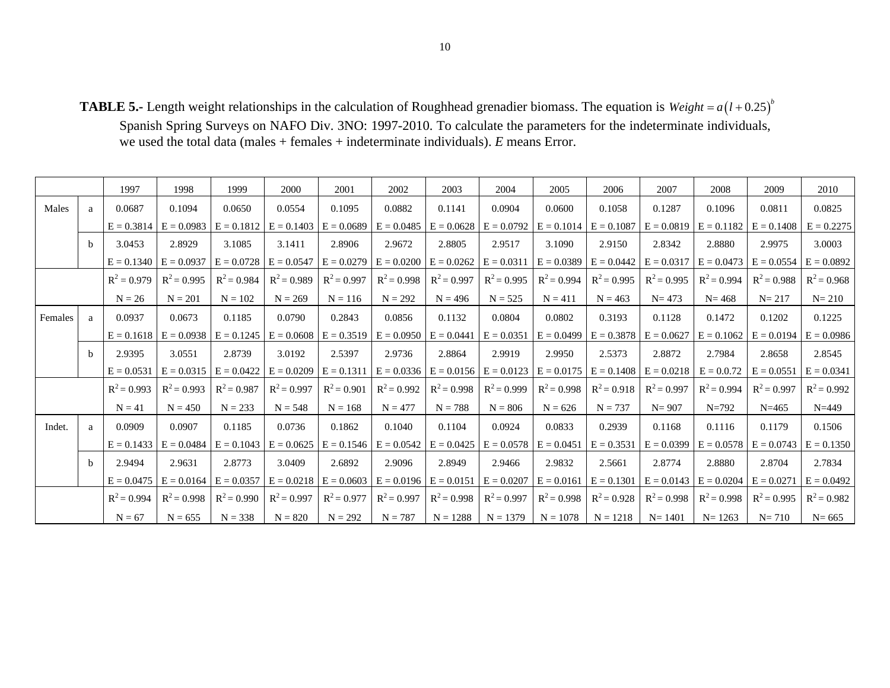**TABLE 5.-** Length weight relationships in the calculation of Roughhead grenadier biomass. The equation is $Weight = a\left(l + 0.25\right)^{b}$ Spanish Spring Surveys on NAFO Div. 3NO: 1997-2010. To calculate the parameters for the indeterminate individuals, we used the total data (males + females + indeterminate individuals). *E* means Error.

| | | 1997 | 1998 | 1999 | 2000 | 2001 | 2002 | 2003 | 2004 | 2005 | 2006 | 2007 | 2008 | 2009 | 2010 |
|---|---|---|---|---|---|---|---|---|---|---|---|---|---|---|---|
| Males | a | 0.0687 | 0.1094 | 0.0650 | 0.0554 | 0.1095 | 0.0882 | 0.1141 | 0.0904 | 0.0600 | 0.1058 | 0.1287 | 0.1096 | 0.0811 | 0.0825 |
| | | E = 0.3814 | E = 0.0983 | E = 0.1812 | E = 0.1403 | E = 0.0689 | E = 0.0485 | E = 0.0628 | E = 0.0792 | E = 0.1014 | E = 0.1087 | E = 0.0819 | E = 0.1182 | E = 0.1408 | E = 0.2275 |
| | b | 3.0453 | 2.8929 | 3.1085 | 3.1411 | 2.8906 | 2.9672 | 2.8805 | 2.9517 | 3.1090 | 2.9150 | 2.8342 | 2.8880 | 2.9975 | 3.0003 |
| | | E = 0.1340 | E = 0.0937 | E = 0.0728 | E = 0.0547 | E = 0.0279 | E = 0.0200 | E = 0.0262 | E = 0.0311 | E = 0.0389 | E = 0.0442 | E = 0.0317 | E = 0.0473 | E = 0.0554 | E = 0.0892 |
| | | $R^2$ = 0.979 | $R^2$ = 0.995 | $R^2$ = 0.984 | $R^2$ = 0.989 | $R^2$ = 0.997 | $R^2$ = 0.998 | $R^2$ = 0.997 | $R^2$ = 0.995 | $R^2$ = 0.994 | $R^2$ = 0.995 | $R^2$ = 0.995 | $R^2$ = 0.994 | $R^2$ = 0.988 | $R^2$ = 0.968 |
| | | N = 26 | N = 201 | N = 102 | N = 269 | N = 116 | N = 292 | N = 496 | N = 525 | N = 411 | N = 463 | N= 473 | N= 468 | N= 217 | N= 210 |
| Females | a | 0.0937 | 0.0673 | 0.1185 | 0.0790 | 0.2843 | 0.0856 | 0.1132 | 0.0804 | 0.0802 | 0.3193 | 0.1128 | 0.1472 | 0.1202 | 0.1225 |
| | | E = 0.1618 | E = 0.0938 | E = 0.1245 | E = 0.0608 | E = 0.3519 | E = 0.0950 | E = 0.0441 | E = 0.0351 | E = 0.0499 | E = 0.3878 | E = 0.0627 | E = 0.1062 | E = 0.0194 | E = 0.0986 |
| | b | 2.9395 | 3.0551 | 2.8739 | 3.0192 | 2.5397 | 2.9736 | 2.8864 | 2.9919 | 2.9950 | 2.5373 | 2.8872 | 2.7984 | 2.8658 | 2.8545 |
| | | E = 0.0531 | E = 0.0315 | E = 0.0422 | E = 0.0209 | E = 0.1311 | E = 0.0336 | E = 0.0156 | E = 0.0123 | E = 0.0175 | E = 0.1408 | E = 0.0218 | E = 0.0.72 | E = 0.0551 | E = 0.0341 |
| | | $R^2$ = 0.993 | $R^2$ = 0.993 | $R^2$ = 0.987 | $R^2$ = 0.997 | $R^2$ = 0.901 | $R^2$ = 0.992 | $R^2$ = 0.998 | $R^2$ = 0.999 | $R^2$ = 0.998 | $R^2$ = 0.918 | $R^2$ = 0.997 | $R^2$ = 0.994 | $R^2$ = 0.997 | $R^2$ = 0.992 |
| | | N = 41 | N = 450 | N = 233 | N = 548 | N = 168 | N = 477 | N = 788 | N = 806 | N = 626 | N = 737 | N= 907 | N=792 | N=465 | N=449 |
| Indet. | a | 0.0909 | 0.0907 | 0.1185 | 0.0736 | 0.1862 | 0.1040 | 0.1104 | 0.0924 | 0.0833 | 0.2939 | 0.1168 | 0.1116 | 0.1179 | 0.1506 |
| | | E = 0.1433 | E = 0.0484 | E = 0.1043 | E = 0.0625 | E = 0.1546 | E = 0.0542 | E = 0.0425 | E = 0.0578 | E = 0.0451 | E = 0.3531 | E = 0.0399 | E = 0.0578 | E = 0.0743 | E = 0.1350 |
| | b | 2.9494 | 2.9631 | 2.8773 | 3.0409 | 2.6892 | 2.9096 | 2.8949 | 2.9466 | 2.9832 | 2.5661 | 2.8774 | 2.8880 | 2.8704 | 2.7834 |
| | | E = 0.0475 | E = 0.0164 | E = 0.0357 | E = 0.0218 | E = 0.0603 | E = 0.0196 | E = 0.0151 | E = 0.0207 | E = 0.0161 | E = 0.1301 | E = 0.0143 | E = 0.0204 | E = 0.0271 | E = 0.0492 |
| | | $R^2$ = 0.994 | $R^2$ = 0.998 | $R^2$ = 0.990 | $R^2$ = 0.997 | $R^2$ = 0.977 | $R^2$ = 0.997 | $R^2$ = 0.998 | $R^2$ = 0.997 | $R^2$ = 0.998 | $R^2$ = 0.928 | $R^2$ = 0.998 | $R^2$ = 0.998 | $R^2$ = 0.995 | $R^2$ = 0.982 |
| | | N = 67 | N = 655 | N = 338 | N = 820 | N = 292 | N = 787 | N = 1288 | N = 1379 | N = 1078 | N = 1218 | N= 1401 | N= 1263 | N= 710 | N= 665 |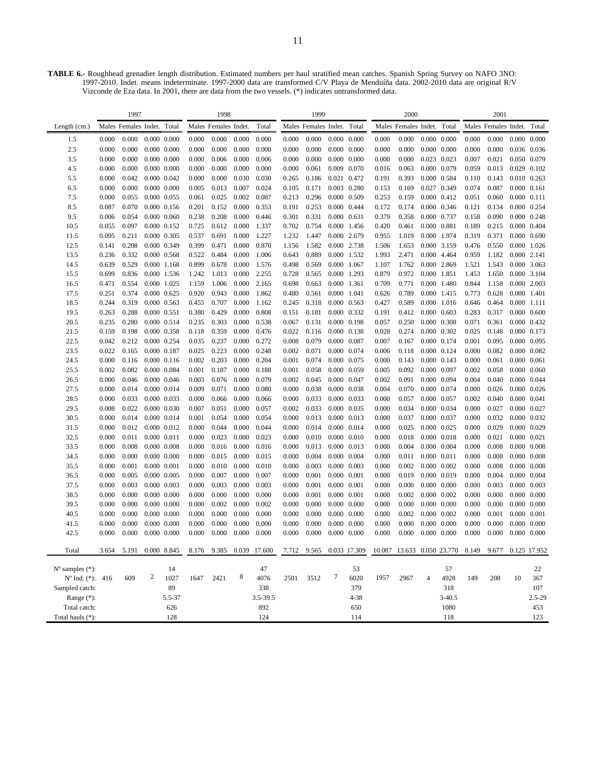**TABLE 6.-** Roughhead grenadier length distribution. Estimated numbers per haul stratified mean catches. Spanish Spring Survey on NAFO 3NO: 1997-2010. Indet. means indeterminate. 1997-2000 data are transformed C/V Playa de Menduíña data. 2002-2010 data are original R/V Vizconde de Eza data. In 2001, there are data from the two vessels. (*) indicates untransformed data.

| | 1997 | | | | 1998 | | | | 1999 | | | | 2000 | | | | 2001 | | | |
|---|---|---|---|---|---|---|---|---|---|---|---|---|---|---|---|---|---|---|---|---|
| Length (cm.) | Males | Females | Indet. | Total | Males | Females | Indet. | Total | Males | Females | Indet. | Total | Males | Females | Indet. | Total | Males | Females | Indet. | Total |
| 1.5 | 0.000 | 0.000 | 0.000 | 0.000 | 0.000 | 0.000 | 0.000 | 0.000 | 0.000 | 0.000 | 0.000 | 0.000 | 0.000 | 0.000 | 0.000 | 0.000 | 0.000 | 0.000 | 0.000 | 0.000 |
| 2.5 | 0.000 | 0.000 | 0.000 | 0.000 | 0.000 | 0.000 | 0.000 | 0.000 | 0.000 | 0.000 | 0.000 | 0.000 | 0.000 | 0.000 | 0.000 | 0.000 | 0.000 | 0.000 | 0.036 | 0.036 |
| 3.5 | 0.000 | 0.000 | 0.000 | 0.000 | 0.000 | 0.006 | 0.000 | 0.006 | 0.000 | 0.000 | 0.000 | 0.000 | 0.000 | 0.000 | 0.023 | 0.023 | 0.007 | 0.021 | 0.050 | 0.079 |
| 4.5 | 0.000 | 0.000 | 0.000 | 0.000 | 0.000 | 0.000 | 0.000 | 0.000 | 0.000 | 0.061 | 0.009 | 0.070 | 0.016 | 0.063 | 0.000 | 0.079 | 0.059 | 0.013 | 0.029 | 0.102 |
| 5.5 | 0.000 | 0.042 | 0.000 | 0.042 | 0.000 | 0.000 | 0.030 | 0.030 | 0.265 | 0.186 | 0.021 | 0.472 | 0.191 | 0.393 | 0.000 | 0.584 | 0.110 | 0.143 | 0.010 | 0.263 |
| 6.5 | 0.000 | 0.000 | 0.000 | 0.000 | 0.005 | 0.013 | 0.007 | 0.024 | 0.105 | 0.171 | 0.003 | 0.280 | 0.153 | 0.169 | 0.027 | 0.349 | 0.074 | 0.087 | 0.000 | 0.161 |
| 7.5 | 0.000 | 0.055 | 0.000 | 0.055 | 0.061 | 0.025 | 0.002 | 0.087 | 0.213 | 0.296 | 0.000 | 0.509 | 0.253 | 0.159 | 0.000 | 0.412 | 0.051 | 0.060 | 0.000 | 0.111 |
| 8.5 | 0.087 | 0.070 | 0.000 | 0.156 | 0.201 | 0.152 | 0.000 | 0.353 | 0.191 | 0.253 | 0.000 | 0.444 | 0.172 | 0.174 | 0.000 | 0.346 | 0.121 | 0.134 | 0.000 | 0.254 |
| 9.5 | 0.006 | 0.054 | 0.000 | 0.060 | 0.238 | 0.208 | 0.000 | 0.446 | 0.301 | 0.331 | 0.000 | 0.631 | 0.379 | 0.358 | 0.000 | 0.737 | 0.158 | 0.090 | 0.000 | 0.248 |
| 10.5 | 0.055 | 0.097 | 0.000 | 0.152 | 0.725 | 0.612 | 0.000 | 1.337 | 0.702 | 0.754 | 0.000 | 1.456 | 0.420 | 0.461 | 0.000 | 0.881 | 0.189 | 0.215 | 0.000 | 0.404 |
| 11.5 | 0.095 | 0.211 | 0.000 | 0.305 | 0.537 | 0.691 | 0.000 | 1.227 | 1.232 | 1.447 | 0.000 | 2.679 | 0.955 | 1.019 | 0.000 | 1.974 | 0.319 | 0.371 | 0.000 | 0.690 |
| 12.5 | 0.141 | 0.208 | 0.000 | 0.349 | 0.399 | 0.471 | 0.000 | 0.870 | 1.156 | 1.582 | 0.000 | 2.738 | 1.506 | 1.653 | 0.000 | 3.159 | 0.476 | 0.550 | 0.000 | 1.026 |
| 13.5 | 0.236 | 0.332 | 0.000 | 0.568 | 0.522 | 0.484 | 0.000 | 1.006 | 0.643 | 0.889 | 0.000 | 1.532 | 1.993 | 2.471 | 0.000 | 4.464 | 0.959 | 1.182 | 0.000 | 2.141 |
| 14.5 | 0.639 | 0.529 | 0.000 | 1.168 | 0.899 | 0.678 | 0.000 | 1.576 | 0.498 | 0.569 | 0.000 | 1.067 | 1.107 | 1.762 | 0.000 | 2.869 | 1.521 | 1.543 | 0.000 | 3.063 |
| 15.5 | 0.699 | 0.836 | 0.000 | 1.536 | 1.242 | 1.013 | 0.000 | 2.255 | 0.728 | 0.565 | 0.000 | 1.293 | 0.879 | 0.972 | 0.000 | 1.851 | 1.453 | 1.650 | 0.000 | 3.104 |
| 16.5 | 0.471 | 0.554 | 0.000 | 1.025 | 1.159 | 1.006 | 0.000 | 2.165 | 0.698 | 0.663 | 0.000 | 1.361 | 0.709 | 0.771 | 0.000 | 1.480 | 0.844 | 1.158 | 0.000 | 2.003 |
| 17.5 | 0.251 | 0.374 | 0.000 | 0.625 | 0.920 | 0.943 | 0.000 | 1.862 | 0.480 | 0.561 | 0.000 | 1.041 | 0.626 | 0.789 | 0.000 | 1.415 | 0.773 | 0.628 | 0.000 | 1.401 |
| 18.5 | 0.244 | 0.319 | 0.000 | 0.563 | 0.455 | 0.707 | 0.000 | 1.162 | 0.245 | 0.318 | 0.000 | 0.563 | 0.427 | 0.589 | 0.000 | 1.016 | 0.646 | 0.464 | 0.000 | 1.111 |
| 19.5 | 0.263 | 0.288 | 0.000 | 0.551 | 0.380 | 0.429 | 0.000 | 0.808 | 0.151 | 0.181 | 0.000 | 0.332 | 0.191 | 0.412 | 0.000 | 0.603 | 0.283 | 0.317 | 0.000 | 0.600 |
| 20.5 | 0.235 | 0.280 | 0.000 | 0.514 | 0.235 | 0.303 | 0.000 | 0.538 | 0.067 | 0.131 | 0.000 | 0.198 | 0.057 | 0.250 | 0.000 | 0.308 | 0.071 | 0.361 | 0.000 | 0.432 |
| 21.5 | 0.159 | 0.198 | 0.000 | 0.358 | 0.118 | 0.359 | 0.000 | 0.476 | 0.022 | 0.116 | 0.000 | 0.138 | 0.028 | 0.274 | 0.000 | 0.302 | 0.025 | 0.148 | 0.000 | 0.173 |
| 22.5 | 0.042 | 0.212 | 0.000 | 0.254 | 0.035 | 0.237 | 0.000 | 0.272 | 0.008 | 0.079 | 0.000 | 0.087 | 0.007 | 0.167 | 0.000 | 0.174 | 0.001 | 0.095 | 0.000 | 0.095 |
| 23.5 | 0.022 | 0.165 | 0.000 | 0.187 | 0.025 | 0.223 | 0.000 | 0.248 | 0.002 | 0.071 | 0.000 | 0.074 | 0.006 | 0.118 | 0.000 | 0.124 | 0.000 | 0.082 | 0.000 | 0.082 |
| 24.5 | 0.000 | 0.116 | 0.000 | 0.116 | 0.002 | 0.203 | 0.000 | 0.204 | 0.001 | 0.074 | 0.000 | 0.075 | 0.000 | 0.143 | 0.000 | 0.143 | 0.000 | 0.061 | 0.000 | 0.061 |
| 25.5 | 0.002 | 0.082 | 0.000 | 0.084 | 0.001 | 0.187 | 0.000 | 0.188 | 0.001 | 0.058 | 0.000 | 0.059 | 0.005 | 0.092 | 0.000 | 0.097 | 0.002 | 0.058 | 0.000 | 0.060 |
| 26.5 | 0.000 | 0.046 | 0.000 | 0.046 | 0.003 | 0.076 | 0.000 | 0.079 | 0.002 | 0.045 | 0.000 | 0.047 | 0.002 | 0.091 | 0.000 | 0.094 | 0.004 | 0.040 | 0.000 | 0.044 |
| 27.5 | 0.000 | 0.014 | 0.000 | 0.014 | 0.009 | 0.071 | 0.000 | 0.080 | 0.000 | 0.038 | 0.000 | 0.038 | 0.004 | 0.070 | 0.000 | 0.074 | 0.000 | 0.026 | 0.000 | 0.026 |
| 28.5 | 0.000 | 0.033 | 0.000 | 0.033 | 0.000 | 0.066 | 0.000 | 0.066 | 0.000 | 0.033 | 0.000 | 0.033 | 0.000 | 0.057 | 0.000 | 0.057 | 0.002 | 0.040 | 0.000 | 0.041 |
| 29.5 | 0.008 | 0.022 | 0.000 | 0.030 | 0.007 | 0.051 | 0.000 | 0.057 | 0.002 | 0.033 | 0.000 | 0.035 | 0.000 | 0.034 | 0.000 | 0.034 | 0.000 | 0.027 | 0.000 | 0.027 |
| 30.5 | 0.000 | 0.014 | 0.000 | 0.014 | 0.001 | 0.054 | 0.000 | 0.054 | 0.000 | 0.013 | 0.000 | 0.013 | 0.000 | 0.037 | 0.000 | 0.037 | 0.000 | 0.032 | 0.000 | 0.032 |
| 31.5 | 0.000 | 0.012 | 0.000 | 0.012 | 0.000 | 0.044 | 0.000 | 0.044 | 0.000 | 0.014 | 0.000 | 0.014 | 0.000 | 0.025 | 0.000 | 0.025 | 0.000 | 0.029 | 0.000 | 0.029 |
| 32.5 | 0.000 | 0.011 | 0.000 | 0.011 | 0.000 | 0.023 | 0.000 | 0.023 | 0.000 | 0.010 | 0.000 | 0.010 | 0.000 | 0.018 | 0.000 | 0.018 | 0.000 | 0.021 | 0.000 | 0.021 |
| 33.5 | 0.000 | 0.008 | 0.000 | 0.008 | 0.000 | 0.016 | 0.000 | 0.016 | 0.000 | 0.013 | 0.000 | 0.013 | 0.000 | 0.004 | 0.000 | 0.004 | 0.000 | 0.008 | 0.000 | 0.008 |
| 34.5 | 0.000 | 0.000 | 0.000 | 0.000 | 0.000 | 0.015 | 0.000 | 0.015 | 0.000 | 0.004 | 0.000 | 0.004 | 0.000 | 0.011 | 0.000 | 0.011 | 0.000 | 0.008 | 0.000 | 0.008 |
| 35.5 | 0.000 | 0.001 | 0.000 | 0.001 | 0.000 | 0.010 | 0.000 | 0.010 | 0.000 | 0.003 | 0.000 | 0.003 | 0.000 | 0.002 | 0.000 | 0.002 | 0.000 | 0.008 | 0.000 | 0.008 |
| 36.5 | 0.000 | 0.005 | 0.000 | 0.005 | 0.000 | 0.007 | 0.000 | 0.007 | 0.000 | 0.001 | 0.000 | 0.001 | 0.000 | 0.019 | 0.000 | 0.019 | 0.000 | 0.004 | 0.000 | 0.004 |
| 37.5 | 0.000 | 0.003 | 0.000 | 0.003 | 0.000 | 0.003 | 0.000 | 0.003 | 0.000 | 0.001 | 0.000 | 0.001 | 0.000 | 0.000 | 0.000 | 0.000 | 0.000 | 0.003 | 0.000 | 0.003 |
| 38.5 | 0.000 | 0.000 | 0.000 | 0.000 | 0.000 | 0.000 | 0.000 | 0.000 | 0.000 | 0.001 | 0.000 | 0.001 | 0.000 | 0.002 | 0.000 | 0.002 | 0.000 | 0.000 | 0.000 | 0.000 |
| 39.5 | 0.000 | 0.000 | 0.000 | 0.000 | 0.000 | 0.002 | 0.000 | 0.002 | 0.000 | 0.000 | 0.000 | 0.000 | 0.000 | 0.000 | 0.000 | 0.000 | 0.000 | 0.000 | 0.000 | 0.000 |
| 40.5 | 0.000 | 0.000 | 0.000 | 0.000 | 0.000 | 0.000 | 0.000 | 0.000 | 0.000 | 0.000 | 0.000 | 0.000 | 0.000 | 0.002 | 0.000 | 0.002 | 0.000 | 0.001 | 0.000 | 0.001 |
| 41.5 | 0.000 | 0.000 | 0.000 | 0.000 | 0.000 | 0.000 | 0.000 | 0.000 | 0.000 | 0.000 | 0.000 | 0.000 | 0.000 | 0.000 | 0.000 | 0.000 | 0.000 | 0.000 | 0.000 | 0.000 |
| 42.5 | 0.000 | 0.000 | 0.000 | 0.000 | 0.000 | 0.000 | 0.000 | 0.000 | 0.000 | 0.000 | 0.000 | 0.000 | 0.000 | 0.000 | 0.000 | 0.000 | 0.000 | 0.000 | 0.000 | 0.000 |
| Total | 3.654 | 5.191 | 0.000 | 8.845 | 8.176 | 9.385 | 0.039 | 17.600 | 7.712 | 9.565 | 0.033 | 17.309 | 10.087 | 13.633 | 0.050 | 23.770 | 8.149 | 9.677 | 0.125 | 17.952 |
| Nº samples (*): | | | | 14 | | | | 47 | | | | 53 | | | | 57 | | | | 22 |
| Nº Ind. (*): | 416 | 609 | 2 | 1027 | 1647 | 2421 | 8 | 4076 | 2501 | 3512 | 7 | 6020 | 1957 | 2967 | 4 | 4928 | 149 | 208 | 10 | 367 |
| Sampled catch: | | | | 89 | | | | 338 | | | | 379 | | | | 318 | | | | 107 |
| Range (*): | | | | 5.5-37 | | | | 3.5-39.5 | | | | 4-38 | | | | 3-40.5 | | | | 2.5-29 |
| Total catch: | | | | 626 | | | | 892 | | | | 650 | | | | 1080 | | | | 453 |
| Total hauls (*): | | | | 128 | | | | 124 | | | | 114 | | | | 118 | | | | 123 |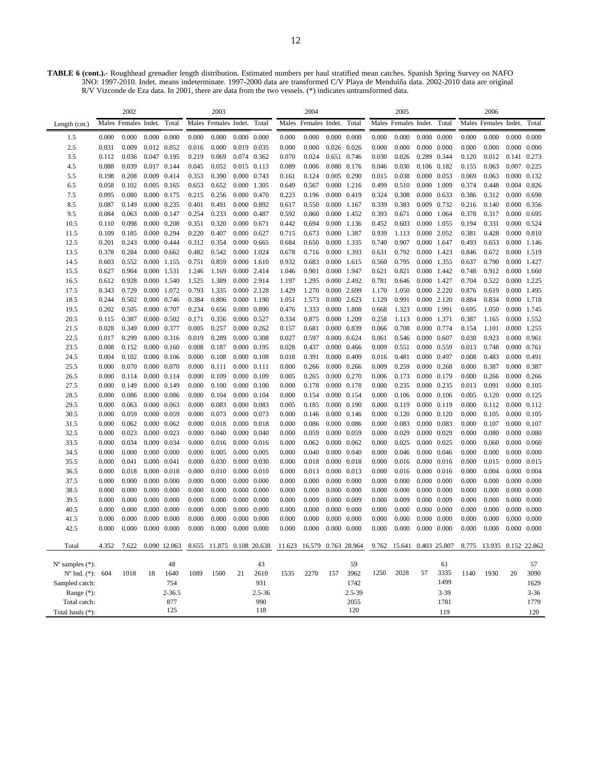**TABLE 6 (cont.).-** Roughhead grenadier length distribution. Estimated numbers per haul stratified mean catches. Spanish Spring Survey on NAFO 3NO: 1997-2010. Indet. means indeterminate. 1997-2000 data are transformed C/V Playa de Menduíña data. 2002-2010 data are original R/V Vizconde de Eza data. In 2001, there are data from the two vessels. (*) indicates untransformed data.

| | 2002 | | | | 2003 | | | | 2004 | | | | 2005 | | | | 2006 | | | |
|---|---|---|---|---|---|---|---|---|---|---|---|---|---|---|---|---|---|---|---|---|
| Length (cm.) | Males | Females | Indet. | Total | Males | Females | Indet. | Total | Males | Females | Indet. | Total | Males | Females | Indet. | Total | Males | Females | Indet. | Total |
| 1.5 | 0.000 | 0.000 | 0.000 | 0.000 | 0.000 | 0.000 | 0.000 | 0.000 | 0.000 | 0.000 | 0.000 | 0.000 | 0.000 | 0.000 | 0.000 | 0.000 | 0.000 | 0.000 | 0.000 | 0.000 |
| 2.5 | 0.031 | 0.009 | 0.012 | 0.052 | 0.016 | 0.000 | 0.019 | 0.035 | 0.000 | 0.000 | 0.026 | 0.026 | 0.000 | 0.000 | 0.000 | 0.000 | 0.000 | 0.000 | 0.000 | 0.000 |
| 3.5 | 0.112 | 0.036 | 0.047 | 0.195 | 0.219 | 0.069 | 0.074 | 0.362 | 0.070 | 0.024 | 0.651 | 0.746 | 0.030 | 0.026 | 0.289 | 0.344 | 0.120 | 0.012 | 0.141 | 0.273 |
| 4.5 | 0.088 | 0.039 | 0.017 | 0.144 | 0.045 | 0.052 | 0.015 | 0.113 | 0.089 | 0.006 | 0.080 | 0.176 | 0.046 | 0.030 | 0.106 | 0.182 | 0.155 | 0.063 | 0.007 | 0.225 |
| 5.5 | 0.198 | 0.208 | 0.009 | 0.414 | 0.353 | 0.390 | 0.000 | 0.743 | 0.161 | 0.124 | 0.005 | 0.290 | 0.015 | 0.038 | 0.000 | 0.053 | 0.069 | 0.063 | 0.000 | 0.132 |
| 6.5 | 0.058 | 0.102 | 0.005 | 0.165 | 0.653 | 0.652 | 0.000 | 1.305 | 0.649 | 0.567 | 0.000 | 1.216 | 0.499 | 0.510 | 0.000 | 1.009 | 0.374 | 0.448 | 0.004 | 0.826 |
| 7.5 | 0.095 | 0.080 | 0.000 | 0.175 | 0.215 | 0.256 | 0.000 | 0.470 | 0.223 | 0.196 | 0.000 | 0.419 | 0.324 | 0.308 | 0.000 | 0.633 | 0.386 | 0.312 | 0.000 | 0.698 |
| 8.5 | 0.087 | 0.149 | 0.000 | 0.235 | 0.401 | 0.491 | 0.000 | 0.892 | 0.617 | 0.550 | 0.000 | 1.167 | 0.339 | 0.383 | 0.009 | 0.732 | 0.216 | 0.140 | 0.000 | 0.356 |
| 9.5 | 0.084 | 0.063 | 0.000 | 0.147 | 0.254 | 0.233 | 0.000 | 0.487 | 0.592 | 0.860 | 0.000 | 1.452 | 0.393 | 0.671 | 0.000 | 1.064 | 0.378 | 0.317 | 0.000 | 0.695 |
| 10.5 | 0.110 | 0.098 | 0.000 | 0.208 | 0.351 | 0.320 | 0.000 | 0.671 | 0.442 | 0.694 | 0.000 | 1.136 | 0.452 | 0.603 | 0.000 | 1.055 | 0.194 | 0.331 | 0.000 | 0.524 |
| 11.5 | 0.109 | 0.185 | 0.000 | 0.294 | 0.220 | 0.407 | 0.000 | 0.627 | 0.715 | 0.673 | 0.000 | 1.387 | 0.939 | 1.113 | 0.000 | 2.052 | 0.381 | 0.428 | 0.000 | 0.810 |
| 12.5 | 0.201 | 0.243 | 0.000 | 0.444 | 0.312 | 0.354 | 0.000 | 0.665 | 0.684 | 0.650 | 0.000 | 1.335 | 0.740 | 0.907 | 0.000 | 1.647 | 0.493 | 0.653 | 0.000 | 1.146 |
| 13.5 | 0.378 | 0.284 | 0.000 | 0.662 | 0.482 | 0.542 | 0.000 | 1.024 | 0.678 | 0.716 | 0.000 | 1.393 | 0.631 | 0.792 | 0.000 | 1.423 | 0.846 | 0.672 | 0.000 | 1.519 |
| 14.5 | 0.603 | 0.552 | 0.000 | 1.155 | 0.751 | 0.859 | 0.000 | 1.610 | 0.932 | 0.683 | 0.000 | 1.615 | 0.560 | 0.795 | 0.000 | 1.355 | 0.637 | 0.790 | 0.000 | 1.427 |
| 15.5 | 0.627 | 0.904 | 0.000 | 1.531 | 1.246 | 1.169 | 0.000 | 2.414 | 1.046 | 0.901 | 0.000 | 1.947 | 0.621 | 0.821 | 0.000 | 1.442 | 0.748 | 0.912 | 0.000 | 1.660 |
| 16.5 | 0.612 | 0.928 | 0.000 | 1.540 | 1.525 | 1.389 | 0.000 | 2.914 | 1.197 | 1.295 | 0.000 | 2.492 | 0.781 | 0.646 | 0.000 | 1.427 | 0.704 | 0.522 | 0.000 | 1.225 |
| 17.5 | 0.343 | 0.729 | 0.000 | 1.072 | 0.793 | 1.335 | 0.000 | 2.128 | 1.429 | 1.270 | 0.000 | 2.699 | 1.170 | 1.050 | 0.000 | 2.220 | 0.876 | 0.619 | 0.000 | 1.495 |
| 18.5 | 0.244 | 0.502 | 0.000 | 0.746 | 0.384 | 0.806 | 0.000 | 1.190 | 1.051 | 1.573 | 0.000 | 2.623 | 1.129 | 0.991 | 0.000 | 2.120 | 0.884 | 0.834 | 0.000 | 1.718 |
| 19.5 | 0.202 | 0.505 | 0.000 | 0.707 | 0.234 | 0.656 | 0.000 | 0.890 | 0.476 | 1.333 | 0.000 | 1.808 | 0.668 | 1.323 | 0.000 | 1.991 | 0.695 | 1.050 | 0.000 | 1.745 |
| 20.5 | 0.115 | 0.387 | 0.000 | 0.502 | 0.171 | 0.356 | 0.000 | 0.527 | 0.334 | 0.875 | 0.000 | 1.209 | 0.258 | 1.113 | 0.000 | 1.371 | 0.387 | 1.165 | 0.000 | 1.552 |
| 21.5 | 0.028 | 0.349 | 0.000 | 0.377 | 0.005 | 0.257 | 0.000 | 0.262 | 0.157 | 0.681 | 0.000 | 0.839 | 0.066 | 0.708 | 0.000 | 0.774 | 0.154 | 1.101 | 0.000 | 1.255 |
| 22.5 | 0.017 | 0.299 | 0.000 | 0.316 | 0.019 | 0.289 | 0.000 | 0.308 | 0.027 | 0.597 | 0.000 | 0.624 | 0.061 | 0.546 | 0.000 | 0.607 | 0.038 | 0.923 | 0.000 | 0.961 |
| 23.5 | 0.008 | 0.152 | 0.000 | 0.160 | 0.008 | 0.187 | 0.000 | 0.195 | 0.028 | 0.437 | 0.000 | 0.466 | 0.009 | 0.551 | 0.000 | 0.559 | 0.013 | 0.748 | 0.000 | 0.761 |
| 24.5 | 0.004 | 0.102 | 0.000 | 0.106 | 0.000 | 0.108 | 0.000 | 0.108 | 0.018 | 0.391 | 0.000 | 0.409 | 0.016 | 0.481 | 0.000 | 0.497 | 0.008 | 0.483 | 0.000 | 0.491 |
| 25.5 | 0.000 | 0.070 | 0.000 | 0.070 | 0.000 | 0.111 | 0.000 | 0.111 | 0.000 | 0.266 | 0.000 | 0.266 | 0.009 | 0.259 | 0.000 | 0.268 | 0.000 | 0.387 | 0.000 | 0.387 |
| 26.5 | 0.000 | 0.114 | 0.000 | 0.114 | 0.000 | 0.109 | 0.000 | 0.109 | 0.005 | 0.265 | 0.000 | 0.270 | 0.006 | 0.173 | 0.000 | 0.179 | 0.000 | 0.266 | 0.000 | 0.266 |
| 27.5 | 0.000 | 0.149 | 0.000 | 0.149 | 0.000 | 0.100 | 0.000 | 0.100 | 0.000 | 0.178 | 0.000 | 0.178 | 0.000 | 0.235 | 0.000 | 0.235 | 0.013 | 0.091 | 0.000 | 0.105 |
| 28.5 | 0.000 | 0.086 | 0.000 | 0.086 | 0.000 | 0.104 | 0.000 | 0.104 | 0.000 | 0.154 | 0.000 | 0.154 | 0.000 | 0.106 | 0.000 | 0.106 | 0.005 | 0.120 | 0.000 | 0.125 |
| 29.5 | 0.000 | 0.063 | 0.000 | 0.063 | 0.000 | 0.083 | 0.000 | 0.083 | 0.005 | 0.185 | 0.000 | 0.190 | 0.000 | 0.119 | 0.000 | 0.119 | 0.000 | 0.112 | 0.000 | 0.112 |
| 30.5 | 0.000 | 0.059 | 0.000 | 0.059 | 0.000 | 0.073 | 0.000 | 0.073 | 0.000 | 0.146 | 0.000 | 0.146 | 0.000 | 0.120 | 0.000 | 0.120 | 0.000 | 0.105 | 0.000 | 0.105 |
| 31.5 | 0.000 | 0.062 | 0.000 | 0.062 | 0.000 | 0.018 | 0.000 | 0.018 | 0.000 | 0.086 | 0.000 | 0.086 | 0.000 | 0.083 | 0.000 | 0.083 | 0.000 | 0.107 | 0.000 | 0.107 |
| 32.5 | 0.000 | 0.023 | 0.000 | 0.023 | 0.000 | 0.040 | 0.000 | 0.040 | 0.000 | 0.059 | 0.000 | 0.059 | 0.000 | 0.029 | 0.000 | 0.029 | 0.000 | 0.080 | 0.000 | 0.080 |
| 33.5 | 0.000 | 0.034 | 0.000 | 0.034 | 0.000 | 0.016 | 0.000 | 0.016 | 0.000 | 0.062 | 0.000 | 0.062 | 0.000 | 0.025 | 0.000 | 0.025 | 0.000 | 0.060 | 0.000 | 0.060 |
| 34.5 | 0.000 | 0.000 | 0.000 | 0.000 | 0.000 | 0.005 | 0.000 | 0.005 | 0.000 | 0.040 | 0.000 | 0.040 | 0.000 | 0.046 | 0.000 | 0.046 | 0.000 | 0.000 | 0.000 | 0.000 |
| 35.5 | 0.000 | 0.041 | 0.000 | 0.041 | 0.000 | 0.030 | 0.000 | 0.030 | 0.000 | 0.018 | 0.000 | 0.018 | 0.000 | 0.016 | 0.000 | 0.016 | 0.000 | 0.015 | 0.000 | 0.015 |
| 36.5 | 0.000 | 0.018 | 0.000 | 0.018 | 0.000 | 0.010 | 0.000 | 0.010 | 0.000 | 0.013 | 0.000 | 0.013 | 0.000 | 0.016 | 0.000 | 0.016 | 0.000 | 0.004 | 0.000 | 0.004 |
| 37.5 | 0.000 | 0.000 | 0.000 | 0.000 | 0.000 | 0.000 | 0.000 | 0.000 | 0.000 | 0.000 | 0.000 | 0.000 | 0.000 | 0.000 | 0.000 | 0.000 | 0.000 | 0.000 | 0.000 | 0.000 |
| 38.5 | 0.000 | 0.000 | 0.000 | 0.000 | 0.000 | 0.000 | 0.000 | 0.000 | 0.000 | 0.000 | 0.000 | 0.000 | 0.000 | 0.000 | 0.000 | 0.000 | 0.000 | 0.000 | 0.000 | 0.000 |
| 39.5 | 0.000 | 0.000 | 0.000 | 0.000 | 0.000 | 0.000 | 0.000 | 0.000 | 0.000 | 0.009 | 0.000 | 0.009 | 0.000 | 0.009 | 0.000 | 0.009 | 0.000 | 0.000 | 0.000 | 0.000 |
| 40.5 | 0.000 | 0.000 | 0.000 | 0.000 | 0.000 | 0.000 | 0.000 | 0.000 | 0.000 | 0.000 | 0.000 | 0.000 | 0.000 | 0.000 | 0.000 | 0.000 | 0.000 | 0.000 | 0.000 | 0.000 |
| 41.5 | 0.000 | 0.000 | 0.000 | 0.000 | 0.000 | 0.000 | 0.000 | 0.000 | 0.000 | 0.000 | 0.000 | 0.000 | 0.000 | 0.000 | 0.000 | 0.000 | 0.000 | 0.000 | 0.000 | 0.000 |
| 42.5 | 0.000 | 0.000 | 0.000 | 0.000 | 0.000 | 0.000 | 0.000 | 0.000 | 0.000 | 0.000 | 0.000 | 0.000 | 0.000 | 0.000 | 0.000 | 0.000 | 0.000 | 0.000 | 0.000 | 0.000 |
| Total | 4.352 | 7.622 | 0.090 | 12.063 | 8.655 | 11.875 | 0.108 | 20.638 | 11.623 | 16.579 | 0.763 | 28.964 | 9.762 | 15.641 | 0.403 | 25.807 | 8.775 | 13.935 | 0.152 | 22.862 |
| Nº samples (*): | | | | 48 | | | | 43 | | | | 59 | | | | 61 | | | | 57 |
| Nº Ind. (*): | 604 | 1018 | 18 | 1640 | 1089 | 1500 | 21 | 2610 | 1535 | 2270 | 157 | 3962 | 1250 | 2028 | 57 | 3335 | 1140 | 1930 | 20 | 3090 |
| Sampled catch: | | | | 754 | | | | 931 | | | | 1742 | | | | 1499 | | | | 1629 |
| Range (*): | | | | 2-36.5 | | | | 2.5-36 | | | | 2.5-39 | | | | 3-39 | | | | 3-36 |
| Total catch: | | | | 877 | | | | 990 | | | | 2055 | | | | 1781 | | | | 1779 |
| Total hauls (*): | | | | 125 | | | | 118 | | | | 120 | | | | 119 | | | | 120 |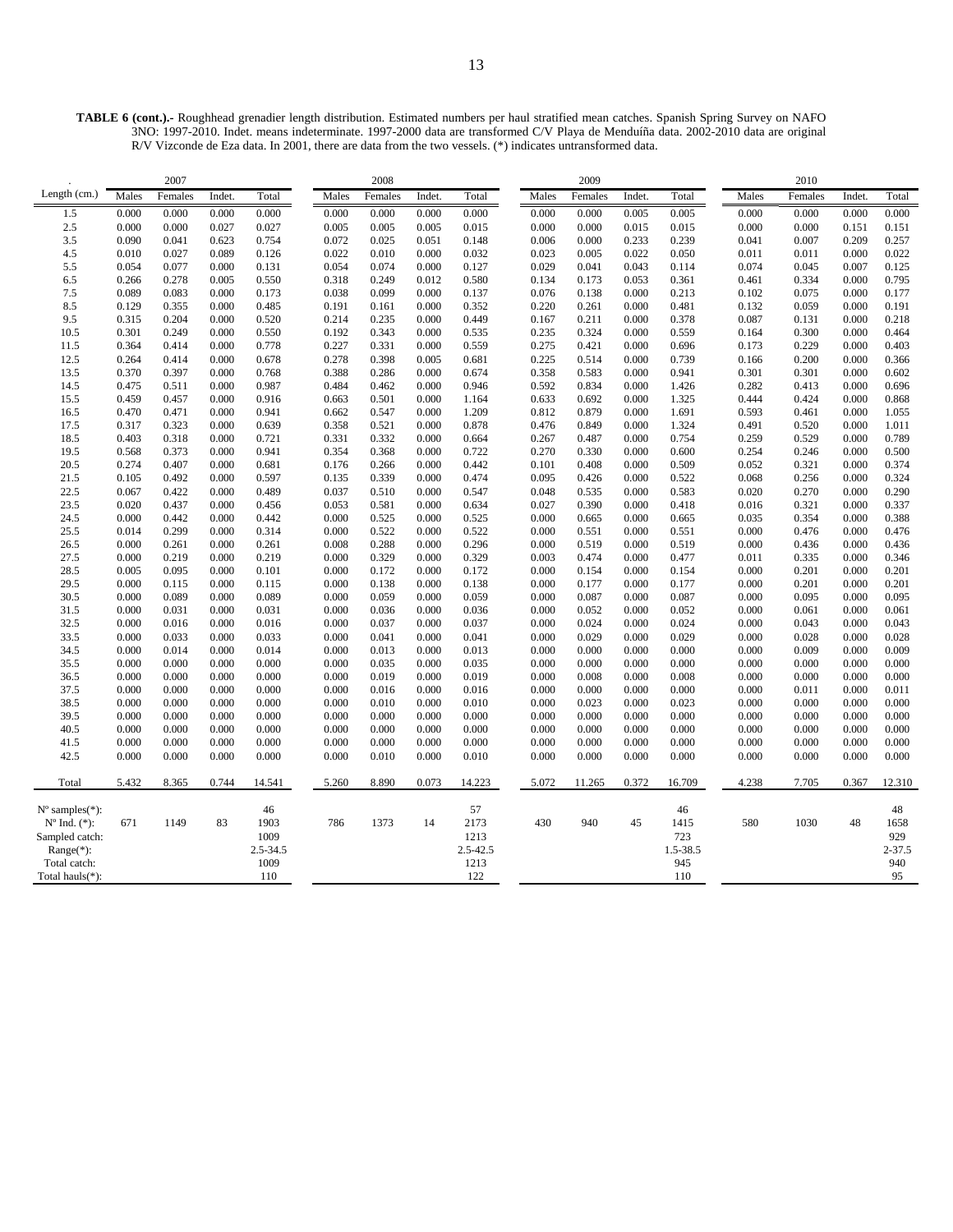**TABLE 6 (cont.).-** Roughhead grenadier length distribution. Estimated numbers per haul stratified mean catches. Spanish Spring Survey on NAFO 3NO: 1997-2010. Indet. means indeterminate. 1997-2000 data are transformed C/V Playa de Menduíña data. 2002-2010 data are original R/V Vizconde de Eza data. In 2001, there are data from the two vessels. (*) indicates untransformed data.

| . | 2007 | | | | 2008 | | | | 2009 | | | | 2010 | | | |
|---|---|---|---|---|---|---|---|---|---|---|---|---|---|---|---|---|
| Length (cm.) | Males | Females | Indet. | Total | Males | Females | Indet. | Total | Males | Females | Indet. | Total | Males | Females | Indet. | Total |
| 1.5 | 0.000 | 0.000 | 0.000 | 0.000 | 0.000 | 0.000 | 0.000 | 0.000 | 0.000 | 0.000 | 0.005 | 0.005 | 0.000 | 0.000 | 0.000 | 0.000 |
| 2.5 | 0.000 | 0.000 | 0.027 | 0.027 | 0.005 | 0.005 | 0.005 | 0.015 | 0.000 | 0.000 | 0.015 | 0.015 | 0.000 | 0.000 | 0.151 | 0.151 |
| 3.5 | 0.090 | 0.041 | 0.623 | 0.754 | 0.072 | 0.025 | 0.051 | 0.148 | 0.006 | 0.000 | 0.233 | 0.239 | 0.041 | 0.007 | 0.209 | 0.257 |
| 4.5 | 0.010 | 0.027 | 0.089 | 0.126 | 0.022 | 0.010 | 0.000 | 0.032 | 0.023 | 0.005 | 0.022 | 0.050 | 0.011 | 0.011 | 0.000 | 0.022 |
| 5.5 | 0.054 | 0.077 | 0.000 | 0.131 | 0.054 | 0.074 | 0.000 | 0.127 | 0.029 | 0.041 | 0.043 | 0.114 | 0.074 | 0.045 | 0.007 | 0.125 |
| 6.5 | 0.266 | 0.278 | 0.005 | 0.550 | 0.318 | 0.249 | 0.012 | 0.580 | 0.134 | 0.173 | 0.053 | 0.361 | 0.461 | 0.334 | 0.000 | 0.795 |
| 7.5 | 0.089 | 0.083 | 0.000 | 0.173 | 0.038 | 0.099 | 0.000 | 0.137 | 0.076 | 0.138 | 0.000 | 0.213 | 0.102 | 0.075 | 0.000 | 0.177 |
| 8.5 | 0.129 | 0.355 | 0.000 | 0.485 | 0.191 | 0.161 | 0.000 | 0.352 | 0.220 | 0.261 | 0.000 | 0.481 | 0.132 | 0.059 | 0.000 | 0.191 |
| 9.5 | 0.315 | 0.204 | 0.000 | 0.520 | 0.214 | 0.235 | 0.000 | 0.449 | 0.167 | 0.211 | 0.000 | 0.378 | 0.087 | 0.131 | 0.000 | 0.218 |
| 10.5 | 0.301 | 0.249 | 0.000 | 0.550 | 0.192 | 0.343 | 0.000 | 0.535 | 0.235 | 0.324 | 0.000 | 0.559 | 0.164 | 0.300 | 0.000 | 0.464 |
| 11.5 | 0.364 | 0.414 | 0.000 | 0.778 | 0.227 | 0.331 | 0.000 | 0.559 | 0.275 | 0.421 | 0.000 | 0.696 | 0.173 | 0.229 | 0.000 | 0.403 |
| 12.5 | 0.264 | 0.414 | 0.000 | 0.678 | 0.278 | 0.398 | 0.005 | 0.681 | 0.225 | 0.514 | 0.000 | 0.739 | 0.166 | 0.200 | 0.000 | 0.366 |
| 13.5 | 0.370 | 0.397 | 0.000 | 0.768 | 0.388 | 0.286 | 0.000 | 0.674 | 0.358 | 0.583 | 0.000 | 0.941 | 0.301 | 0.301 | 0.000 | 0.602 |
| 14.5 | 0.475 | 0.511 | 0.000 | 0.987 | 0.484 | 0.462 | 0.000 | 0.946 | 0.592 | 0.834 | 0.000 | 1.426 | 0.282 | 0.413 | 0.000 | 0.696 |
| 15.5 | 0.459 | 0.457 | 0.000 | 0.916 | 0.663 | 0.501 | 0.000 | 1.164 | 0.633 | 0.692 | 0.000 | 1.325 | 0.444 | 0.424 | 0.000 | 0.868 |
| 16.5 | 0.470 | 0.471 | 0.000 | 0.941 | 0.662 | 0.547 | 0.000 | 1.209 | 0.812 | 0.879 | 0.000 | 1.691 | 0.593 | 0.461 | 0.000 | 1.055 |
| 17.5 | 0.317 | 0.323 | 0.000 | 0.639 | 0.358 | 0.521 | 0.000 | 0.878 | 0.476 | 0.849 | 0.000 | 1.324 | 0.491 | 0.520 | 0.000 | 1.011 |
| 18.5 | 0.403 | 0.318 | 0.000 | 0.721 | 0.331 | 0.332 | 0.000 | 0.664 | 0.267 | 0.487 | 0.000 | 0.754 | 0.259 | 0.529 | 0.000 | 0.789 |
| 19.5 | 0.568 | 0.373 | 0.000 | 0.941 | 0.354 | 0.368 | 0.000 | 0.722 | 0.270 | 0.330 | 0.000 | 0.600 | 0.254 | 0.246 | 0.000 | 0.500 |
| 20.5 | 0.274 | 0.407 | 0.000 | 0.681 | 0.176 | 0.266 | 0.000 | 0.442 | 0.101 | 0.408 | 0.000 | 0.509 | 0.052 | 0.321 | 0.000 | 0.374 |
| 21.5 | 0.105 | 0.492 | 0.000 | 0.597 | 0.135 | 0.339 | 0.000 | 0.474 | 0.095 | 0.426 | 0.000 | 0.522 | 0.068 | 0.256 | 0.000 | 0.324 |
| 22.5 | 0.067 | 0.422 | 0.000 | 0.489 | 0.037 | 0.510 | 0.000 | 0.547 | 0.048 | 0.535 | 0.000 | 0.583 | 0.020 | 0.270 | 0.000 | 0.290 |
| 23.5 | 0.020 | 0.437 | 0.000 | 0.456 | 0.053 | 0.581 | 0.000 | 0.634 | 0.027 | 0.390 | 0.000 | 0.418 | 0.016 | 0.321 | 0.000 | 0.337 |
| 24.5 | 0.000 | 0.442 | 0.000 | 0.442 | 0.000 | 0.525 | 0.000 | 0.525 | 0.000 | 0.665 | 0.000 | 0.665 | 0.035 | 0.354 | 0.000 | 0.388 |
| 25.5 | 0.014 | 0.299 | 0.000 | 0.314 | 0.000 | 0.522 | 0.000 | 0.522 | 0.000 | 0.551 | 0.000 | 0.551 | 0.000 | 0.476 | 0.000 | 0.476 |
| 26.5 | 0.000 | 0.261 | 0.000 | 0.261 | 0.008 | 0.288 | 0.000 | 0.296 | 0.000 | 0.519 | 0.000 | 0.519 | 0.000 | 0.436 | 0.000 | 0.436 |
| 27.5 | 0.000 | 0.219 | 0.000 | 0.219 | 0.000 | 0.329 | 0.000 | 0.329 | 0.003 | 0.474 | 0.000 | 0.477 | 0.011 | 0.335 | 0.000 | 0.346 |
| 28.5 | 0.005 | 0.095 | 0.000 | 0.101 | 0.000 | 0.172 | 0.000 | 0.172 | 0.000 | 0.154 | 0.000 | 0.154 | 0.000 | 0.201 | 0.000 | 0.201 |
| 29.5 | 0.000 | 0.115 | 0.000 | 0.115 | 0.000 | 0.138 | 0.000 | 0.138 | 0.000 | 0.177 | 0.000 | 0.177 | 0.000 | 0.201 | 0.000 | 0.201 |
| 30.5 | 0.000 | 0.089 | 0.000 | 0.089 | 0.000 | 0.059 | 0.000 | 0.059 | 0.000 | 0.087 | 0.000 | 0.087 | 0.000 | 0.095 | 0.000 | 0.095 |
| 31.5 | 0.000 | 0.031 | 0.000 | 0.031 | 0.000 | 0.036 | 0.000 | 0.036 | 0.000 | 0.052 | 0.000 | 0.052 | 0.000 | 0.061 | 0.000 | 0.061 |
| 32.5 | 0.000 | 0.016 | 0.000 | 0.016 | 0.000 | 0.037 | 0.000 | 0.037 | 0.000 | 0.024 | 0.000 | 0.024 | 0.000 | 0.043 | 0.000 | 0.043 |
| 33.5 | 0.000 | 0.033 | 0.000 | 0.033 | 0.000 | 0.041 | 0.000 | 0.041 | 0.000 | 0.029 | 0.000 | 0.029 | 0.000 | 0.028 | 0.000 | 0.028 |
| 34.5 | 0.000 | 0.014 | 0.000 | 0.014 | 0.000 | 0.013 | 0.000 | 0.013 | 0.000 | 0.000 | 0.000 | 0.000 | 0.000 | 0.009 | 0.000 | 0.009 |
| 35.5 | 0.000 | 0.000 | 0.000 | 0.000 | 0.000 | 0.035 | 0.000 | 0.035 | 0.000 | 0.000 | 0.000 | 0.000 | 0.000 | 0.000 | 0.000 | 0.000 |
| 36.5 | 0.000 | 0.000 | 0.000 | 0.000 | 0.000 | 0.019 | 0.000 | 0.019 | 0.000 | 0.008 | 0.000 | 0.008 | 0.000 | 0.000 | 0.000 | 0.000 |
| 37.5 | 0.000 | 0.000 | 0.000 | 0.000 | 0.000 | 0.016 | 0.000 | 0.016 | 0.000 | 0.000 | 0.000 | 0.000 | 0.000 | 0.011 | 0.000 | 0.011 |
| 38.5 | 0.000 | 0.000 | 0.000 | 0.000 | 0.000 | 0.010 | 0.000 | 0.010 | 0.000 | 0.023 | 0.000 | 0.023 | 0.000 | 0.000 | 0.000 | 0.000 |
| 39.5 | 0.000 | 0.000 | 0.000 | 0.000 | 0.000 | 0.000 | 0.000 | 0.000 | 0.000 | 0.000 | 0.000 | 0.000 | 0.000 | 0.000 | 0.000 | 0.000 |
| 40.5 | 0.000 | 0.000 | 0.000 | 0.000 | 0.000 | 0.000 | 0.000 | 0.000 | 0.000 | 0.000 | 0.000 | 0.000 | 0.000 | 0.000 | 0.000 | 0.000 |
| 41.5 | 0.000 | 0.000 | 0.000 | 0.000 | 0.000 | 0.000 | 0.000 | 0.000 | 0.000 | 0.000 | 0.000 | 0.000 | 0.000 | 0.000 | 0.000 | 0.000 |
| 42.5 | 0.000 | 0.000 | 0.000 | 0.000 | 0.000 | 0.010 | 0.000 | 0.010 | 0.000 | 0.000 | 0.000 | 0.000 | 0.000 | 0.000 | 0.000 | 0.000 |
| Total | 5.432 | 8.365 | 0.744 | 14.541 | 5.260 | 8.890 | 0.073 | 14.223 | 5.072 | 11.265 | 0.372 | 16.709 | 4.238 | 7.705 | 0.367 | 12.310 |
| Nº samples(*): | | | | 46 | | | | 57 | | | | 46 | | | | 48 |
| Nº Ind. (*): | 671 | 1149 | 83 | 1903 | 786 | 1373 | 14 | 2173 | 430 | 940 | 45 | 1415 | 580 | 1030 | 48 | 1658 |
| Sampled catch: | | | | 1009 | | | | 1213 | | | | 723 | | | | 929 |
| Range(*): | | | | 2.5-34.5 | | | | 2.5-42.5 | | | | 1.5-38.5 | | | | 2-37.5 |
| Total catch: | | | | 1009 | | | | 1213 | | | | 945 | | | | 940 |
| Total hauls(*): | | | | 110 | | | | 122 | | | | 110 | | | | 95 |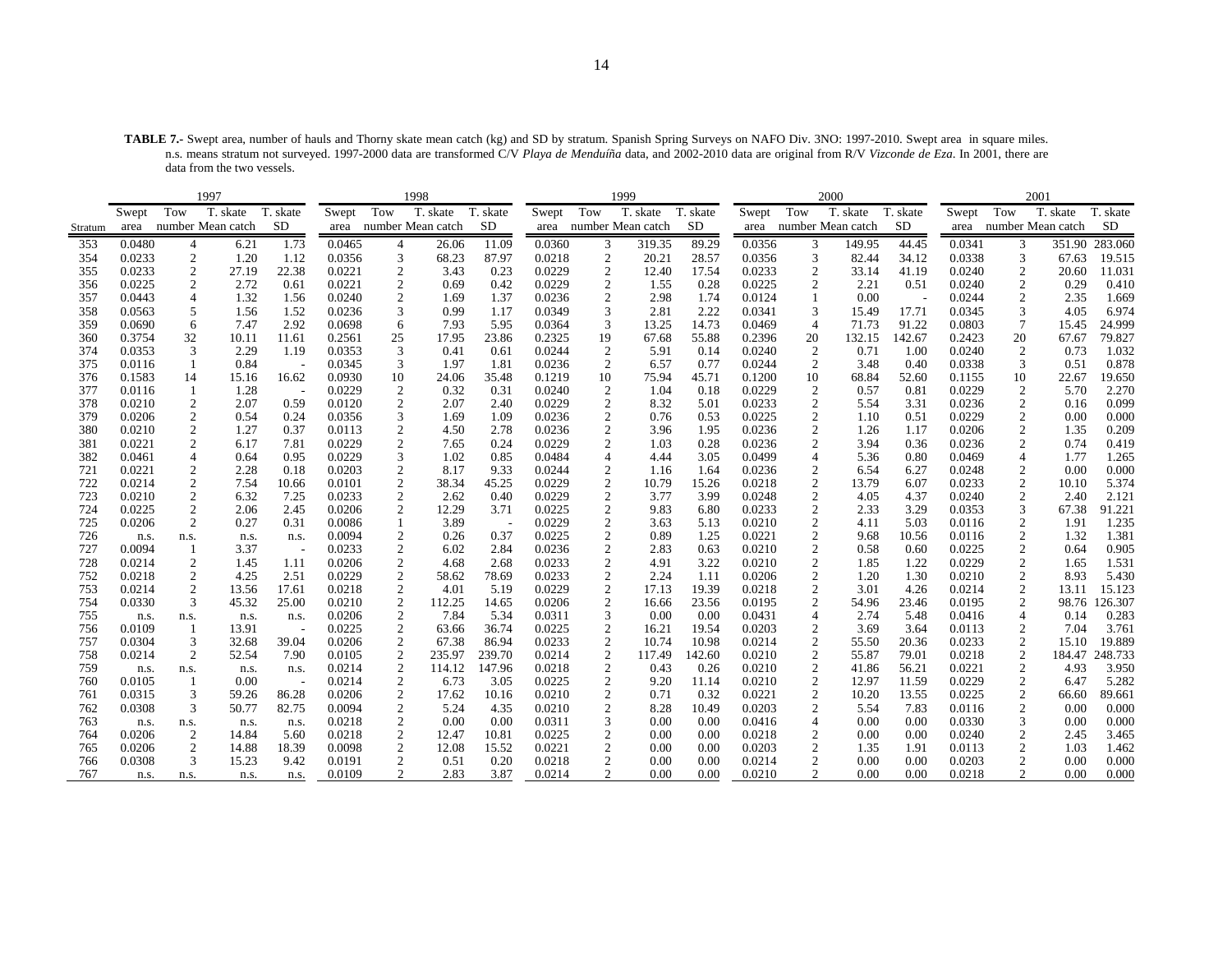**TABLE 7.-** Swept area, number of hauls and Thorny skate mean catch (kg) and SD by stratum. Spanish Spring Surveys on NAFO Div. 3NO: 1997-2010. Swept area in square miles. n.s. means stratum not surveyed. 1997-2000 data are transformed C/V *Playa de Menduíña* data, and 2002-2010 data are original from R/V *Vizconde de Eza*. In 2001, there are data from the two vessels.

| | 1997 | | | | 1998 | | | | 1999 | | | | 2000 | | | | 2001 | | | |
|---|---|---|---|---|---|---|---|---|---|---|---|---|---|---|---|---|---|---|---|---|
| Stratum | Swept area | Tow number | T. skate Mean catch | T. skate SD | Swept area | Tow number | T. skate Mean catch | T. skate SD | Swept area | Tow number | T. skate Mean catch | T. skate SD | Swept area | Tow number | T. skate Mean catch | T. skate SD | Swept area | Tow number | T. skate Mean catch | T. skate SD |
| 353 | 0.0480 | 4 | 6.21 | 1.73 | 0.0465 | 4 | 26.06 | 11.09 | 0.0360 | 3 | 319.35 | 89.29 | 0.0356 | 3 | 149.95 | 44.45 | 0.0341 | 3 | 351.90 | 283.060 |
| 354 | 0.0233 | 2 | 1.20 | 1.12 | 0.0356 | 3 | 68.23 | 87.97 | 0.0218 | 2 | 20.21 | 28.57 | 0.0356 | 3 | 82.44 | 34.12 | 0.0338 | 3 | 67.63 | 19.515 |
| 355 | 0.0233 | 2 | 27.19 | 22.38 | 0.0221 | 2 | 3.43 | 0.23 | 0.0229 | 2 | 12.40 | 17.54 | 0.0233 | 2 | 33.14 | 41.19 | 0.0240 | 2 | 20.60 | 11.031 |
| 356 | 0.0225 | 2 | 2.72 | 0.61 | 0.0221 | 2 | 0.69 | 0.42 | 0.0229 | 2 | 1.55 | 0.28 | 0.0225 | 2 | 2.21 | 0.51 | 0.0240 | 2 | 0.29 | 0.410 |
| 357 | 0.0443 | 4 | 1.32 | 1.56 | 0.0240 | 2 | 1.69 | 1.37 | 0.0236 | 2 | 2.98 | 1.74 | 0.0124 | 1 | 0.00 | - | 0.0244 | 2 | 2.35 | 1.669 |
| 358 | 0.0563 | 5 | 1.56 | 1.52 | 0.0236 | 3 | 0.99 | 1.17 | 0.0349 | 3 | 2.81 | 2.22 | 0.0341 | 3 | 15.49 | 17.71 | 0.0345 | 3 | 4.05 | 6.974 |
| 359 | 0.0690 | 6 | 7.47 | 2.92 | 0.0698 | 6 | 7.93 | 5.95 | 0.0364 | 3 | 13.25 | 14.73 | 0.0469 | 4 | 71.73 | 91.22 | 0.0803 | 7 | 15.45 | 24.999 |
| 360 | 0.3754 | 32 | 10.11 | 11.61 | 0.2561 | 25 | 17.95 | 23.86 | 0.2325 | 19 | 67.68 | 55.88 | 0.2396 | 20 | 132.15 | 142.67 | 0.2423 | 20 | 67.67 | 79.827 |
| 374 | 0.0353 | 3 | 2.29 | 1.19 | 0.0353 | 3 | 0.41 | 0.61 | 0.0244 | 2 | 5.91 | 0.14 | 0.0240 | 2 | 0.71 | 1.00 | 0.0240 | 2 | 0.73 | 1.032 |
| 375 | 0.0116 | 1 | 0.84 | - | 0.0345 | 3 | 1.97 | 1.81 | 0.0236 | 2 | 6.57 | 0.77 | 0.0244 | 2 | 3.48 | 0.40 | 0.0338 | 3 | 0.51 | 0.878 |
| 376 | 0.1583 | 14 | 15.16 | 16.62 | 0.0930 | 10 | 24.06 | 35.48 | 0.1219 | 10 | 75.94 | 45.71 | 0.1200 | 10 | 68.84 | 52.60 | 0.1155 | 10 | 22.67 | 19.650 |
| 377 | 0.0116 | 1 | 1.28 | - | 0.0229 | 2 | 0.32 | 0.31 | 0.0240 | 2 | 1.04 | 0.18 | 0.0229 | 2 | 0.57 | 0.81 | 0.0229 | 2 | 5.70 | 2.270 |
| 378 | 0.0210 | 2 | 2.07 | 0.59 | 0.0120 | 2 | 2.07 | 2.40 | 0.0229 | 2 | 8.32 | 5.01 | 0.0233 | 2 | 5.54 | 3.31 | 0.0236 | 2 | 0.16 | 0.099 |
| 379 | 0.0206 | 2 | 0.54 | 0.24 | 0.0356 | 3 | 1.69 | 1.09 | 0.0236 | 2 | 0.76 | 0.53 | 0.0225 | 2 | 1.10 | 0.51 | 0.0229 | 2 | 0.00 | 0.000 |
| 380 | 0.0210 | 2 | 1.27 | 0.37 | 0.0113 | 2 | 4.50 | 2.78 | 0.0236 | 2 | 3.96 | 1.95 | 0.0236 | 2 | 1.26 | 1.17 | 0.0206 | 2 | 1.35 | 0.209 |
| 381 | 0.0221 | 2 | 6.17 | 7.81 | 0.0229 | 2 | 7.65 | 0.24 | 0.0229 | 2 | 1.03 | 0.28 | 0.0236 | 2 | 3.94 | 0.36 | 0.0236 | 2 | 0.74 | 0.419 |
| 382 | 0.0461 | 4 | 0.64 | 0.95 | 0.0229 | 3 | 1.02 | 0.85 | 0.0484 | 4 | 4.44 | 3.05 | 0.0499 | 4 | 5.36 | 0.80 | 0.0469 | 4 | 1.77 | 1.265 |
| 721 | 0.0221 | 2 | 2.28 | 0.18 | 0.0203 | 2 | 8.17 | 9.33 | 0.0244 | 2 | 1.16 | 1.64 | 0.0236 | 2 | 6.54 | 6.27 | 0.0248 | 2 | 0.00 | 0.000 |
| 722 | 0.0214 | 2 | 7.54 | 10.66 | 0.0101 | 2 | 38.34 | 45.25 | 0.0229 | 2 | 10.79 | 15.26 | 0.0218 | 2 | 13.79 | 6.07 | 0.0233 | 2 | 10.10 | 5.374 |
| 723 | 0.0210 | 2 | 6.32 | 7.25 | 0.0233 | 2 | 2.62 | 0.40 | 0.0229 | 2 | 3.77 | 3.99 | 0.0248 | 2 | 4.05 | 4.37 | 0.0240 | 2 | 2.40 | 2.121 |
| 724 | 0.0225 | 2 | 2.06 | 2.45 | 0.0206 | 2 | 12.29 | 3.71 | 0.0225 | 2 | 9.83 | 6.80 | 0.0233 | 2 | 2.33 | 3.29 | 0.0353 | 3 | 67.38 | 91.221 |
| 725 | 0.0206 | 2 | 0.27 | 0.31 | 0.0086 | 1 | 3.89 | - | 0.0229 | 2 | 3.63 | 5.13 | 0.0210 | 2 | 4.11 | 5.03 | 0.0116 | 2 | 1.91 | 1.235 |
| 726 | n.s. | n.s. | n.s. | n.s. | 0.0094 | 2 | 0.26 | 0.37 | 0.0225 | 2 | 0.89 | 1.25 | 0.0221 | 2 | 9.68 | 10.56 | 0.0116 | 2 | 1.32 | 1.381 |
| 727 | 0.0094 | 1 | 3.37 | - | 0.0233 | 2 | 6.02 | 2.84 | 0.0236 | 2 | 2.83 | 0.63 | 0.0210 | 2 | 0.58 | 0.60 | 0.0225 | 2 | 0.64 | 0.905 |
| 728 | 0.0214 | 2 | 1.45 | 1.11 | 0.0206 | 2 | 4.68 | 2.68 | 0.0233 | 2 | 4.91 | 3.22 | 0.0210 | 2 | 1.85 | 1.22 | 0.0229 | 2 | 1.65 | 1.531 |
| 752 | 0.0218 | 2 | 4.25 | 2.51 | 0.0229 | 2 | 58.62 | 78.69 | 0.0233 | 2 | 2.24 | 1.11 | 0.0206 | 2 | 1.20 | 1.30 | 0.0210 | 2 | 8.93 | 5.430 |
| 753 | 0.0214 | 2 | 13.56 | 17.61 | 0.0218 | 2 | 4.01 | 5.19 | 0.0229 | 2 | 17.13 | 19.39 | 0.0218 | 2 | 3.01 | 4.26 | 0.0214 | 2 | 13.11 | 15.123 |
| 754 | 0.0330 | 3 | 45.32 | 25.00 | 0.0210 | 2 | 112.25 | 14.65 | 0.0206 | 2 | 16.66 | 23.56 | 0.0195 | 2 | 54.96 | 23.46 | 0.0195 | 2 | 98.76 | 126.307 |
| 755 | n.s. | n.s. | n.s. | n.s. | 0.0206 | 2 | 7.84 | 5.34 | 0.0311 | 3 | 0.00 | 0.00 | 0.0431 | 4 | 2.74 | 5.48 | 0.0416 | 4 | 0.14 | 0.283 |
| 756 | 0.0109 | 1 | 13.91 | - | 0.0225 | 2 | 63.66 | 36.74 | 0.0225 | 2 | 16.21 | 19.54 | 0.0203 | 2 | 3.69 | 3.64 | 0.0113 | 2 | 7.04 | 3.761 |
| 757 | 0.0304 | 3 | 32.68 | 39.04 | 0.0206 | 2 | 67.38 | 86.94 | 0.0233 | 2 | 10.74 | 10.98 | 0.0214 | 2 | 55.50 | 20.36 | 0.0233 | 2 | 15.10 | 19.889 |
| 758 | 0.0214 | 2 | 52.54 | 7.90 | 0.0105 | 2 | 235.97 | 239.70 | 0.0214 | 2 | 117.49 | 142.60 | 0.0210 | 2 | 55.87 | 79.01 | 0.0218 | 2 | 184.47 | 248.733 |
| 759 | n.s. | n.s. | n.s. | n.s. | 0.0214 | 2 | 114.12 | 147.96 | 0.0218 | 2 | 0.43 | 0.26 | 0.0210 | 2 | 41.86 | 56.21 | 0.0221 | 2 | 4.93 | 3.950 |
| 760 | 0.0105 | 1 | 0.00 | - | 0.0214 | 2 | 6.73 | 3.05 | 0.0225 | 2 | 9.20 | 11.14 | 0.0210 | 2 | 12.97 | 11.59 | 0.0229 | 2 | 6.47 | 5.282 |
| 761 | 0.0315 | 3 | 59.26 | 86.28 | 0.0206 | 2 | 17.62 | 10.16 | 0.0210 | 2 | 0.71 | 0.32 | 0.0221 | 2 | 10.20 | 13.55 | 0.0225 | 2 | 66.60 | 89.661 |
| 762 | 0.0308 | 3 | 50.77 | 82.75 | 0.0094 | 2 | 5.24 | 4.35 | 0.0210 | 2 | 8.28 | 10.49 | 0.0203 | 2 | 5.54 | 7.83 | 0.0116 | 2 | 0.00 | 0.000 |
| 763 | n.s. | n.s. | n.s. | n.s. | 0.0218 | 2 | 0.00 | 0.00 | 0.0311 | 3 | 0.00 | 0.00 | 0.0416 | 4 | 0.00 | 0.00 | 0.0330 | 3 | 0.00 | 0.000 |
| 764 | 0.0206 | 2 | 14.84 | 5.60 | 0.0218 | 2 | 12.47 | 10.81 | 0.0225 | 2 | 0.00 | 0.00 | 0.0218 | 2 | 0.00 | 0.00 | 0.0240 | 2 | 2.45 | 3.465 |
| 765 | 0.0206 | 2 | 14.88 | 18.39 | 0.0098 | 2 | 12.08 | 15.52 | 0.0221 | 2 | 0.00 | 0.00 | 0.0203 | 2 | 1.35 | 1.91 | 0.0113 | 2 | 1.03 | 1.462 |
| 766 | 0.0308 | 3 | 15.23 | 9.42 | 0.0191 | 2 | 0.51 | 0.20 | 0.0218 | 2 | 0.00 | 0.00 | 0.0214 | 2 | 0.00 | 0.00 | 0.0203 | 2 | 0.00 | 0.000 |
| 767 | n.s. | n.s. | n.s. | n.s. | 0.0109 | 2 | 2.83 | 3.87 | 0.0214 | 2 | 0.00 | 0.00 | 0.0210 | 2 | 0.00 | 0.00 | 0.0218 | 2 | 0.00 | 0.000 |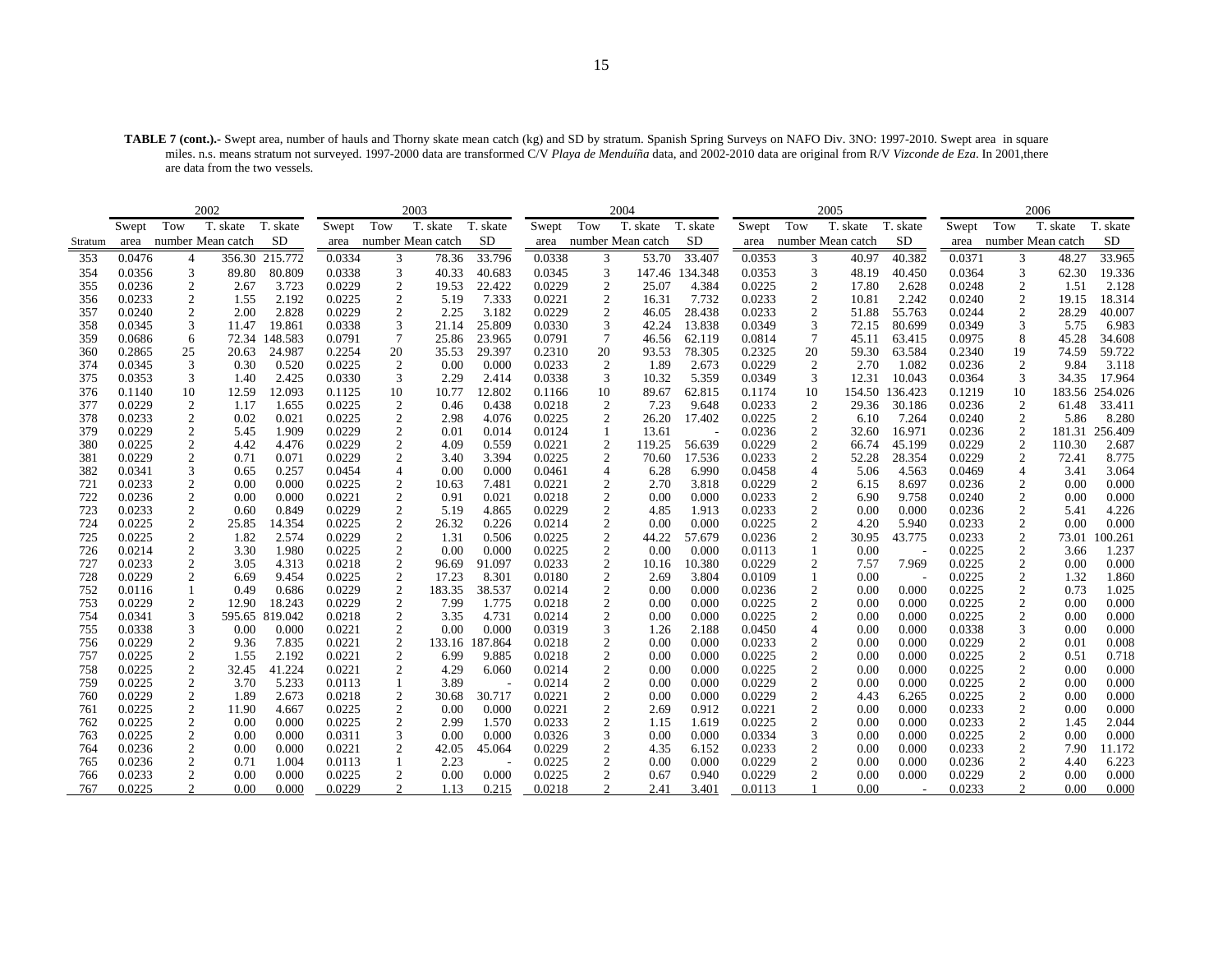**TABLE 7 (cont.).-** Swept area, number of hauls and Thorny skate mean catch (kg) and SD by stratum. Spanish Spring Surveys on NAFO Div. 3NO: 1997-2010. Swept area in square miles. n.s. means stratum not surveyed. 1997-2000 data are transformed C/V *Playa de Menduíña* data, and 2002-2010 data are original from R/V *Vizconde de Eza*. In 2001,there are data from the two vessels.

| | 2002 | | | | 2003 | | | | 2004 | | | | 2005 | | | | 2006 | | | |
|---|---|---|---|---|---|---|---|---|---|---|---|---|---|---|---|---|---|---|---|---|
| Stratum | Swept area | Tow number | T. skate Mean catch | T. skate SD | Swept area | Tow number | T. skate Mean catch | T. skate SD | Swept area | Tow number | T. skate Mean catch | T. skate SD | Swept area | Tow number | T. skate Mean catch | T. skate SD | Swept area | Tow number | T. skate Mean catch | T. skate SD |
| 353 | 0.0476 | 4 | 356.30 | 215.772 | 0.0334 | 3 | 78.36 | 33.796 | 0.0338 | 3 | 53.70 | 33.407 | 0.0353 | 3 | 40.97 | 40.382 | 0.0371 | 3 | 48.27 | 33.965 |
| 354 | 0.0356 | 3 | 89.80 | 80.809 | 0.0338 | 3 | 40.33 | 40.683 | 0.0345 | 3 | 147.46 | 134.348 | 0.0353 | 3 | 48.19 | 40.450 | 0.0364 | 3 | 62.30 | 19.336 |
| 355 | 0.0236 | 2 | 2.67 | 3.723 | 0.0229 | 2 | 19.53 | 22.422 | 0.0229 | 2 | 25.07 | 4.384 | 0.0225 | 2 | 17.80 | 2.628 | 0.0248 | 2 | 1.51 | 2.128 |
| 356 | 0.0233 | 2 | 1.55 | 2.192 | 0.0225 | 2 | 5.19 | 7.333 | 0.0221 | 2 | 16.31 | 7.732 | 0.0233 | 2 | 10.81 | 2.242 | 0.0240 | 2 | 19.15 | 18.314 |
| 357 | 0.0240 | 2 | 2.00 | 2.828 | 0.0229 | 2 | 2.25 | 3.182 | 0.0229 | 2 | 46.05 | 28.438 | 0.0233 | 2 | 51.88 | 55.763 | 0.0244 | 2 | 28.29 | 40.007 |
| 358 | 0.0345 | 3 | 11.47 | 19.861 | 0.0338 | 3 | 21.14 | 25.809 | 0.0330 | 3 | 42.24 | 13.838 | 0.0349 | 3 | 72.15 | 80.699 | 0.0349 | 3 | 5.75 | 6.983 |
| 359 | 0.0686 | 6 | 72.34 | 148.583 | 0.0791 | 7 | 25.86 | 23.965 | 0.0791 | 7 | 46.56 | 62.119 | 0.0814 | 7 | 45.11 | 63.415 | 0.0975 | 8 | 45.28 | 34.608 |
| 360 | 0.2865 | 25 | 20.63 | 24.987 | 0.2254 | 20 | 35.53 | 29.397 | 0.2310 | 20 | 93.53 | 78.305 | 0.2325 | 20 | 59.30 | 63.584 | 0.2340 | 19 | 74.59 | 59.722 |
| 374 | 0.0345 | 3 | 0.30 | 0.520 | 0.0225 | 2 | 0.00 | 0.000 | 0.0233 | 2 | 1.89 | 2.673 | 0.0229 | 2 | 2.70 | 1.082 | 0.0236 | 2 | 9.84 | 3.118 |
| 375 | 0.0353 | 3 | 1.40 | 2.425 | 0.0330 | 3 | 2.29 | 2.414 | 0.0338 | 3 | 10.32 | 5.359 | 0.0349 | 3 | 12.31 | 10.043 | 0.0364 | 3 | 34.35 | 17.964 |
| 376 | 0.1140 | 10 | 12.59 | 12.093 | 0.1125 | 10 | 10.77 | 12.802 | 0.1166 | 10 | 89.67 | 62.815 | 0.1174 | 10 | 154.50 | 136.423 | 0.1219 | 10 | 183.56 | 254.026 |
| 377 | 0.0229 | 2 | 1.17 | 1.655 | 0.0225 | 2 | 0.46 | 0.438 | 0.0218 | 2 | 7.23 | 9.648 | 0.0233 | 2 | 29.36 | 30.186 | 0.0236 | 2 | 61.48 | 33.411 |
| 378 | 0.0233 | 2 | 0.02 | 0.021 | 0.0225 | 2 | 2.98 | 4.076 | 0.0225 | 2 | 26.20 | 17.402 | 0.0225 | 2 | 6.10 | 7.264 | 0.0240 | 2 | 5.86 | 8.280 |
| 379 | 0.0229 | 2 | 5.45 | 1.909 | 0.0229 | 2 | 0.01 | 0.014 | 0.0124 | 1 | 13.61 | - | 0.0236 | 2 | 32.60 | 16.971 | 0.0236 | 2 | 181.31 | 256.409 |
| 380 | 0.0225 | 2 | 4.42 | 4.476 | 0.0229 | 2 | 4.09 | 0.559 | 0.0221 | 2 | 119.25 | 56.639 | 0.0229 | 2 | 66.74 | 45.199 | 0.0229 | 2 | 110.30 | 2.687 |
| 381 | 0.0229 | 2 | 0.71 | 0.071 | 0.0229 | 2 | 3.40 | 3.394 | 0.0225 | 2 | 70.60 | 17.536 | 0.0233 | 2 | 52.28 | 28.354 | 0.0229 | 2 | 72.41 | 8.775 |
| 382 | 0.0341 | 3 | 0.65 | 0.257 | 0.0454 | 4 | 0.00 | 0.000 | 0.0461 | 4 | 6.28 | 6.990 | 0.0458 | 4 | 5.06 | 4.563 | 0.0469 | 4 | 3.41 | 3.064 |
| 721 | 0.0233 | 2 | 0.00 | 0.000 | 0.0225 | 2 | 10.63 | 7.481 | 0.0221 | 2 | 2.70 | 3.818 | 0.0229 | 2 | 6.15 | 8.697 | 0.0236 | 2 | 0.00 | 0.000 |
| 722 | 0.0236 | 2 | 0.00 | 0.000 | 0.0221 | 2 | 0.91 | 0.021 | 0.0218 | 2 | 0.00 | 0.000 | 0.0233 | 2 | 6.90 | 9.758 | 0.0240 | 2 | 0.00 | 0.000 |
| 723 | 0.0233 | 2 | 0.60 | 0.849 | 0.0229 | 2 | 5.19 | 4.865 | 0.0229 | 2 | 4.85 | 1.913 | 0.0233 | 2 | 0.00 | 0.000 | 0.0236 | 2 | 5.41 | 4.226 |
| 724 | 0.0225 | 2 | 25.85 | 14.354 | 0.0225 | 2 | 26.32 | 0.226 | 0.0214 | 2 | 0.00 | 0.000 | 0.0225 | 2 | 4.20 | 5.940 | 0.0233 | 2 | 0.00 | 0.000 |
| 725 | 0.0225 | 2 | 1.82 | 2.574 | 0.0229 | 2 | 1.31 | 0.506 | 0.0225 | 2 | 44.22 | 57.679 | 0.0236 | 2 | 30.95 | 43.775 | 0.0233 | 2 | 73.01 | 100.261 |
| 726 | 0.0214 | 2 | 3.30 | 1.980 | 0.0225 | 2 | 0.00 | 0.000 | 0.0225 | 2 | 0.00 | 0.000 | 0.0113 | 1 | 0.00 | - | 0.0225 | 2 | 3.66 | 1.237 |
| 727 | 0.0233 | 2 | 3.05 | 4.313 | 0.0218 | 2 | 96.69 | 91.097 | 0.0233 | 2 | 10.16 | 10.380 | 0.0229 | 2 | 7.57 | 7.969 | 0.0225 | 2 | 0.00 | 0.000 |
| 728 | 0.0229 | 2 | 6.69 | 9.454 | 0.0225 | 2 | 17.23 | 8.301 | 0.0180 | 2 | 2.69 | 3.804 | 0.0109 | 1 | 0.00 | - | 0.0225 | 2 | 1.32 | 1.860 |
| 752 | 0.0116 | 1 | 0.49 | 0.686 | 0.0229 | 2 | 183.35 | 38.537 | 0.0214 | 2 | 0.00 | 0.000 | 0.0236 | 2 | 0.00 | 0.000 | 0.0225 | 2 | 0.73 | 1.025 |
| 753 | 0.0229 | 2 | 12.90 | 18.243 | 0.0229 | 2 | 7.99 | 1.775 | 0.0218 | 2 | 0.00 | 0.000 | 0.0225 | 2 | 0.00 | 0.000 | 0.0225 | 2 | 0.00 | 0.000 |
| 754 | 0.0341 | 3 | 595.65 | 819.042 | 0.0218 | 2 | 3.35 | 4.731 | 0.0214 | 2 | 0.00 | 0.000 | 0.0225 | 2 | 0.00 | 0.000 | 0.0225 | 2 | 0.00 | 0.000 |
| 755 | 0.0338 | 3 | 0.00 | 0.000 | 0.0221 | 2 | 0.00 | 0.000 | 0.0319 | 3 | 1.26 | 2.188 | 0.0450 | 4 | 0.00 | 0.000 | 0.0338 | 3 | 0.00 | 0.000 |
| 756 | 0.0229 | 2 | 9.36 | 7.835 | 0.0221 | 2 | 133.16 | 187.864 | 0.0218 | 2 | 0.00 | 0.000 | 0.0233 | 2 | 0.00 | 0.000 | 0.0229 | 2 | 0.01 | 0.008 |
| 757 | 0.0225 | 2 | 1.55 | 2.192 | 0.0221 | 2 | 6.99 | 9.885 | 0.0218 | 2 | 0.00 | 0.000 | 0.0225 | 2 | 0.00 | 0.000 | 0.0225 | 2 | 0.51 | 0.718 |
| 758 | 0.0225 | 2 | 32.45 | 41.224 | 0.0221 | 2 | 4.29 | 6.060 | 0.0214 | 2 | 0.00 | 0.000 | 0.0225 | 2 | 0.00 | 0.000 | 0.0225 | 2 | 0.00 | 0.000 |
| 759 | 0.0225 | 2 | 3.70 | 5.233 | 0.0113 | 1 | 3.89 | - | 0.0214 | 2 | 0.00 | 0.000 | 0.0229 | 2 | 0.00 | 0.000 | 0.0225 | 2 | 0.00 | 0.000 |
| 760 | 0.0229 | 2 | 1.89 | 2.673 | 0.0218 | 2 | 30.68 | 30.717 | 0.0221 | 2 | 0.00 | 0.000 | 0.0229 | 2 | 4.43 | 6.265 | 0.0225 | 2 | 0.00 | 0.000 |
| 761 | 0.0225 | 2 | 11.90 | 4.667 | 0.0225 | 2 | 0.00 | 0.000 | 0.0221 | 2 | 2.69 | 0.912 | 0.0221 | 2 | 0.00 | 0.000 | 0.0233 | 2 | 0.00 | 0.000 |
| 762 | 0.0225 | 2 | 0.00 | 0.000 | 0.0225 | 2 | 2.99 | 1.570 | 0.0233 | 2 | 1.15 | 1.619 | 0.0225 | 2 | 0.00 | 0.000 | 0.0233 | 2 | 1.45 | 2.044 |
| 763 | 0.0225 | 2 | 0.00 | 0.000 | 0.0311 | 3 | 0.00 | 0.000 | 0.0326 | 3 | 0.00 | 0.000 | 0.0334 | 3 | 0.00 | 0.000 | 0.0225 | 2 | 0.00 | 0.000 |
| 764 | 0.0236 | 2 | 0.00 | 0.000 | 0.0221 | 2 | 42.05 | 45.064 | 0.0229 | 2 | 4.35 | 6.152 | 0.0233 | 2 | 0.00 | 0.000 | 0.0233 | 2 | 7.90 | 11.172 |
| 765 | 0.0236 | 2 | 0.71 | 1.004 | 0.0113 | 1 | 2.23 | - | 0.0225 | 2 | 0.00 | 0.000 | 0.0229 | 2 | 0.00 | 0.000 | 0.0236 | 2 | 4.40 | 6.223 |
| 766 | 0.0233 | 2 | 0.00 | 0.000 | 0.0225 | 2 | 0.00 | 0.000 | 0.0225 | 2 | 0.67 | 0.940 | 0.0229 | 2 | 0.00 | 0.000 | 0.0229 | 2 | 0.00 | 0.000 |
| 767 | 0.0225 | 2 | 0.00 | 0.000 | 0.0229 | 2 | 1.13 | 0.215 | 0.0218 | 2 | 2.41 | 3.401 | 0.0113 | 1 | 0.00 | - | 0.0233 | 2 | 0.00 | 0.000 |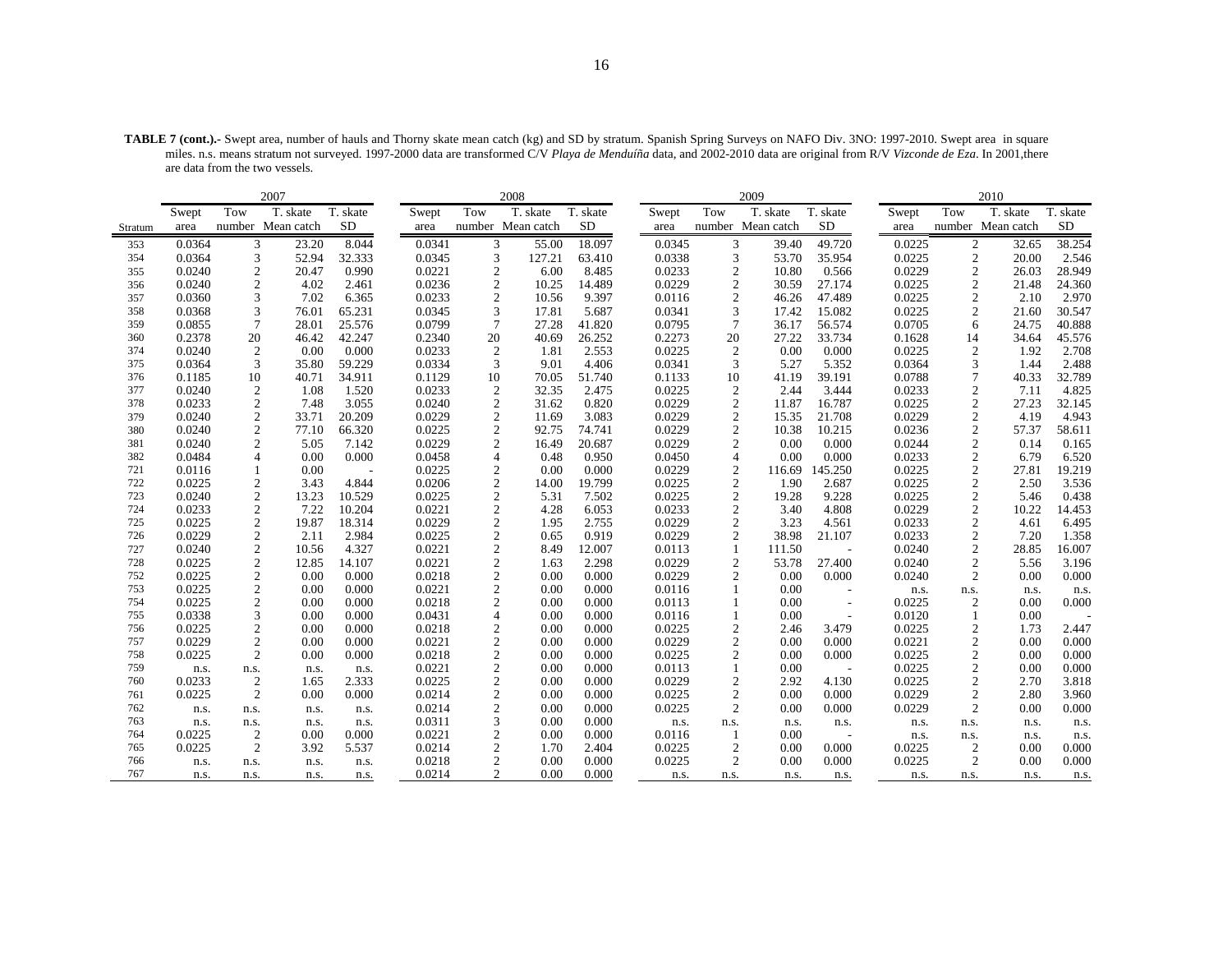**TABLE 7 (cont.).-** Swept area, number of hauls and Thorny skate mean catch (kg) and SD by stratum. Spanish Spring Surveys on NAFO Div. 3NO: 1997-2010. Swept area in square miles. n.s. means stratum not surveyed. 1997-2000 data are transformed C/V *Playa de Menduíña* data, and 2002-2010 data are original from R/V *Vizconde de Eza*. In 2001,there are data from the two vessels.

| | 2007 | | | | 2008 | | | | 2009 | | | | 2010 | | | |
|---|---|---|---|---|---|---|---|---|---|---|---|---|---|---|---|---|
| Stratum | Swept area | Tow number | T. skate Mean catch | T. skate SD | Swept area | Tow number | T. skate Mean catch | T. skate SD | Swept area | Tow number | T. skate Mean catch | T. skate SD | Swept area | Tow number | T. skate Mean catch | T. skate SD |
| 353 | 0.0364 | 3 | 23.20 | 8.044 | 0.0341 | 3 | 55.00 | 18.097 | 0.0345 | 3 | 39.40 | 49.720 | 0.0225 | 2 | 32.65 | 38.254 |
| 354 | 0.0364 | 3 | 52.94 | 32.333 | 0.0345 | 3 | 127.21 | 63.410 | 0.0338 | 3 | 53.70 | 35.954 | 0.0225 | 2 | 20.00 | 2.546 |
| 355 | 0.0240 | 2 | 20.47 | 0.990 | 0.0221 | 2 | 6.00 | 8.485 | 0.0233 | 2 | 10.80 | 0.566 | 0.0229 | 2 | 26.03 | 28.949 |
| 356 | 0.0240 | 2 | 4.02 | 2.461 | 0.0236 | 2 | 10.25 | 14.489 | 0.0229 | 2 | 30.59 | 27.174 | 0.0225 | 2 | 21.48 | 24.360 |
| 357 | 0.0360 | 3 | 7.02 | 6.365 | 0.0233 | 2 | 10.56 | 9.397 | 0.0116 | 2 | 46.26 | 47.489 | 0.0225 | 2 | 2.10 | 2.970 |
| 358 | 0.0368 | 3 | 76.01 | 65.231 | 0.0345 | 3 | 17.81 | 5.687 | 0.0341 | 3 | 17.42 | 15.082 | 0.0225 | 2 | 21.60 | 30.547 |
| 359 | 0.0855 | 7 | 28.01 | 25.576 | 0.0799 | 7 | 27.28 | 41.820 | 0.0795 | 7 | 36.17 | 56.574 | 0.0705 | 6 | 24.75 | 40.888 |
| 360 | 0.2378 | 20 | 46.42 | 42.247 | 0.2340 | 20 | 40.69 | 26.252 | 0.2273 | 20 | 27.22 | 33.734 | 0.1628 | 14 | 34.64 | 45.576 |
| 374 | 0.0240 | 2 | 0.00 | 0.000 | 0.0233 | 2 | 1.81 | 2.553 | 0.0225 | 2 | 0.00 | 0.000 | 0.0225 | 2 | 1.92 | 2.708 |
| 375 | 0.0364 | 3 | 35.80 | 59.229 | 0.0334 | 3 | 9.01 | 4.406 | 0.0341 | 3 | 5.27 | 5.352 | 0.0364 | 3 | 1.44 | 2.488 |
| 376 | 0.1185 | 10 | 40.71 | 34.911 | 0.1129 | 10 | 70.05 | 51.740 | 0.1133 | 10 | 41.19 | 39.191 | 0.0788 | 7 | 40.33 | 32.789 |
| 377 | 0.0240 | 2 | 1.08 | 1.520 | 0.0233 | 2 | 32.35 | 2.475 | 0.0225 | 2 | 2.44 | 3.444 | 0.0233 | 2 | 7.11 | 4.825 |
| 378 | 0.0233 | 2 | 7.48 | 3.055 | 0.0240 | 2 | 31.62 | 0.820 | 0.0229 | 2 | 11.87 | 16.787 | 0.0225 | 2 | 27.23 | 32.145 |
| 379 | 0.0240 | 2 | 33.71 | 20.209 | 0.0229 | 2 | 11.69 | 3.083 | 0.0229 | 2 | 15.35 | 21.708 | 0.0229 | 2 | 4.19 | 4.943 |
| 380 | 0.0240 | 2 | 77.10 | 66.320 | 0.0225 | 2 | 92.75 | 74.741 | 0.0229 | 2 | 10.38 | 10.215 | 0.0236 | 2 | 57.37 | 58.611 |
| 381 | 0.0240 | 2 | 5.05 | 7.142 | 0.0229 | 2 | 16.49 | 20.687 | 0.0229 | 2 | 0.00 | 0.000 | 0.0244 | 2 | 0.14 | 0.165 |
| 382 | 0.0484 | 4 | 0.00 | 0.000 | 0.0458 | 4 | 0.48 | 0.950 | 0.0450 | 4 | 0.00 | 0.000 | 0.0233 | 2 | 6.79 | 6.520 |
| 721 | 0.0116 | 1 | 0.00 | - | 0.0225 | 2 | 0.00 | 0.000 | 0.0229 | 2 | 116.69 | 145.250 | 0.0225 | 2 | 27.81 | 19.219 |
| 722 | 0.0225 | 2 | 3.43 | 4.844 | 0.0206 | 2 | 14.00 | 19.799 | 0.0225 | 2 | 1.90 | 2.687 | 0.0225 | 2 | 2.50 | 3.536 |
| 723 | 0.0240 | 2 | 13.23 | 10.529 | 0.0225 | 2 | 5.31 | 7.502 | 0.0225 | 2 | 19.28 | 9.228 | 0.0225 | 2 | 5.46 | 0.438 |
| 724 | 0.0233 | 2 | 7.22 | 10.204 | 0.0221 | 2 | 4.28 | 6.053 | 0.0233 | 2 | 3.40 | 4.808 | 0.0229 | 2 | 10.22 | 14.453 |
| 725 | 0.0225 | 2 | 19.87 | 18.314 | 0.0229 | 2 | 1.95 | 2.755 | 0.0229 | 2 | 3.23 | 4.561 | 0.0233 | 2 | 4.61 | 6.495 |
| 726 | 0.0229 | 2 | 2.11 | 2.984 | 0.0225 | 2 | 0.65 | 0.919 | 0.0229 | 2 | 38.98 | 21.107 | 0.0233 | 2 | 7.20 | 1.358 |
| 727 | 0.0240 | 2 | 10.56 | 4.327 | 0.0221 | 2 | 8.49 | 12.007 | 0.0113 | 1 | 111.50 | - | 0.0240 | 2 | 28.85 | 16.007 |
| 728 | 0.0225 | 2 | 12.85 | 14.107 | 0.0221 | 2 | 1.63 | 2.298 | 0.0229 | 2 | 53.78 | 27.400 | 0.0240 | 2 | 5.56 | 3.196 |
| 752 | 0.0225 | 2 | 0.00 | 0.000 | 0.0218 | 2 | 0.00 | 0.000 | 0.0229 | 2 | 0.00 | 0.000 | 0.0240 | 2 | 0.00 | 0.000 |
| 753 | 0.0225 | 2 | 0.00 | 0.000 | 0.0221 | 2 | 0.00 | 0.000 | 0.0116 | 1 | 0.00 | - | n.s. | n.s. | n.s. | n.s. |
| 754 | 0.0225 | 2 | 0.00 | 0.000 | 0.0218 | 2 | 0.00 | 0.000 | 0.0113 | 1 | 0.00 | - | 0.0225 | 2 | 0.00 | 0.000 |
| 755 | 0.0338 | 3 | 0.00 | 0.000 | 0.0431 | 4 | 0.00 | 0.000 | 0.0116 | 1 | 0.00 | - | 0.0120 | 1 | 0.00 | - |
| 756 | 0.0225 | 2 | 0.00 | 0.000 | 0.0218 | 2 | 0.00 | 0.000 | 0.0225 | 2 | 2.46 | 3.479 | 0.0225 | 2 | 1.73 | 2.447 |
| 757 | 0.0229 | 2 | 0.00 | 0.000 | 0.0221 | 2 | 0.00 | 0.000 | 0.0229 | 2 | 0.00 | 0.000 | 0.0221 | 2 | 0.00 | 0.000 |
| 758 | 0.0225 | 2 | 0.00 | 0.000 | 0.0218 | 2 | 0.00 | 0.000 | 0.0225 | 2 | 0.00 | 0.000 | 0.0225 | 2 | 0.00 | 0.000 |
| 759 | n.s. | n.s. | n.s. | n.s. | 0.0221 | 2 | 0.00 | 0.000 | 0.0113 | 1 | 0.00 | - | 0.0225 | 2 | 0.00 | 0.000 |
| 760 | 0.0233 | 2 | 1.65 | 2.333 | 0.0225 | 2 | 0.00 | 0.000 | 0.0229 | 2 | 2.92 | 4.130 | 0.0225 | 2 | 2.70 | 3.818 |
| 761 | 0.0225 | 2 | 0.00 | 0.000 | 0.0214 | 2 | 0.00 | 0.000 | 0.0225 | 2 | 0.00 | 0.000 | 0.0229 | 2 | 2.80 | 3.960 |
| 762 | n.s. | n.s. | n.s. | n.s. | 0.0214 | 2 | 0.00 | 0.000 | 0.0225 | 2 | 0.00 | 0.000 | 0.0229 | 2 | 0.00 | 0.000 |
| 763 | n.s. | n.s. | n.s. | n.s. | 0.0311 | 3 | 0.00 | 0.000 | n.s. | n.s. | n.s. | n.s. | n.s. | n.s. | n.s. | n.s. |
| 764 | 0.0225 | 2 | 0.00 | 0.000 | 0.0221 | 2 | 0.00 | 0.000 | 0.0116 | 1 | 0.00 | - | n.s. | n.s. | n.s. | n.s. |
| 765 | 0.0225 | 2 | 3.92 | 5.537 | 0.0214 | 2 | 1.70 | 2.404 | 0.0225 | 2 | 0.00 | 0.000 | 0.0225 | 2 | 0.00 | 0.000 |
| 766 | n.s. | n.s. | n.s. | n.s. | 0.0218 | 2 | 0.00 | 0.000 | 0.0225 | 2 | 0.00 | 0.000 | 0.0225 | 2 | 0.00 | 0.000 |
| 767 | n.s. | n.s. | n.s. | n.s. | 0.0214 | 2 | 0.00 | 0.000 | n.s. | n.s. | n.s. | n.s. | n.s. | n.s. | n.s. | n.s. |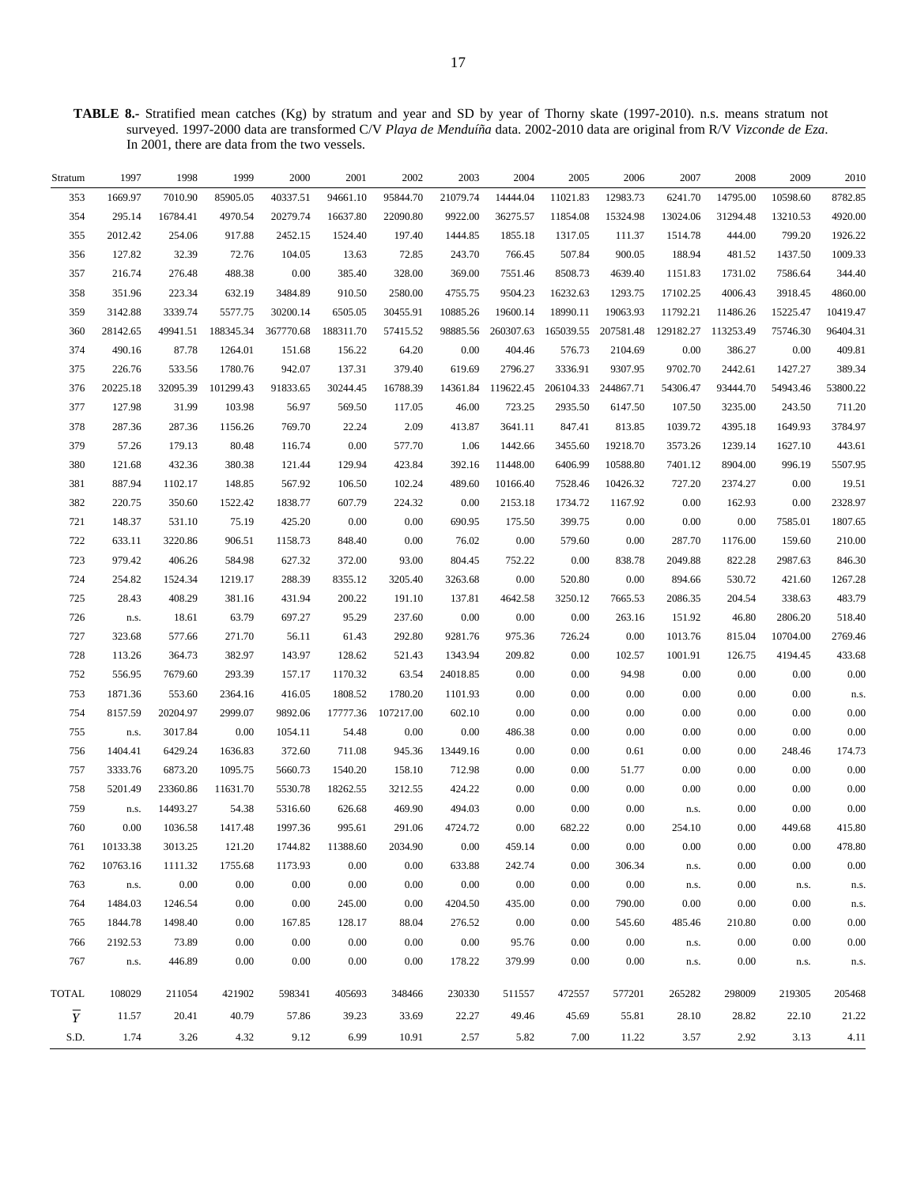**TABLE 8.-** Stratified mean catches (Kg) by stratum and year and SD by year of Thorny skate (1997-2010). n.s. means stratum not surveyed. 1997-2000 data are transformed C/V *Playa de Menduíña* data. 2002-2010 data are original from R/V *Vizconde de Eza*. In 2001, there are data from the two vessels.

| Stratum | 1997 | 1998 | 1999 | 2000 | 2001 | 2002 | 2003 | 2004 | 2005 | 2006 | 2007 | 2008 | 2009 | 2010 |
|---|---|---|---|---|---|---|---|---|---|---|---|---|---|---|
| 353 | 1669.97 | 7010.90 | 85905.05 | 40337.51 | 94661.10 | 95844.70 | 21079.74 | 14444.04 | 11021.83 | 12983.73 | 6241.70 | 14795.00 | 10598.60 | 8782.85 |
| 354 | 295.14 | 16784.41 | 4970.54 | 20279.74 | 16637.80 | 22090.80 | 9922.00 | 36275.57 | 11854.08 | 15324.98 | 13024.06 | 31294.48 | 13210.53 | 4920.00 |
| 355 | 2012.42 | 254.06 | 917.88 | 2452.15 | 1524.40 | 197.40 | 1444.85 | 1855.18 | 1317.05 | 111.37 | 1514.78 | 444.00 | 799.20 | 1926.22 |
| 356 | 127.82 | 32.39 | 72.76 | 104.05 | 13.63 | 72.85 | 243.70 | 766.45 | 507.84 | 900.05 | 188.94 | 481.52 | 1437.50 | 1009.33 |
| 357 | 216.74 | 276.48 | 488.38 | 0.00 | 385.40 | 328.00 | 369.00 | 7551.46 | 8508.73 | 4639.40 | 1151.83 | 1731.02 | 7586.64 | 344.40 |
| 358 | 351.96 | 223.34 | 632.19 | 3484.89 | 910.50 | 2580.00 | 4755.75 | 9504.23 | 16232.63 | 1293.75 | 17102.25 | 4006.43 | 3918.45 | 4860.00 |
| 359 | 3142.88 | 3339.74 | 5577.75 | 30200.14 | 6505.05 | 30455.91 | 10885.26 | 19600.14 | 18990.11 | 19063.93 | 11792.21 | 11486.26 | 15225.47 | 10419.47 |
| 360 | 28142.65 | 49941.51 | 188345.34 | 367770.68 | 188311.70 | 57415.52 | 98885.56 | 260307.63 | 165039.55 | 207581.48 | 129182.27 | 113253.49 | 75746.30 | 96404.31 |
| 374 | 490.16 | 87.78 | 1264.01 | 151.68 | 156.22 | 64.20 | 0.00 | 404.46 | 576.73 | 2104.69 | 0.00 | 386.27 | 0.00 | 409.81 |
| 375 | 226.76 | 533.56 | 1780.76 | 942.07 | 137.31 | 379.40 | 619.69 | 2796.27 | 3336.91 | 9307.95 | 9702.70 | 2442.61 | 1427.27 | 389.34 |
| 376 | 20225.18 | 32095.39 | 101299.43 | 91833.65 | 30244.45 | 16788.39 | 14361.84 | 119622.45 | 206104.33 | 244867.71 | 54306.47 | 93444.70 | 54943.46 | 53800.22 |
| 377 | 127.98 | 31.99 | 103.98 | 56.97 | 569.50 | 117.05 | 46.00 | 723.25 | 2935.50 | 6147.50 | 107.50 | 3235.00 | 243.50 | 711.20 |
| 378 | 287.36 | 287.36 | 1156.26 | 769.70 | 22.24 | 2.09 | 413.87 | 3641.11 | 847.41 | 813.85 | 1039.72 | 4395.18 | 1649.93 | 3784.97 |
| 379 | 57.26 | 179.13 | 80.48 | 116.74 | 0.00 | 577.70 | 1.06 | 1442.66 | 3455.60 | 19218.70 | 3573.26 | 1239.14 | 1627.10 | 443.61 |
| 380 | 121.68 | 432.36 | 380.38 | 121.44 | 129.94 | 423.84 | 392.16 | 11448.00 | 6406.99 | 10588.80 | 7401.12 | 8904.00 | 996.19 | 5507.95 |
| 381 | 887.94 | 1102.17 | 148.85 | 567.92 | 106.50 | 102.24 | 489.60 | 10166.40 | 7528.46 | 10426.32 | 727.20 | 2374.27 | 0.00 | 19.51 |
| 382 | 220.75 | 350.60 | 1522.42 | 1838.77 | 607.79 | 224.32 | 0.00 | 2153.18 | 1734.72 | 1167.92 | 0.00 | 162.93 | 0.00 | 2328.97 |
| 721 | 148.37 | 531.10 | 75.19 | 425.20 | 0.00 | 0.00 | 690.95 | 175.50 | 399.75 | 0.00 | 0.00 | 0.00 | 7585.01 | 1807.65 |
| 722 | 633.11 | 3220.86 | 906.51 | 1158.73 | 848.40 | 0.00 | 76.02 | 0.00 | 579.60 | 0.00 | 287.70 | 1176.00 | 159.60 | 210.00 |
| 723 | 979.42 | 406.26 | 584.98 | 627.32 | 372.00 | 93.00 | 804.45 | 752.22 | 0.00 | 838.78 | 2049.88 | 822.28 | 2987.63 | 846.30 |
| 724 | 254.82 | 1524.34 | 1219.17 | 288.39 | 8355.12 | 3205.40 | 3263.68 | 0.00 | 520.80 | 0.00 | 894.66 | 530.72 | 421.60 | 1267.28 |
| 725 | 28.43 | 408.29 | 381.16 | 431.94 | 200.22 | 191.10 | 137.81 | 4642.58 | 3250.12 | 7665.53 | 2086.35 | 204.54 | 338.63 | 483.79 |
| 726 | n.s. | 18.61 | 63.79 | 697.27 | 95.29 | 237.60 | 0.00 | 0.00 | 0.00 | 263.16 | 151.92 | 46.80 | 2806.20 | 518.40 |
| 727 | 323.68 | 577.66 | 271.70 | 56.11 | 61.43 | 292.80 | 9281.76 | 975.36 | 726.24 | 0.00 | 1013.76 | 815.04 | 10704.00 | 2769.46 |
| 728 | 113.26 | 364.73 | 382.97 | 143.97 | 128.62 | 521.43 | 1343.94 | 209.82 | 0.00 | 102.57 | 1001.91 | 126.75 | 4194.45 | 433.68 |
| 752 | 556.95 | 7679.60 | 293.39 | 157.17 | 1170.32 | 63.54 | 24018.85 | 0.00 | 0.00 | 94.98 | 0.00 | 0.00 | 0.00 | 0.00 |
| 753 | 1871.36 | 553.60 | 2364.16 | 416.05 | 1808.52 | 1780.20 | 1101.93 | 0.00 | 0.00 | 0.00 | 0.00 | 0.00 | 0.00 | n.s. |
| 754 | 8157.59 | 20204.97 | 2999.07 | 9892.06 | 17777.36 | 107217.00 | 602.10 | 0.00 | 0.00 | 0.00 | 0.00 | 0.00 | 0.00 | 0.00 |
| 755 | n.s. | 3017.84 | 0.00 | 1054.11 | 54.48 | 0.00 | 0.00 | 486.38 | 0.00 | 0.00 | 0.00 | 0.00 | 0.00 | 0.00 |
| 756 | 1404.41 | 6429.24 | 1636.83 | 372.60 | 711.08 | 945.36 | 13449.16 | 0.00 | 0.00 | 0.61 | 0.00 | 0.00 | 248.46 | 174.73 |
| 757 | 3333.76 | 6873.20 | 1095.75 | 5660.73 | 1540.20 | 158.10 | 712.98 | 0.00 | 0.00 | 51.77 | 0.00 | 0.00 | 0.00 | 0.00 |
| 758 | 5201.49 | 23360.86 | 11631.70 | 5530.78 | 18262.55 | 3212.55 | 424.22 | 0.00 | 0.00 | 0.00 | 0.00 | 0.00 | 0.00 | 0.00 |
| 759 | n.s. | 14493.27 | 54.38 | 5316.60 | 626.68 | 469.90 | 494.03 | 0.00 | 0.00 | 0.00 | n.s. | 0.00 | 0.00 | 0.00 |
| 760 | 0.00 | 1036.58 | 1417.48 | 1997.36 | 995.61 | 291.06 | 4724.72 | 0.00 | 682.22 | 0.00 | 254.10 | 0.00 | 449.68 | 415.80 |
| 761 | 10133.38 | 3013.25 | 121.20 | 1744.82 | 11388.60 | 2034.90 | 0.00 | 459.14 | 0.00 | 0.00 | 0.00 | 0.00 | 0.00 | 478.80 |
| 762 | 10763.16 | 1111.32 | 1755.68 | 1173.93 | 0.00 | 0.00 | 633.88 | 242.74 | 0.00 | 306.34 | n.s. | 0.00 | 0.00 | 0.00 |
| 763 | n.s. | 0.00 | 0.00 | 0.00 | 0.00 | 0.00 | 0.00 | 0.00 | 0.00 | 0.00 | n.s. | 0.00 | n.s. | n.s. |
| 764 | 1484.03 | 1246.54 | 0.00 | 0.00 | 245.00 | 0.00 | 4204.50 | 435.00 | 0.00 | 790.00 | 0.00 | 0.00 | 0.00 | n.s. |
| 765 | 1844.78 | 1498.40 | 0.00 | 167.85 | 128.17 | 88.04 | 276.52 | 0.00 | 0.00 | 545.60 | 485.46 | 210.80 | 0.00 | 0.00 |
| 766 | 2192.53 | 73.89 | 0.00 | 0.00 | 0.00 | 0.00 | 0.00 | 95.76 | 0.00 | 0.00 | n.s. | 0.00 | 0.00 | 0.00 |
| 767 | n.s. | 446.89 | 0.00 | 0.00 | 0.00 | 0.00 | 178.22 | 379.99 | 0.00 | 0.00 | n.s. | 0.00 | n.s. | n.s. |
| TOTAL | 108029 | 211054 | 421902 | 598341 | 405693 | 348466 | 230330 | 511557 | 472557 | 577201 | 265282 | 298009 | 219305 | 205468 |
| $\overline{Y}$ | 11.57 | 20.41 | 40.79 | 57.86 | 39.23 | 33.69 | 22.27 | 49.46 | 45.69 | 55.81 | 28.10 | 28.82 | 22.10 | 21.22 |
| S.D. | 1.74 | 3.26 | 4.32 | 9.12 | 6.99 | 10.91 | 2.57 | 5.82 | 7.00 | 11.22 | 3.57 | 2.92 | 3.13 | 4.11 |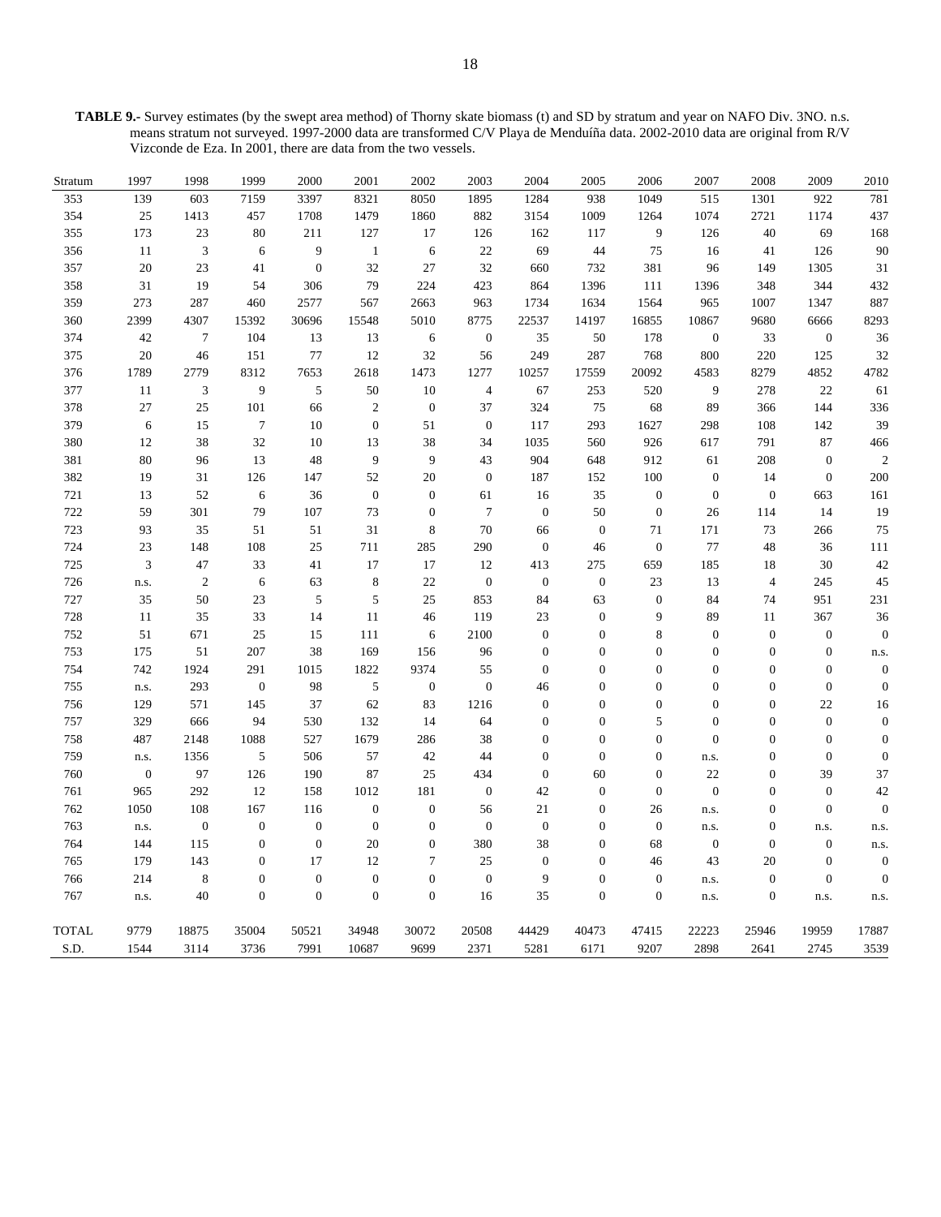**TABLE 9.-** Survey estimates (by the swept area method) of Thorny skate biomass (t) and SD by stratum and year on NAFO Div. 3NO. n.s. means stratum not surveyed. 1997-2000 data are transformed C/V Playa de Menduíña data. 2002-2010 data are original from R/V Vizconde de Eza. In 2001, there are data from the two vessels.

| Stratum | 1997 | 1998 | 1999 | 2000 | 2001 | 2002 | 2003 | 2004 | 2005 | 2006 | 2007 | 2008 | 2009 | 2010 |
|---|---|---|---|---|---|---|---|---|---|---|---|---|---|---|
| 353 | 139 | 603 | 7159 | 3397 | 8321 | 8050 | 1895 | 1284 | 938 | 1049 | 515 | 1301 | 922 | 781 |
| 354 | 25 | 1413 | 457 | 1708 | 1479 | 1860 | 882 | 3154 | 1009 | 1264 | 1074 | 2721 | 1174 | 437 |
| 355 | 173 | 23 | 80 | 211 | 127 | 17 | 126 | 162 | 117 | 9 | 126 | 40 | 69 | 168 |
| 356 | 11 | 3 | 6 | 9 | 1 | 6 | 22 | 69 | 44 | 75 | 16 | 41 | 126 | 90 |
| 357 | 20 | 23 | 41 | 0 | 32 | 27 | 32 | 660 | 732 | 381 | 96 | 149 | 1305 | 31 |
| 358 | 31 | 19 | 54 | 306 | 79 | 224 | 423 | 864 | 1396 | 111 | 1396 | 348 | 344 | 432 |
| 359 | 273 | 287 | 460 | 2577 | 567 | 2663 | 963 | 1734 | 1634 | 1564 | 965 | 1007 | 1347 | 887 |
| 360 | 2399 | 4307 | 15392 | 30696 | 15548 | 5010 | 8775 | 22537 | 14197 | 16855 | 10867 | 9680 | 6666 | 8293 |
| 374 | 42 | 7 | 104 | 13 | 13 | 6 | 0 | 35 | 50 | 178 | 0 | 33 | 0 | 36 |
| 375 | 20 | 46 | 151 | 77 | 12 | 32 | 56 | 249 | 287 | 768 | 800 | 220 | 125 | 32 |
| 376 | 1789 | 2779 | 8312 | 7653 | 2618 | 1473 | 1277 | 10257 | 17559 | 20092 | 4583 | 8279 | 4852 | 4782 |
| 377 | 11 | 3 | 9 | 5 | 50 | 10 | 4 | 67 | 253 | 520 | 9 | 278 | 22 | 61 |
| 378 | 27 | 25 | 101 | 66 | 2 | 0 | 37 | 324 | 75 | 68 | 89 | 366 | 144 | 336 |
| 379 | 6 | 15 | 7 | 10 | 0 | 51 | 0 | 117 | 293 | 1627 | 298 | 108 | 142 | 39 |
| 380 | 12 | 38 | 32 | 10 | 13 | 38 | 34 | 1035 | 560 | 926 | 617 | 791 | 87 | 466 |
| 381 | 80 | 96 | 13 | 48 | 9 | 9 | 43 | 904 | 648 | 912 | 61 | 208 | 0 | 2 |
| 382 | 19 | 31 | 126 | 147 | 52 | 20 | 0 | 187 | 152 | 100 | 0 | 14 | 0 | 200 |
| 721 | 13 | 52 | 6 | 36 | 0 | 0 | 61 | 16 | 35 | 0 | 0 | 0 | 663 | 161 |
| 722 | 59 | 301 | 79 | 107 | 73 | 0 | 7 | 0 | 50 | 0 | 26 | 114 | 14 | 19 |
| 723 | 93 | 35 | 51 | 51 | 31 | 8 | 70 | 66 | 0 | 71 | 171 | 73 | 266 | 75 |
| 724 | 23 | 148 | 108 | 25 | 711 | 285 | 290 | 0 | 46 | 0 | 77 | 48 | 36 | 111 |
| 725 | 3 | 47 | 33 | 41 | 17 | 17 | 12 | 413 | 275 | 659 | 185 | 18 | 30 | 42 |
| 726 | n.s. | 2 | 6 | 63 | 8 | 22 | 0 | 0 | 0 | 23 | 13 | 4 | 245 | 45 |
| 727 | 35 | 50 | 23 | 5 | 5 | 25 | 853 | 84 | 63 | 0 | 84 | 74 | 951 | 231 |
| 728 | 11 | 35 | 33 | 14 | 11 | 46 | 119 | 23 | 0 | 9 | 89 | 11 | 367 | 36 |
| 752 | 51 | 671 | 25 | 15 | 111 | 6 | 2100 | 0 | 0 | 8 | 0 | 0 | 0 | 0 |
| 753 | 175 | 51 | 207 | 38 | 169 | 156 | 96 | 0 | 0 | 0 | 0 | 0 | 0 | n.s. |
| 754 | 742 | 1924 | 291 | 1015 | 1822 | 9374 | 55 | 0 | 0 | 0 | 0 | 0 | 0 | 0 |
| 755 | n.s. | 293 | 0 | 98 | 5 | 0 | 0 | 46 | 0 | 0 | 0 | 0 | 0 | 0 |
| 756 | 129 | 571 | 145 | 37 | 62 | 83 | 1216 | 0 | 0 | 0 | 0 | 0 | 22 | 16 |
| 757 | 329 | 666 | 94 | 530 | 132 | 14 | 64 | 0 | 0 | 5 | 0 | 0 | 0 | 0 |
| 758 | 487 | 2148 | 1088 | 527 | 1679 | 286 | 38 | 0 | 0 | 0 | 0 | 0 | 0 | 0 |
| 759 | n.s. | 1356 | 5 | 506 | 57 | 42 | 44 | 0 | 0 | 0 | n.s. | 0 | 0 | 0 |
| 760 | 0 | 97 | 126 | 190 | 87 | 25 | 434 | 0 | 60 | 0 | 22 | 0 | 39 | 37 |
| 761 | 965 | 292 | 12 | 158 | 1012 | 181 | 0 | 42 | 0 | 0 | 0 | 0 | 0 | 42 |
| 762 | 1050 | 108 | 167 | 116 | 0 | 0 | 56 | 21 | 0 | 26 | n.s. | 0 | 0 | 0 |
| 763 | n.s. | 0 | 0 | 0 | 0 | 0 | 0 | 0 | 0 | 0 | n.s. | 0 | n.s. | n.s. |
| 764 | 144 | 115 | 0 | 0 | 20 | 0 | 380 | 38 | 0 | 68 | 0 | 0 | 0 | n.s. |
| 765 | 179 | 143 | 0 | 17 | 12 | 7 | 25 | 0 | 0 | 46 | 43 | 20 | 0 | 0 |
| 766 | 214 | 8 | 0 | 0 | 0 | 0 | 0 | 9 | 0 | 0 | n.s. | 0 | 0 | 0 |
| 767 | n.s. | 40 | 0 | 0 | 0 | 0 | 16 | 35 | 0 | 0 | n.s. | 0 | n.s. | n.s. |
| TOTAL | 9779 | 18875 | 35004 | 50521 | 34948 | 30072 | 20508 | 44429 | 40473 | 47415 | 22223 | 25946 | 19959 | 17887 |
| S.D. | 1544 | 3114 | 3736 | 7991 | 10687 | 9699 | 2371 | 5281 | 6171 | 9207 | 2898 | 2641 | 2745 | 3539 |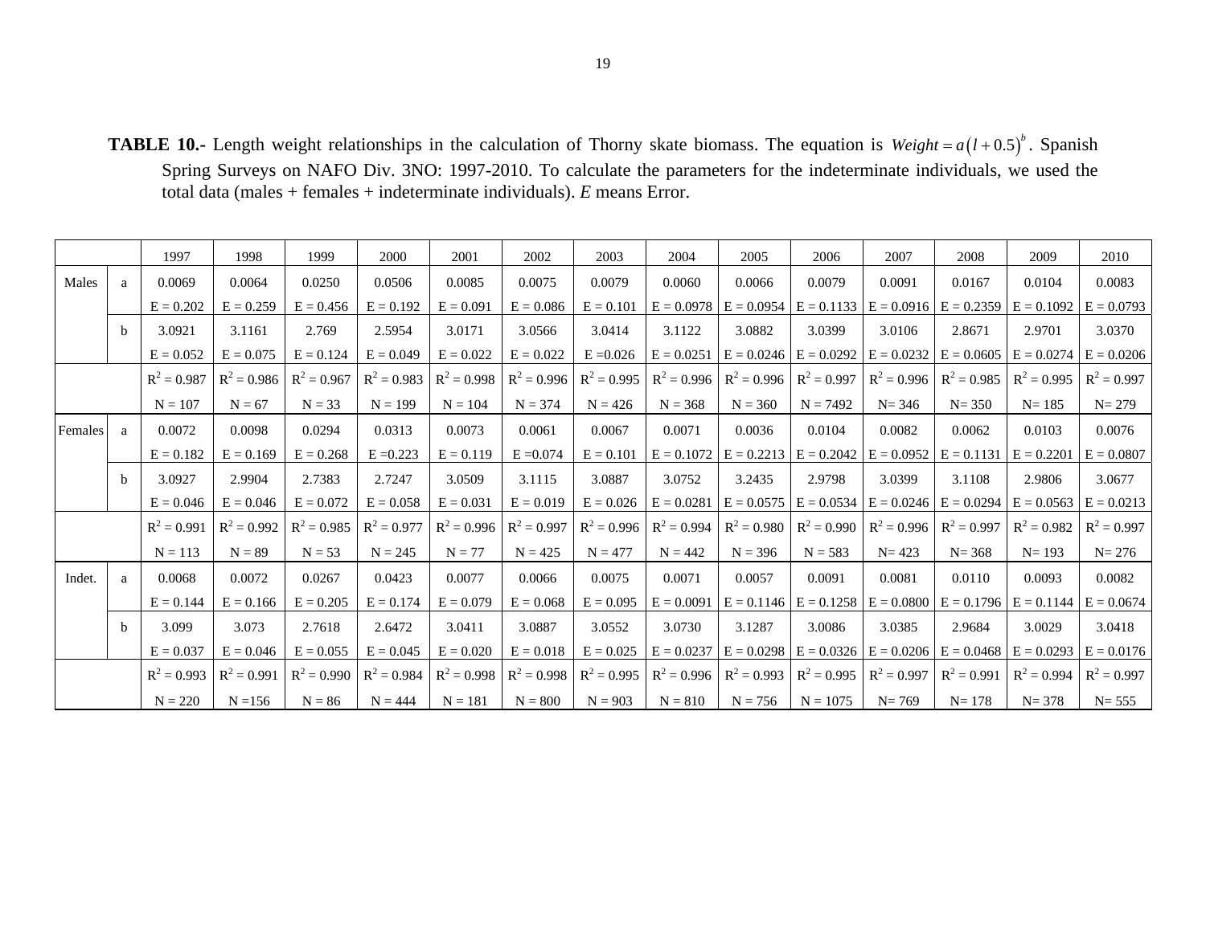**TABLE 10.-** Length weight relationships in the calculation of Thorny skate biomass. The equation is $Weight = a(l+0.5)^b$. Spanish Spring Surveys on NAFO Div. 3NO: 1997-2010. To calculate the parameters for the indeterminate individuals, we used the total data (males + females + indeterminate individuals). *E* means Error.

| | | 1997 | 1998 | 1999 | 2000 | 2001 | 2002 | 2003 | 2004 | 2005 | 2006 | 2007 | 2008 | 2009 | 2010 |
|---|---|---|---|---|---|---|---|---|---|---|---|---|---|---|---|
| Males | a | 0.0069 | 0.0064 | 0.0250 | 0.0506 | 0.0085 | 0.0075 | 0.0079 | 0.0060 | 0.0066 | 0.0079 | 0.0091 | 0.0167 | 0.0104 | 0.0083 |
| | | E = 0.202 | E = 0.259 | E = 0.456 | E = 0.192 | E = 0.091 | E = 0.086 | E = 0.101 | E = 0.0978 | E = 0.0954 | E = 0.1133 | E = 0.0916 | E = 0.2359 | E = 0.1092 | E = 0.0793 |
| | b | 3.0921 | 3.1161 | 2.769 | 2.5954 | 3.0171 | 3.0566 | 3.0414 | 3.1122 | 3.0882 | 3.0399 | 3.0106 | 2.8671 | 2.9701 | 3.0370 |
| | | E = 0.052 | E = 0.075 | E = 0.124 | E = 0.049 | E = 0.022 | E = 0.022 | E =0.026 | E = 0.0251 | E = 0.0246 | E = 0.0292 | E = 0.0232 | E = 0.0605 | E = 0.0274 | E = 0.0206 |
| | | $R^2$ = 0.987 | $R^2$ = 0.986 | $R^2$ = 0.967 | $R^2$ = 0.983 | $R^2$ = 0.998 | $R^2$ = 0.996 | $R^2$ = 0.995 | $R^2$ = 0.996 | $R^2$ = 0.996 | $R^2$ = 0.997 | $R^2$ = 0.996 | $R^2$ = 0.985 | $R^2$ = 0.995 | $R^2$ = 0.997 |
| | | N = 107 | N = 67 | N = 33 | N = 199 | N = 104 | N = 374 | N = 426 | N = 368 | N = 360 | N = 7492 | N= 346 | N= 350 | N= 185 | N= 279 |
| Females | a | 0.0072 | 0.0098 | 0.0294 | 0.0313 | 0.0073 | 0.0061 | 0.0067 | 0.0071 | 0.0036 | 0.0104 | 0.0082 | 0.0062 | 0.0103 | 0.0076 |
| | | E = 0.182 | E = 0.169 | E = 0.268 | E =0.223 | E = 0.119 | E =0.074 | E = 0.101 | E = 0.1072 | E = 0.2213 | E = 0.2042 | E = 0.0952 | E = 0.1131 | E = 0.2201 | E = 0.0807 |
| | b | 3.0927 | 2.9904 | 2.7383 | 2.7247 | 3.0509 | 3.1115 | 3.0887 | 3.0752 | 3.2435 | 2.9798 | 3.0399 | 3.1108 | 2.9806 | 3.0677 |
| | | E = 0.046 | E = 0.046 | E = 0.072 | E = 0.058 | E = 0.031 | E = 0.019 | E = 0.026 | E = 0.0281 | E = 0.0575 | E = 0.0534 | E = 0.0246 | E = 0.0294 | E = 0.0563 | E = 0.0213 |
| | | $R^2$ = 0.991 | $R^2$ = 0.992 | $R^2$ = 0.985 | $R^2$ = 0.977 | $R^2$ = 0.996 | $R^2$ = 0.997 | $R^2$ = 0.996 | $R^2$ = 0.994 | $R^2$ = 0.980 | $R^2$ = 0.990 | $R^2$ = 0.996 | $R^2$ = 0.997 | $R^2$ = 0.982 | $R^2$ = 0.997 |
| | | N = 113 | N = 89 | N = 53 | N = 245 | N = 77 | N = 425 | N = 477 | N = 442 | N = 396 | N = 583 | N= 423 | N= 368 | N= 193 | N= 276 |
| Indet. | a | 0.0068 | 0.0072 | 0.0267 | 0.0423 | 0.0077 | 0.0066 | 0.0075 | 0.0071 | 0.0057 | 0.0091 | 0.0081 | 0.0110 | 0.0093 | 0.0082 |
| | | E = 0.144 | E = 0.166 | E = 0.205 | E = 0.174 | E = 0.079 | E = 0.068 | E = 0.095 | E = 0.0091 | E = 0.1146 | E = 0.1258 | E = 0.0800 | E = 0.1796 | E = 0.1144 | E = 0.0674 |
| | b | 3.099 | 3.073 | 2.7618 | 2.6472 | 3.0411 | 3.0887 | 3.0552 | 3.0730 | 3.1287 | 3.0086 | 3.0385 | 2.9684 | 3.0029 | 3.0418 |
| | | E = 0.037 | E = 0.046 | E = 0.055 | E = 0.045 | E = 0.020 | E = 0.018 | E = 0.025 | E = 0.0237 | E = 0.0298 | E = 0.0326 | E = 0.0206 | E = 0.0468 | E = 0.0293 | E = 0.0176 |
| | | $R^2$ = 0.993 | $R^2$ = 0.991 | $R^2$ = 0.990 | $R^2$ = 0.984 | $R^2$ = 0.998 | $R^2$ = 0.998 | $R^2$ = 0.995 | $R^2$ = 0.996 | $R^2$ = 0.993 | $R^2$ = 0.995 | $R^2$ = 0.997 | $R^2$ = 0.991 | $R^2$ = 0.994 | $R^2$ = 0.997 |
| | | N = 220 | N =156 | N = 86 | N = 444 | N = 181 | N = 800 | N = 903 | N = 810 | N = 756 | N = 1075 | N= 769 | N= 178 | N= 378 | N= 555 |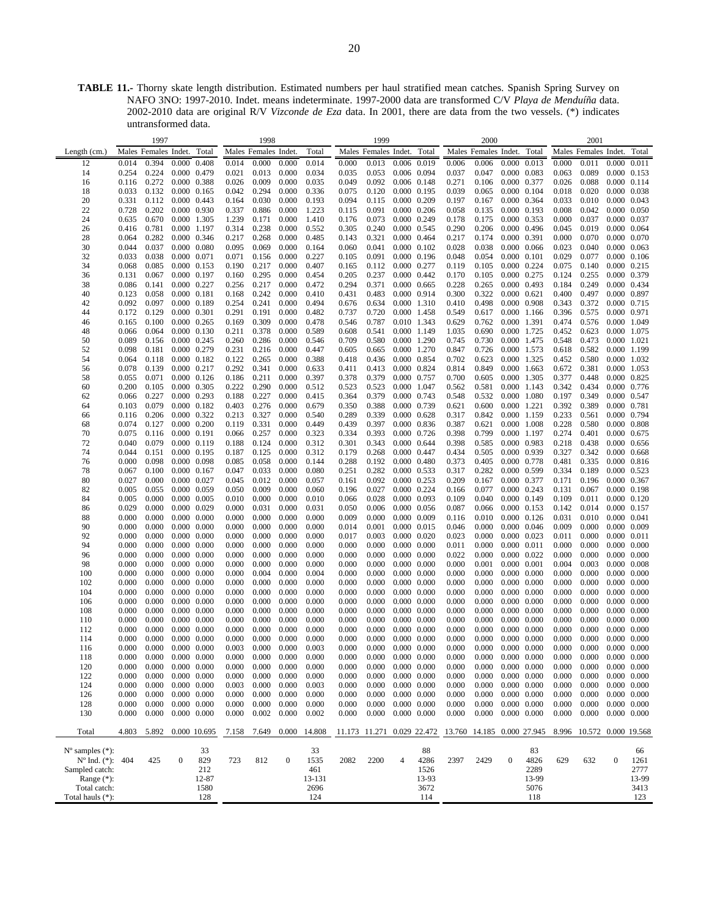**TABLE 11.-** Thorny skate length distribution. Estimated numbers per haul stratified mean catches. Spanish Spring Survey on NAFO 3NO: 1997-2010. Indet. means indeterminate. 1997-2000 data are transformed C/V *Playa de Menduíña* data. 2002-2010 data are original R/V *Vizconde de Eza* data. In 2001, there are data from the two vessels. (*) indicates untransformed data.

| | 1997 | | | | 1998 | | | | 1999 | | | | 2000 | | | | 2001 | | | |
|---|---|---|---|---|---|---|---|---|---|---|---|---|---|---|---|---|---|---|---|---|
| Length (cm.) | Males | Females | Indet. | Total | Males | Females | Indet. | Total | Males | Females | Indet. | Total | Males | Females | Indet. | Total | Males | Females | Indet. | Total |
| 12 | 0.014 | 0.394 | 0.000 | 0.408 | 0.014 | 0.000 | 0.000 | 0.014 | 0.000 | 0.013 | 0.006 | 0.019 | 0.006 | 0.006 | 0.000 | 0.013 | 0.000 | 0.011 | 0.000 | 0.011 |
| 14 | 0.254 | 0.224 | 0.000 | 0.479 | 0.021 | 0.013 | 0.000 | 0.034 | 0.035 | 0.053 | 0.006 | 0.094 | 0.037 | 0.047 | 0.000 | 0.083 | 0.063 | 0.089 | 0.000 | 0.153 |
| 16 | 0.116 | 0.272 | 0.000 | 0.388 | 0.026 | 0.009 | 0.000 | 0.035 | 0.049 | 0.092 | 0.006 | 0.148 | 0.271 | 0.106 | 0.000 | 0.377 | 0.026 | 0.088 | 0.000 | 0.114 |
| 18 | 0.033 | 0.132 | 0.000 | 0.165 | 0.042 | 0.294 | 0.000 | 0.336 | 0.075 | 0.120 | 0.000 | 0.195 | 0.039 | 0.065 | 0.000 | 0.104 | 0.018 | 0.020 | 0.000 | 0.038 |
| 20 | 0.331 | 0.112 | 0.000 | 0.443 | 0.164 | 0.030 | 0.000 | 0.193 | 0.094 | 0.115 | 0.000 | 0.209 | 0.197 | 0.167 | 0.000 | 0.364 | 0.033 | 0.010 | 0.000 | 0.043 |
| 22 | 0.728 | 0.202 | 0.000 | 0.930 | 0.337 | 0.886 | 0.000 | 1.223 | 0.115 | 0.091 | 0.000 | 0.206 | 0.058 | 0.135 | 0.000 | 0.193 | 0.008 | 0.042 | 0.000 | 0.050 |
| 24 | 0.635 | 0.670 | 0.000 | 1.305 | 1.239 | 0.171 | 0.000 | 1.410 | 0.176 | 0.073 | 0.000 | 0.249 | 0.178 | 0.175 | 0.000 | 0.353 | 0.000 | 0.037 | 0.000 | 0.037 |
| 26 | 0.416 | 0.781 | 0.000 | 1.197 | 0.314 | 0.238 | 0.000 | 0.552 | 0.305 | 0.240 | 0.000 | 0.545 | 0.290 | 0.206 | 0.000 | 0.496 | 0.045 | 0.019 | 0.000 | 0.064 |
| 28 | 0.064 | 0.282 | 0.000 | 0.346 | 0.217 | 0.268 | 0.000 | 0.485 | 0.143 | 0.321 | 0.000 | 0.464 | 0.217 | 0.174 | 0.000 | 0.391 | 0.000 | 0.070 | 0.000 | 0.070 |
| 30 | 0.044 | 0.037 | 0.000 | 0.080 | 0.095 | 0.069 | 0.000 | 0.164 | 0.060 | 0.041 | 0.000 | 0.102 | 0.028 | 0.038 | 0.000 | 0.066 | 0.023 | 0.040 | 0.000 | 0.063 |
| 32 | 0.033 | 0.038 | 0.000 | 0.071 | 0.071 | 0.156 | 0.000 | 0.227 | 0.105 | 0.091 | 0.000 | 0.196 | 0.048 | 0.054 | 0.000 | 0.101 | 0.029 | 0.077 | 0.000 | 0.106 |
| 34 | 0.068 | 0.085 | 0.000 | 0.153 | 0.190 | 0.217 | 0.000 | 0.407 | 0.165 | 0.112 | 0.000 | 0.277 | 0.119 | 0.105 | 0.000 | 0.224 | 0.075 | 0.140 | 0.000 | 0.215 |
| 36 | 0.131 | 0.067 | 0.000 | 0.197 | 0.160 | 0.295 | 0.000 | 0.454 | 0.205 | 0.237 | 0.000 | 0.442 | 0.170 | 0.105 | 0.000 | 0.275 | 0.124 | 0.255 | 0.000 | 0.379 |
| 38 | 0.086 | 0.141 | 0.000 | 0.227 | 0.256 | 0.217 | 0.000 | 0.472 | 0.294 | 0.371 | 0.000 | 0.665 | 0.228 | 0.265 | 0.000 | 0.493 | 0.184 | 0.249 | 0.000 | 0.434 |
| 40 | 0.123 | 0.058 | 0.000 | 0.181 | 0.168 | 0.242 | 0.000 | 0.410 | 0.431 | 0.483 | 0.000 | 0.914 | 0.300 | 0.322 | 0.000 | 0.621 | 0.400 | 0.497 | 0.000 | 0.897 |
| 42 | 0.092 | 0.097 | 0.000 | 0.189 | 0.254 | 0.241 | 0.000 | 0.494 | 0.676 | 0.634 | 0.000 | 1.310 | 0.410 | 0.498 | 0.000 | 0.908 | 0.343 | 0.372 | 0.000 | 0.715 |
| 44 | 0.172 | 0.129 | 0.000 | 0.301 | 0.291 | 0.191 | 0.000 | 0.482 | 0.737 | 0.720 | 0.000 | 1.458 | 0.549 | 0.617 | 0.000 | 1.166 | 0.396 | 0.575 | 0.000 | 0.971 |
| 46 | 0.165 | 0.100 | 0.000 | 0.265 | 0.169 | 0.309 | 0.000 | 0.478 | 0.546 | 0.787 | 0.010 | 1.343 | 0.629 | 0.762 | 0.000 | 1.391 | 0.474 | 0.576 | 0.000 | 1.049 |
| 48 | 0.066 | 0.064 | 0.000 | 0.130 | 0.211 | 0.378 | 0.000 | 0.589 | 0.608 | 0.541 | 0.000 | 1.149 | 1.035 | 0.690 | 0.000 | 1.725 | 0.452 | 0.623 | 0.000 | 1.075 |
| 50 | 0.089 | 0.156 | 0.000 | 0.245 | 0.260 | 0.286 | 0.000 | 0.546 | 0.709 | 0.580 | 0.000 | 1.290 | 0.745 | 0.730 | 0.000 | 1.475 | 0.548 | 0.473 | 0.000 | 1.021 |
| 52 | 0.098 | 0.181 | 0.000 | 0.279 | 0.231 | 0.216 | 0.000 | 0.447 | 0.605 | 0.665 | 0.000 | 1.270 | 0.847 | 0.726 | 0.000 | 1.573 | 0.618 | 0.582 | 0.000 | 1.199 |
| 54 | 0.064 | 0.118 | 0.000 | 0.182 | 0.122 | 0.265 | 0.000 | 0.388 | 0.418 | 0.436 | 0.000 | 0.854 | 0.702 | 0.623 | 0.000 | 1.325 | 0.452 | 0.580 | 0.000 | 1.032 |
| 56 | 0.078 | 0.139 | 0.000 | 0.217 | 0.292 | 0.341 | 0.000 | 0.633 | 0.411 | 0.413 | 0.000 | 0.824 | 0.814 | 0.849 | 0.000 | 1.663 | 0.672 | 0.381 | 0.000 | 1.053 |
| 58 | 0.055 | 0.071 | 0.000 | 0.126 | 0.186 | 0.211 | 0.000 | 0.397 | 0.378 | 0.379 | 0.000 | 0.757 | 0.700 | 0.605 | 0.000 | 1.305 | 0.377 | 0.448 | 0.000 | 0.825 |
| 60 | 0.200 | 0.105 | 0.000 | 0.305 | 0.222 | 0.290 | 0.000 | 0.512 | 0.523 | 0.523 | 0.000 | 1.047 | 0.562 | 0.581 | 0.000 | 1.143 | 0.342 | 0.434 | 0.000 | 0.776 |
| 62 | 0.066 | 0.227 | 0.000 | 0.293 | 0.188 | 0.227 | 0.000 | 0.415 | 0.364 | 0.379 | 0.000 | 0.743 | 0.548 | 0.532 | 0.000 | 1.080 | 0.197 | 0.349 | 0.000 | 0.547 |
| 64 | 0.103 | 0.079 | 0.000 | 0.182 | 0.403 | 0.276 | 0.000 | 0.679 | 0.350 | 0.388 | 0.000 | 0.739 | 0.621 | 0.600 | 0.000 | 1.221 | 0.392 | 0.389 | 0.000 | 0.781 |
| 66 | 0.116 | 0.206 | 0.000 | 0.322 | 0.213 | 0.327 | 0.000 | 0.540 | 0.289 | 0.339 | 0.000 | 0.628 | 0.317 | 0.842 | 0.000 | 1.159 | 0.233 | 0.561 | 0.000 | 0.794 |
| 68 | 0.074 | 0.127 | 0.000 | 0.200 | 0.119 | 0.331 | 0.000 | 0.449 | 0.439 | 0.397 | 0.000 | 0.836 | 0.387 | 0.621 | 0.000 | 1.008 | 0.228 | 0.580 | 0.000 | 0.808 |
| 70 | 0.075 | 0.116 | 0.000 | 0.191 | 0.066 | 0.257 | 0.000 | 0.323 | 0.334 | 0.393 | 0.000 | 0.726 | 0.398 | 0.799 | 0.000 | 1.197 | 0.274 | 0.401 | 0.000 | 0.675 |
| 72 | 0.040 | 0.079 | 0.000 | 0.119 | 0.188 | 0.124 | 0.000 | 0.312 | 0.301 | 0.343 | 0.000 | 0.644 | 0.398 | 0.585 | 0.000 | 0.983 | 0.218 | 0.438 | 0.000 | 0.656 |
| 74 | 0.044 | 0.151 | 0.000 | 0.195 | 0.187 | 0.125 | 0.000 | 0.312 | 0.179 | 0.268 | 0.000 | 0.447 | 0.434 | 0.505 | 0.000 | 0.939 | 0.327 | 0.342 | 0.000 | 0.668 |
| 76 | 0.000 | 0.098 | 0.000 | 0.098 | 0.085 | 0.058 | 0.000 | 0.144 | 0.288 | 0.192 | 0.000 | 0.480 | 0.373 | 0.405 | 0.000 | 0.778 | 0.481 | 0.335 | 0.000 | 0.816 |
| 78 | 0.067 | 0.100 | 0.000 | 0.167 | 0.047 | 0.033 | 0.000 | 0.080 | 0.251 | 0.282 | 0.000 | 0.533 | 0.317 | 0.282 | 0.000 | 0.599 | 0.334 | 0.189 | 0.000 | 0.523 |
| 80 | 0.027 | 0.000 | 0.000 | 0.027 | 0.045 | 0.012 | 0.000 | 0.057 | 0.161 | 0.092 | 0.000 | 0.253 | 0.209 | 0.167 | 0.000 | 0.377 | 0.171 | 0.196 | 0.000 | 0.367 |
| 82 | 0.005 | 0.055 | 0.000 | 0.059 | 0.050 | 0.009 | 0.000 | 0.060 | 0.196 | 0.027 | 0.000 | 0.224 | 0.166 | 0.077 | 0.000 | 0.243 | 0.131 | 0.067 | 0.000 | 0.198 |
| 84 | 0.005 | 0.000 | 0.000 | 0.005 | 0.010 | 0.000 | 0.000 | 0.010 | 0.066 | 0.028 | 0.000 | 0.093 | 0.109 | 0.040 | 0.000 | 0.149 | 0.109 | 0.011 | 0.000 | 0.120 |
| 86 | 0.029 | 0.000 | 0.000 | 0.029 | 0.000 | 0.031 | 0.000 | 0.031 | 0.050 | 0.006 | 0.000 | 0.056 | 0.087 | 0.066 | 0.000 | 0.153 | 0.142 | 0.014 | 0.000 | 0.157 |
| 88 | 0.000 | 0.000 | 0.000 | 0.000 | 0.000 | 0.000 | 0.000 | 0.000 | 0.009 | 0.000 | 0.000 | 0.009 | 0.116 | 0.010 | 0.000 | 0.126 | 0.031 | 0.010 | 0.000 | 0.041 |
| 90 | 0.000 | 0.000 | 0.000 | 0.000 | 0.000 | 0.000 | 0.000 | 0.000 | 0.014 | 0.001 | 0.000 | 0.015 | 0.046 | 0.000 | 0.000 | 0.046 | 0.009 | 0.000 | 0.000 | 0.009 |
| 92 | 0.000 | 0.000 | 0.000 | 0.000 | 0.000 | 0.000 | 0.000 | 0.000 | 0.017 | 0.003 | 0.000 | 0.020 | 0.023 | 0.000 | 0.000 | 0.023 | 0.011 | 0.000 | 0.000 | 0.011 |
| 94 | 0.000 | 0.000 | 0.000 | 0.000 | 0.000 | 0.000 | 0.000 | 0.000 | 0.000 | 0.000 | 0.000 | 0.000 | 0.011 | 0.000 | 0.000 | 0.011 | 0.000 | 0.000 | 0.000 | 0.000 |
| 96 | 0.000 | 0.000 | 0.000 | 0.000 | 0.000 | 0.000 | 0.000 | 0.000 | 0.000 | 0.000 | 0.000 | 0.000 | 0.022 | 0.000 | 0.000 | 0.022 | 0.000 | 0.000 | 0.000 | 0.000 |
| 98 | 0.000 | 0.000 | 0.000 | 0.000 | 0.000 | 0.000 | 0.000 | 0.000 | 0.000 | 0.000 | 0.000 | 0.000 | 0.000 | 0.001 | 0.000 | 0.001 | 0.004 | 0.003 | 0.000 | 0.008 |
| 100 | 0.000 | 0.000 | 0.000 | 0.000 | 0.000 | 0.004 | 0.000 | 0.004 | 0.000 | 0.000 | 0.000 | 0.000 | 0.000 | 0.000 | 0.000 | 0.000 | 0.000 | 0.000 | 0.000 | 0.000 |
| 102 | 0.000 | 0.000 | 0.000 | 0.000 | 0.000 | 0.000 | 0.000 | 0.000 | 0.000 | 0.000 | 0.000 | 0.000 | 0.000 | 0.000 | 0.000 | 0.000 | 0.000 | 0.000 | 0.000 | 0.000 |
| 104 | 0.000 | 0.000 | 0.000 | 0.000 | 0.000 | 0.000 | 0.000 | 0.000 | 0.000 | 0.000 | 0.000 | 0.000 | 0.000 | 0.000 | 0.000 | 0.000 | 0.000 | 0.000 | 0.000 | 0.000 |
| 106 | 0.000 | 0.000 | 0.000 | 0.000 | 0.000 | 0.000 | 0.000 | 0.000 | 0.000 | 0.000 | 0.000 | 0.000 | 0.000 | 0.000 | 0.000 | 0.000 | 0.000 | 0.000 | 0.000 | 0.000 |
| 108 | 0.000 | 0.000 | 0.000 | 0.000 | 0.000 | 0.000 | 0.000 | 0.000 | 0.000 | 0.000 | 0.000 | 0.000 | 0.000 | 0.000 | 0.000 | 0.000 | 0.000 | 0.000 | 0.000 | 0.000 |
| 110 | 0.000 | 0.000 | 0.000 | 0.000 | 0.000 | 0.000 | 0.000 | 0.000 | 0.000 | 0.000 | 0.000 | 0.000 | 0.000 | 0.000 | 0.000 | 0.000 | 0.000 | 0.000 | 0.000 | 0.000 |
| 112 | 0.000 | 0.000 | 0.000 | 0.000 | 0.000 | 0.000 | 0.000 | 0.000 | 0.000 | 0.000 | 0.000 | 0.000 | 0.000 | 0.000 | 0.000 | 0.000 | 0.000 | 0.000 | 0.000 | 0.000 |
| 114 | 0.000 | 0.000 | 0.000 | 0.000 | 0.000 | 0.000 | 0.000 | 0.000 | 0.000 | 0.000 | 0.000 | 0.000 | 0.000 | 0.000 | 0.000 | 0.000 | 0.000 | 0.000 | 0.000 | 0.000 |
| 116 | 0.000 | 0.000 | 0.000 | 0.000 | 0.003 | 0.000 | 0.000 | 0.003 | 0.000 | 0.000 | 0.000 | 0.000 | 0.000 | 0.000 | 0.000 | 0.000 | 0.000 | 0.000 | 0.000 | 0.000 |
| 118 | 0.000 | 0.000 | 0.000 | 0.000 | 0.000 | 0.000 | 0.000 | 0.000 | 0.000 | 0.000 | 0.000 | 0.000 | 0.000 | 0.000 | 0.000 | 0.000 | 0.000 | 0.000 | 0.000 | 0.000 |
| 120 | 0.000 | 0.000 | 0.000 | 0.000 | 0.000 | 0.000 | 0.000 | 0.000 | 0.000 | 0.000 | 0.000 | 0.000 | 0.000 | 0.000 | 0.000 | 0.000 | 0.000 | 0.000 | 0.000 | 0.000 |
| 122 | 0.000 | 0.000 | 0.000 | 0.000 | 0.000 | 0.000 | 0.000 | 0.000 | 0.000 | 0.000 | 0.000 | 0.000 | 0.000 | 0.000 | 0.000 | 0.000 | 0.000 | 0.000 | 0.000 | 0.000 |
| 124 | 0.000 | 0.000 | 0.000 | 0.000 | 0.003 | 0.000 | 0.000 | 0.003 | 0.000 | 0.000 | 0.000 | 0.000 | 0.000 | 0.000 | 0.000 | 0.000 | 0.000 | 0.000 | 0.000 | 0.000 |
| 126 | 0.000 | 0.000 | 0.000 | 0.000 | 0.000 | 0.000 | 0.000 | 0.000 | 0.000 | 0.000 | 0.000 | 0.000 | 0.000 | 0.000 | 0.000 | 0.000 | 0.000 | 0.000 | 0.000 | 0.000 |
| 128 | 0.000 | 0.000 | 0.000 | 0.000 | 0.000 | 0.000 | 0.000 | 0.000 | 0.000 | 0.000 | 0.000 | 0.000 | 0.000 | 0.000 | 0.000 | 0.000 | 0.000 | 0.000 | 0.000 | 0.000 |
| 130 | 0.000 | 0.000 | 0.000 | 0.000 | 0.000 | 0.002 | 0.000 | 0.002 | 0.000 | 0.000 | 0.000 | 0.000 | 0.000 | 0.000 | 0.000 | 0.000 | 0.000 | 0.000 | 0.000 | 0.000 |
| Total | 4.803 | 5.892 | 0.000 | 10.695 | 7.158 | 7.649 | 0.000 | 14.808 | 11.173 | 11.271 | 0.029 | 22.472 | 13.760 | 14.185 | 0.000 | 27.945 | 8.996 | 10.572 | 0.000 | 19.568 |
| Nº samples (*): | | | | 33 | | | | 33 | | | | 88 | | | | 83 | | | | 66 |
| Nº Ind. (*): | 404 | 425 | 0 | 829 | 723 | 812 | 0 | 1535 | 2082 | 2200 | 4 | 4286 | 2397 | 2429 | 0 | 4826 | 629 | 632 | 0 | 1261 |
| Sampled catch: | | | | 212 | | | | 461 | | | | 1526 | | | | 2289 | | | | 2777 |
| Range (*): | | | | 12-87 | | | | 13-131 | | | | 13-93 | | | | 13-99 | | | | 13-99 |
| Total catch: | | | | 1580 | | | | 2696 | | | | 3672 | | | | 5076 | | | | 3413 |
| Total hauls (*): | | | | 128 | | | | 124 | | | | 114 | | | | 118 | | | | 123 |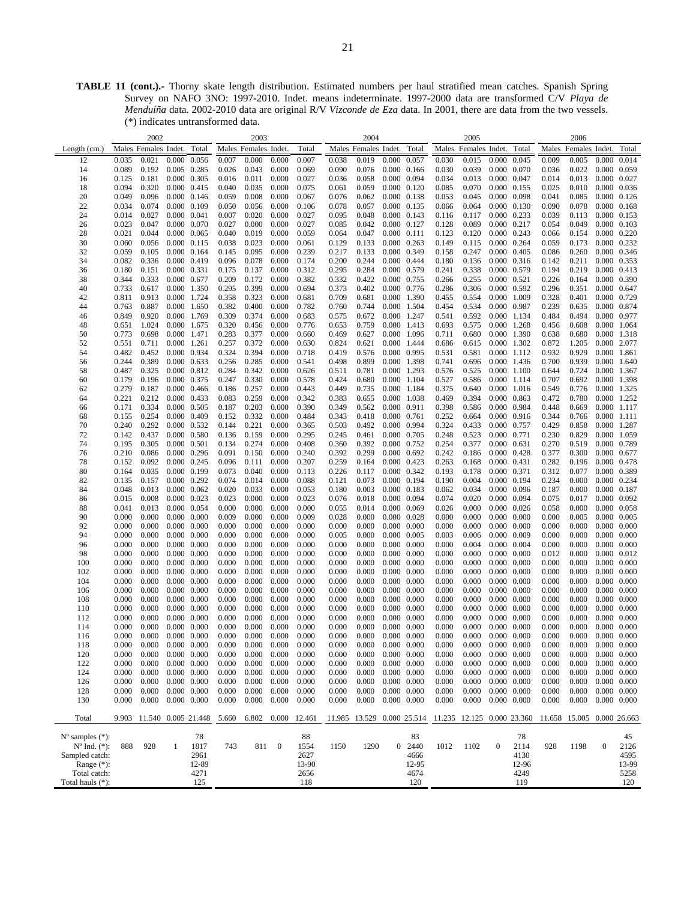**TABLE 11 (cont.).-** Thorny skate length distribution. Estimated numbers per haul stratified mean catches. Spanish Spring Survey on NAFO 3NO: 1997-2010. Indet. means indeterminate. 1997-2000 data are transformed C/V *Playa de Menduíña* data. 2002-2010 data are original R/V *Vizconde de Eza* data. In 2001, there are data from the two vessels. (*) indicates untransformed data.

| | 2002 | | | | 2003 | | | | 2004 | | | | 2005 | | | | 2006 | | | |
|---|---|---|---|---|---|---|---|---|---|---|---|---|---|---|---|---|---|---|---|---|
| Length (cm.) | Males | Females | Indet. | Total | Males | Females | Indet. | Total | Males | Females | Indet. | Total | Males | Females | Indet. | Total | Males | Females | Indet. | Total |
| 12 | 0.035 | 0.021 | 0.000 | 0.056 | 0.007 | 0.000 | 0.000 | 0.007 | 0.038 | 0.019 | 0.000 | 0.057 | 0.030 | 0.015 | 0.000 | 0.045 | 0.009 | 0.005 | 0.000 | 0.014 |
| 14 | 0.089 | 0.192 | 0.005 | 0.285 | 0.026 | 0.043 | 0.000 | 0.069 | 0.090 | 0.076 | 0.000 | 0.166 | 0.030 | 0.039 | 0.000 | 0.070 | 0.036 | 0.022 | 0.000 | 0.059 |
| 16 | 0.125 | 0.181 | 0.000 | 0.305 | 0.016 | 0.011 | 0.000 | 0.027 | 0.036 | 0.058 | 0.000 | 0.094 | 0.034 | 0.013 | 0.000 | 0.047 | 0.014 | 0.013 | 0.000 | 0.027 |
| 18 | 0.094 | 0.320 | 0.000 | 0.415 | 0.040 | 0.035 | 0.000 | 0.075 | 0.061 | 0.059 | 0.000 | 0.120 | 0.085 | 0.070 | 0.000 | 0.155 | 0.025 | 0.010 | 0.000 | 0.036 |
| 20 | 0.049 | 0.096 | 0.000 | 0.146 | 0.059 | 0.008 | 0.000 | 0.067 | 0.076 | 0.062 | 0.000 | 0.138 | 0.053 | 0.045 | 0.000 | 0.098 | 0.041 | 0.085 | 0.000 | 0.126 |
| 22 | 0.034 | 0.074 | 0.000 | 0.109 | 0.050 | 0.056 | 0.000 | 0.106 | 0.078 | 0.057 | 0.000 | 0.135 | 0.066 | 0.064 | 0.000 | 0.130 | 0.090 | 0.078 | 0.000 | 0.168 |
| 24 | 0.014 | 0.027 | 0.000 | 0.041 | 0.007 | 0.020 | 0.000 | 0.027 | 0.095 | 0.048 | 0.000 | 0.143 | 0.116 | 0.117 | 0.000 | 0.233 | 0.039 | 0.113 | 0.000 | 0.153 |
| 26 | 0.023 | 0.047 | 0.000 | 0.070 | 0.027 | 0.000 | 0.000 | 0.027 | 0.085 | 0.042 | 0.000 | 0.127 | 0.128 | 0.089 | 0.000 | 0.217 | 0.054 | 0.049 | 0.000 | 0.103 |
| 28 | 0.021 | 0.044 | 0.000 | 0.065 | 0.040 | 0.019 | 0.000 | 0.059 | 0.064 | 0.047 | 0.000 | 0.111 | 0.123 | 0.120 | 0.000 | 0.243 | 0.066 | 0.154 | 0.000 | 0.220 |
| 30 | 0.060 | 0.056 | 0.000 | 0.115 | 0.038 | 0.023 | 0.000 | 0.061 | 0.129 | 0.133 | 0.000 | 0.263 | 0.149 | 0.115 | 0.000 | 0.264 | 0.059 | 0.173 | 0.000 | 0.232 |
| 32 | 0.059 | 0.105 | 0.000 | 0.164 | 0.145 | 0.095 | 0.000 | 0.239 | 0.217 | 0.133 | 0.000 | 0.349 | 0.158 | 0.247 | 0.000 | 0.405 | 0.086 | 0.260 | 0.000 | 0.346 |
| 34 | 0.082 | 0.336 | 0.000 | 0.419 | 0.096 | 0.078 | 0.000 | 0.174 | 0.200 | 0.244 | 0.000 | 0.444 | 0.180 | 0.136 | 0.000 | 0.316 | 0.142 | 0.211 | 0.000 | 0.353 |
| 36 | 0.180 | 0.151 | 0.000 | 0.331 | 0.175 | 0.137 | 0.000 | 0.312 | 0.295 | 0.284 | 0.000 | 0.579 | 0.241 | 0.338 | 0.000 | 0.579 | 0.194 | 0.219 | 0.000 | 0.413 |
| 38 | 0.344 | 0.333 | 0.000 | 0.677 | 0.209 | 0.172 | 0.000 | 0.382 | 0.332 | 0.422 | 0.000 | 0.755 | 0.266 | 0.255 | 0.000 | 0.521 | 0.226 | 0.164 | 0.000 | 0.390 |
| 40 | 0.733 | 0.617 | 0.000 | 1.350 | 0.295 | 0.399 | 0.000 | 0.694 | 0.373 | 0.402 | 0.000 | 0.776 | 0.286 | 0.306 | 0.000 | 0.592 | 0.296 | 0.351 | 0.000 | 0.647 |
| 42 | 0.811 | 0.913 | 0.000 | 1.724 | 0.358 | 0.323 | 0.000 | 0.681 | 0.709 | 0.681 | 0.000 | 1.390 | 0.455 | 0.554 | 0.000 | 1.009 | 0.328 | 0.401 | 0.000 | 0.729 |
| 44 | 0.763 | 0.887 | 0.000 | 1.650 | 0.382 | 0.400 | 0.000 | 0.782 | 0.760 | 0.744 | 0.000 | 1.504 | 0.454 | 0.534 | 0.000 | 0.987 | 0.239 | 0.635 | 0.000 | 0.874 |
| 46 | 0.849 | 0.920 | 0.000 | 1.769 | 0.309 | 0.374 | 0.000 | 0.683 | 0.575 | 0.672 | 0.000 | 1.247 | 0.541 | 0.592 | 0.000 | 1.134 | 0.484 | 0.494 | 0.000 | 0.977 |
| 48 | 0.651 | 1.024 | 0.000 | 1.675 | 0.320 | 0.456 | 0.000 | 0.776 | 0.653 | 0.759 | 0.000 | 1.413 | 0.693 | 0.575 | 0.000 | 1.268 | 0.456 | 0.608 | 0.000 | 1.064 |
| 50 | 0.773 | 0.698 | 0.000 | 1.471 | 0.283 | 0.377 | 0.000 | 0.660 | 0.469 | 0.627 | 0.000 | 1.096 | 0.711 | 0.680 | 0.000 | 1.390 | 0.638 | 0.680 | 0.000 | 1.318 |
| 52 | 0.551 | 0.711 | 0.000 | 1.261 | 0.257 | 0.372 | 0.000 | 0.630 | 0.824 | 0.621 | 0.000 | 1.444 | 0.686 | 0.615 | 0.000 | 1.302 | 0.872 | 1.205 | 0.000 | 2.077 |
| 54 | 0.482 | 0.452 | 0.000 | 0.934 | 0.324 | 0.394 | 0.000 | 0.718 | 0.419 | 0.576 | 0.000 | 0.995 | 0.531 | 0.581 | 0.000 | 1.112 | 0.932 | 0.929 | 0.000 | 1.861 |
| 56 | 0.244 | 0.389 | 0.000 | 0.633 | 0.256 | 0.285 | 0.000 | 0.541 | 0.498 | 0.899 | 0.000 | 1.398 | 0.741 | 0.696 | 0.000 | 1.436 | 0.700 | 0.939 | 0.000 | 1.640 |
| 58 | 0.487 | 0.325 | 0.000 | 0.812 | 0.284 | 0.342 | 0.000 | 0.626 | 0.511 | 0.781 | 0.000 | 1.293 | 0.576 | 0.525 | 0.000 | 1.100 | 0.644 | 0.724 | 0.000 | 1.367 |
| 60 | 0.179 | 0.196 | 0.000 | 0.375 | 0.247 | 0.330 | 0.000 | 0.578 | 0.424 | 0.680 | 0.000 | 1.104 | 0.527 | 0.586 | 0.000 | 1.114 | 0.707 | 0.692 | 0.000 | 1.398 |
| 62 | 0.279 | 0.187 | 0.000 | 0.466 | 0.186 | 0.257 | 0.000 | 0.443 | 0.449 | 0.735 | 0.000 | 1.184 | 0.375 | 0.640 | 0.000 | 1.016 | 0.549 | 0.776 | 0.000 | 1.325 |
| 64 | 0.221 | 0.212 | 0.000 | 0.433 | 0.083 | 0.259 | 0.000 | 0.342 | 0.383 | 0.655 | 0.000 | 1.038 | 0.469 | 0.394 | 0.000 | 0.863 | 0.472 | 0.780 | 0.000 | 1.252 |
| 66 | 0.171 | 0.334 | 0.000 | 0.505 | 0.187 | 0.203 | 0.000 | 0.390 | 0.349 | 0.562 | 0.000 | 0.911 | 0.398 | 0.586 | 0.000 | 0.984 | 0.448 | 0.669 | 0.000 | 1.117 |
| 68 | 0.155 | 0.254 | 0.000 | 0.409 | 0.152 | 0.332 | 0.000 | 0.484 | 0.343 | 0.418 | 0.000 | 0.761 | 0.252 | 0.664 | 0.000 | 0.916 | 0.344 | 0.766 | 0.000 | 1.111 |
| 70 | 0.240 | 0.292 | 0.000 | 0.532 | 0.144 | 0.221 | 0.000 | 0.365 | 0.503 | 0.492 | 0.000 | 0.994 | 0.324 | 0.433 | 0.000 | 0.757 | 0.429 | 0.858 | 0.000 | 1.287 |
| 72 | 0.142 | 0.437 | 0.000 | 0.580 | 0.136 | 0.159 | 0.000 | 0.295 | 0.245 | 0.461 | 0.000 | 0.705 | 0.248 | 0.523 | 0.000 | 0.771 | 0.230 | 0.829 | 0.000 | 1.059 |
| 74 | 0.195 | 0.305 | 0.000 | 0.501 | 0.134 | 0.274 | 0.000 | 0.408 | 0.360 | 0.392 | 0.000 | 0.752 | 0.254 | 0.377 | 0.000 | 0.631 | 0.270 | 0.519 | 0.000 | 0.789 |
| 76 | 0.210 | 0.086 | 0.000 | 0.296 | 0.091 | 0.150 | 0.000 | 0.240 | 0.392 | 0.299 | 0.000 | 0.692 | 0.242 | 0.186 | 0.000 | 0.428 | 0.377 | 0.300 | 0.000 | 0.677 |
| 78 | 0.152 | 0.092 | 0.000 | 0.245 | 0.096 | 0.111 | 0.000 | 0.207 | 0.259 | 0.164 | 0.000 | 0.423 | 0.263 | 0.168 | 0.000 | 0.431 | 0.282 | 0.196 | 0.000 | 0.478 |
| 80 | 0.164 | 0.035 | 0.000 | 0.199 | 0.073 | 0.040 | 0.000 | 0.113 | 0.226 | 0.117 | 0.000 | 0.342 | 0.193 | 0.178 | 0.000 | 0.371 | 0.312 | 0.077 | 0.000 | 0.389 |
| 82 | 0.135 | 0.157 | 0.000 | 0.292 | 0.074 | 0.014 | 0.000 | 0.088 | 0.121 | 0.073 | 0.000 | 0.194 | 0.190 | 0.004 | 0.000 | 0.194 | 0.234 | 0.000 | 0.000 | 0.234 |
| 84 | 0.048 | 0.013 | 0.000 | 0.062 | 0.020 | 0.033 | 0.000 | 0.053 | 0.180 | 0.003 | 0.000 | 0.183 | 0.062 | 0.034 | 0.000 | 0.096 | 0.187 | 0.000 | 0.000 | 0.187 |
| 86 | 0.015 | 0.008 | 0.000 | 0.023 | 0.023 | 0.000 | 0.000 | 0.023 | 0.076 | 0.018 | 0.000 | 0.094 | 0.074 | 0.020 | 0.000 | 0.094 | 0.075 | 0.017 | 0.000 | 0.092 |
| 88 | 0.041 | 0.013 | 0.000 | 0.054 | 0.000 | 0.000 | 0.000 | 0.000 | 0.055 | 0.014 | 0.000 | 0.069 | 0.026 | 0.000 | 0.000 | 0.026 | 0.058 | 0.000 | 0.000 | 0.058 |
| 90 | 0.000 | 0.000 | 0.000 | 0.000 | 0.009 | 0.000 | 0.000 | 0.009 | 0.028 | 0.000 | 0.000 | 0.028 | 0.000 | 0.000 | 0.000 | 0.000 | 0.000 | 0.005 | 0.000 | 0.005 |
| 92 | 0.000 | 0.000 | 0.000 | 0.000 | 0.000 | 0.000 | 0.000 | 0.000 | 0.000 | 0.000 | 0.000 | 0.000 | 0.000 | 0.000 | 0.000 | 0.000 | 0.000 | 0.000 | 0.000 | 0.000 |
| 94 | 0.000 | 0.000 | 0.000 | 0.000 | 0.000 | 0.000 | 0.000 | 0.000 | 0.005 | 0.000 | 0.000 | 0.005 | 0.003 | 0.006 | 0.000 | 0.009 | 0.000 | 0.000 | 0.000 | 0.000 |
| 96 | 0.000 | 0.000 | 0.000 | 0.000 | 0.000 | 0.000 | 0.000 | 0.000 | 0.000 | 0.000 | 0.000 | 0.000 | 0.000 | 0.004 | 0.000 | 0.004 | 0.000 | 0.000 | 0.000 | 0.000 |
| 98 | 0.000 | 0.000 | 0.000 | 0.000 | 0.000 | 0.000 | 0.000 | 0.000 | 0.000 | 0.000 | 0.000 | 0.000 | 0.000 | 0.000 | 0.000 | 0.000 | 0.012 | 0.000 | 0.000 | 0.012 |
| 100 | 0.000 | 0.000 | 0.000 | 0.000 | 0.000 | 0.000 | 0.000 | 0.000 | 0.000 | 0.000 | 0.000 | 0.000 | 0.000 | 0.000 | 0.000 | 0.000 | 0.000 | 0.000 | 0.000 | 0.000 |
| 102 | 0.000 | 0.000 | 0.000 | 0.000 | 0.000 | 0.000 | 0.000 | 0.000 | 0.000 | 0.000 | 0.000 | 0.000 | 0.000 | 0.000 | 0.000 | 0.000 | 0.000 | 0.000 | 0.000 | 0.000 |
| 104 | 0.000 | 0.000 | 0.000 | 0.000 | 0.000 | 0.000 | 0.000 | 0.000 | 0.000 | 0.000 | 0.000 | 0.000 | 0.000 | 0.000 | 0.000 | 0.000 | 0.000 | 0.000 | 0.000 | 0.000 |
| 106 | 0.000 | 0.000 | 0.000 | 0.000 | 0.000 | 0.000 | 0.000 | 0.000 | 0.000 | 0.000 | 0.000 | 0.000 | 0.000 | 0.000 | 0.000 | 0.000 | 0.000 | 0.000 | 0.000 | 0.000 |
| 108 | 0.000 | 0.000 | 0.000 | 0.000 | 0.000 | 0.000 | 0.000 | 0.000 | 0.000 | 0.000 | 0.000 | 0.000 | 0.000 | 0.000 | 0.000 | 0.000 | 0.000 | 0.000 | 0.000 | 0.000 |
| 110 | 0.000 | 0.000 | 0.000 | 0.000 | 0.000 | 0.000 | 0.000 | 0.000 | 0.000 | 0.000 | 0.000 | 0.000 | 0.000 | 0.000 | 0.000 | 0.000 | 0.000 | 0.000 | 0.000 | 0.000 |
| 112 | 0.000 | 0.000 | 0.000 | 0.000 | 0.000 | 0.000 | 0.000 | 0.000 | 0.000 | 0.000 | 0.000 | 0.000 | 0.000 | 0.000 | 0.000 | 0.000 | 0.000 | 0.000 | 0.000 | 0.000 |
| 114 | 0.000 | 0.000 | 0.000 | 0.000 | 0.000 | 0.000 | 0.000 | 0.000 | 0.000 | 0.000 | 0.000 | 0.000 | 0.000 | 0.000 | 0.000 | 0.000 | 0.000 | 0.000 | 0.000 | 0.000 |
| 116 | 0.000 | 0.000 | 0.000 | 0.000 | 0.000 | 0.000 | 0.000 | 0.000 | 0.000 | 0.000 | 0.000 | 0.000 | 0.000 | 0.000 | 0.000 | 0.000 | 0.000 | 0.000 | 0.000 | 0.000 |
| 118 | 0.000 | 0.000 | 0.000 | 0.000 | 0.000 | 0.000 | 0.000 | 0.000 | 0.000 | 0.000 | 0.000 | 0.000 | 0.000 | 0.000 | 0.000 | 0.000 | 0.000 | 0.000 | 0.000 | 0.000 |
| 120 | 0.000 | 0.000 | 0.000 | 0.000 | 0.000 | 0.000 | 0.000 | 0.000 | 0.000 | 0.000 | 0.000 | 0.000 | 0.000 | 0.000 | 0.000 | 0.000 | 0.000 | 0.000 | 0.000 | 0.000 |
| 122 | 0.000 | 0.000 | 0.000 | 0.000 | 0.000 | 0.000 | 0.000 | 0.000 | 0.000 | 0.000 | 0.000 | 0.000 | 0.000 | 0.000 | 0.000 | 0.000 | 0.000 | 0.000 | 0.000 | 0.000 |
| 124 | 0.000 | 0.000 | 0.000 | 0.000 | 0.000 | 0.000 | 0.000 | 0.000 | 0.000 | 0.000 | 0.000 | 0.000 | 0.000 | 0.000 | 0.000 | 0.000 | 0.000 | 0.000 | 0.000 | 0.000 |
| 126 | 0.000 | 0.000 | 0.000 | 0.000 | 0.000 | 0.000 | 0.000 | 0.000 | 0.000 | 0.000 | 0.000 | 0.000 | 0.000 | 0.000 | 0.000 | 0.000 | 0.000 | 0.000 | 0.000 | 0.000 |
| 128 | 0.000 | 0.000 | 0.000 | 0.000 | 0.000 | 0.000 | 0.000 | 0.000 | 0.000 | 0.000 | 0.000 | 0.000 | 0.000 | 0.000 | 0.000 | 0.000 | 0.000 | 0.000 | 0.000 | 0.000 |
| 130 | 0.000 | 0.000 | 0.000 | 0.000 | 0.000 | 0.000 | 0.000 | 0.000 | 0.000 | 0.000 | 0.000 | 0.000 | 0.000 | 0.000 | 0.000 | 0.000 | 0.000 | 0.000 | 0.000 | 0.000 |
| Total | 9.903 | 11.540 | 0.005 | 21.448 | 5.660 | 6.802 | 0.000 | 12.461 | 11.985 | 13.529 | 0.000 | 25.514 | 11.235 | 12.125 | 0.000 | 23.360 | 11.658 | 15.005 | 0.000 | 26.663 |
| Nº samples (*): | | | | 78 | | | | 88 | | | | 83 | | | | 78 | | | | 45 |
| Nº Ind. (*): | 888 | 928 | 1 | 1817 | 743 | 811 | 0 | 1554 | 1150 | 1290 | 0 | 2440 | 1012 | 1102 | 0 | 2114 | 928 | 1198 | 0 | 2126 |
| Sampled catch: | | | | 2961 | | | | 2627 | | | | 4666 | | | | 4130 | | | | 4595 |
| Range (*): | | | | 12-89 | | | | 13-90 | | | | 12-95 | | | | 12-96 | | | | 13-99 |
| Total catch: | | | | 4271 | | | | 2656 | | | | 4674 | | | | 4249 | | | | 5258 |
| Total hauls (*): | | | | 125 | | | | 118 | | | | 120 | | | | 119 | | | | 120 |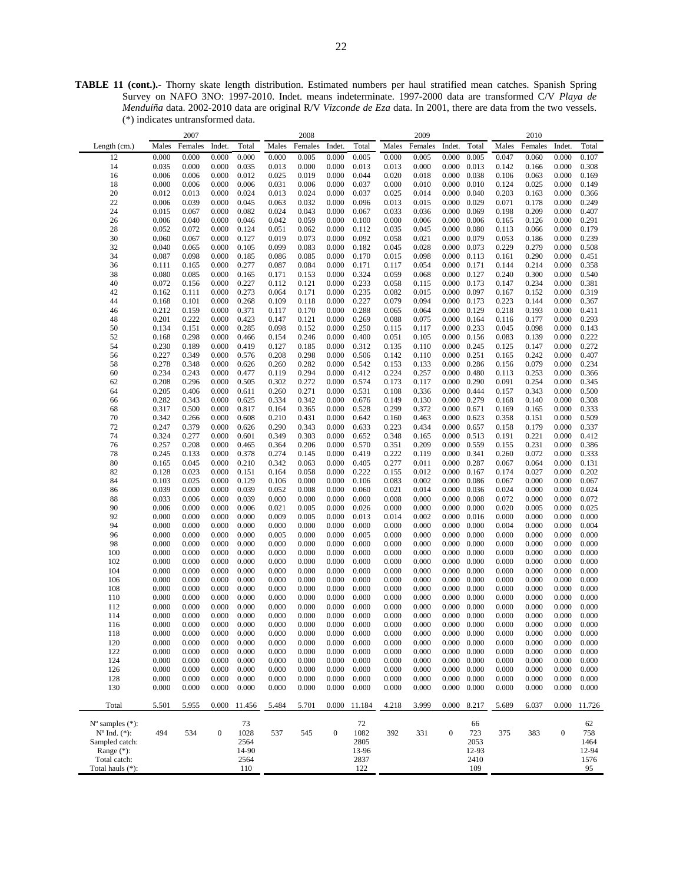**TABLE 11 (cont.).-** Thorny skate length distribution. Estimated numbers per haul stratified mean catches. Spanish Spring Survey on NAFO 3NO: 1997-2010. Indet. means indeterminate. 1997-2000 data are transformed C/V *Playa de Menduíña* data. 2002-2010 data are original R/V *Vizconde de Eza* data. In 2001, there are data from the two vessels. (*) indicates untransformed data.

| | 2007 | | | | 2008 | | | | 2009 | | | | 2010 | | | |
|---|---|---|---|---|---|---|---|---|---|---|---|---|---|---|---|---|
| Length (cm.) | Males | Females | Indet. | Total | Males | Females | Indet. | Total | Males | Females | Indet. | Total | Males | Females | Indet. | Total |
| 12 | 0.000 | 0.000 | 0.000 | 0.000 | 0.000 | 0.005 | 0.000 | 0.005 | 0.000 | 0.005 | 0.000 | 0.005 | 0.047 | 0.060 | 0.000 | 0.107 |
| 14 | 0.035 | 0.000 | 0.000 | 0.035 | 0.013 | 0.000 | 0.000 | 0.013 | 0.013 | 0.000 | 0.000 | 0.013 | 0.142 | 0.166 | 0.000 | 0.308 |
| 16 | 0.006 | 0.006 | 0.000 | 0.012 | 0.025 | 0.019 | 0.000 | 0.044 | 0.020 | 0.018 | 0.000 | 0.038 | 0.106 | 0.063 | 0.000 | 0.169 |
| 18 | 0.000 | 0.006 | 0.000 | 0.006 | 0.031 | 0.006 | 0.000 | 0.037 | 0.000 | 0.010 | 0.000 | 0.010 | 0.124 | 0.025 | 0.000 | 0.149 |
| 20 | 0.012 | 0.013 | 0.000 | 0.024 | 0.013 | 0.024 | 0.000 | 0.037 | 0.025 | 0.014 | 0.000 | 0.040 | 0.203 | 0.163 | 0.000 | 0.366 |
| 22 | 0.006 | 0.039 | 0.000 | 0.045 | 0.063 | 0.032 | 0.000 | 0.096 | 0.013 | 0.015 | 0.000 | 0.029 | 0.071 | 0.178 | 0.000 | 0.249 |
| 24 | 0.015 | 0.067 | 0.000 | 0.082 | 0.024 | 0.043 | 0.000 | 0.067 | 0.033 | 0.036 | 0.000 | 0.069 | 0.198 | 0.209 | 0.000 | 0.407 |
| 26 | 0.006 | 0.040 | 0.000 | 0.046 | 0.042 | 0.059 | 0.000 | 0.100 | 0.000 | 0.006 | 0.000 | 0.006 | 0.165 | 0.126 | 0.000 | 0.291 |
| 28 | 0.052 | 0.072 | 0.000 | 0.124 | 0.051 | 0.062 | 0.000 | 0.112 | 0.035 | 0.045 | 0.000 | 0.080 | 0.113 | 0.066 | 0.000 | 0.179 |
| 30 | 0.060 | 0.067 | 0.000 | 0.127 | 0.019 | 0.073 | 0.000 | 0.092 | 0.058 | 0.021 | 0.000 | 0.079 | 0.053 | 0.186 | 0.000 | 0.239 |
| 32 | 0.040 | 0.065 | 0.000 | 0.105 | 0.099 | 0.083 | 0.000 | 0.182 | 0.045 | 0.028 | 0.000 | 0.073 | 0.229 | 0.279 | 0.000 | 0.508 |
| 34 | 0.087 | 0.098 | 0.000 | 0.185 | 0.086 | 0.085 | 0.000 | 0.170 | 0.015 | 0.098 | 0.000 | 0.113 | 0.161 | 0.290 | 0.000 | 0.451 |
| 36 | 0.111 | 0.165 | 0.000 | 0.277 | 0.087 | 0.084 | 0.000 | 0.171 | 0.117 | 0.054 | 0.000 | 0.171 | 0.144 | 0.214 | 0.000 | 0.358 |
| 38 | 0.080 | 0.085 | 0.000 | 0.165 | 0.171 | 0.153 | 0.000 | 0.324 | 0.059 | 0.068 | 0.000 | 0.127 | 0.240 | 0.300 | 0.000 | 0.540 |
| 40 | 0.072 | 0.156 | 0.000 | 0.227 | 0.112 | 0.121 | 0.000 | 0.233 | 0.058 | 0.115 | 0.000 | 0.173 | 0.147 | 0.234 | 0.000 | 0.381 |
| 42 | 0.162 | 0.111 | 0.000 | 0.273 | 0.064 | 0.171 | 0.000 | 0.235 | 0.082 | 0.015 | 0.000 | 0.097 | 0.167 | 0.152 | 0.000 | 0.319 |
| 44 | 0.168 | 0.101 | 0.000 | 0.268 | 0.109 | 0.118 | 0.000 | 0.227 | 0.079 | 0.094 | 0.000 | 0.173 | 0.223 | 0.144 | 0.000 | 0.367 |
| 46 | 0.212 | 0.159 | 0.000 | 0.371 | 0.117 | 0.170 | 0.000 | 0.288 | 0.065 | 0.064 | 0.000 | 0.129 | 0.218 | 0.193 | 0.000 | 0.411 |
| 48 | 0.201 | 0.222 | 0.000 | 0.423 | 0.147 | 0.121 | 0.000 | 0.269 | 0.088 | 0.075 | 0.000 | 0.164 | 0.116 | 0.177 | 0.000 | 0.293 |
| 50 | 0.134 | 0.151 | 0.000 | 0.285 | 0.098 | 0.152 | 0.000 | 0.250 | 0.115 | 0.117 | 0.000 | 0.233 | 0.045 | 0.098 | 0.000 | 0.143 |
| 52 | 0.168 | 0.298 | 0.000 | 0.466 | 0.154 | 0.246 | 0.000 | 0.400 | 0.051 | 0.105 | 0.000 | 0.156 | 0.083 | 0.139 | 0.000 | 0.222 |
| 54 | 0.230 | 0.189 | 0.000 | 0.419 | 0.127 | 0.185 | 0.000 | 0.312 | 0.135 | 0.110 | 0.000 | 0.245 | 0.125 | 0.147 | 0.000 | 0.272 |
| 56 | 0.227 | 0.349 | 0.000 | 0.576 | 0.208 | 0.298 | 0.000 | 0.506 | 0.142 | 0.110 | 0.000 | 0.251 | 0.165 | 0.242 | 0.000 | 0.407 |
| 58 | 0.278 | 0.348 | 0.000 | 0.626 | 0.260 | 0.282 | 0.000 | 0.542 | 0.153 | 0.133 | 0.000 | 0.286 | 0.156 | 0.079 | 0.000 | 0.234 |
| 60 | 0.234 | 0.243 | 0.000 | 0.477 | 0.119 | 0.294 | 0.000 | 0.412 | 0.224 | 0.257 | 0.000 | 0.480 | 0.113 | 0.253 | 0.000 | 0.366 |
| 62 | 0.208 | 0.296 | 0.000 | 0.505 | 0.302 | 0.272 | 0.000 | 0.574 | 0.173 | 0.117 | 0.000 | 0.290 | 0.091 | 0.254 | 0.000 | 0.345 |
| 64 | 0.205 | 0.406 | 0.000 | 0.611 | 0.260 | 0.271 | 0.000 | 0.531 | 0.108 | 0.336 | 0.000 | 0.444 | 0.157 | 0.343 | 0.000 | 0.500 |
| 66 | 0.282 | 0.343 | 0.000 | 0.625 | 0.334 | 0.342 | 0.000 | 0.676 | 0.149 | 0.130 | 0.000 | 0.279 | 0.168 | 0.140 | 0.000 | 0.308 |
| 68 | 0.317 | 0.500 | 0.000 | 0.817 | 0.164 | 0.365 | 0.000 | 0.528 | 0.299 | 0.372 | 0.000 | 0.671 | 0.169 | 0.165 | 0.000 | 0.333 |
| 70 | 0.342 | 0.266 | 0.000 | 0.608 | 0.210 | 0.431 | 0.000 | 0.642 | 0.160 | 0.463 | 0.000 | 0.623 | 0.358 | 0.151 | 0.000 | 0.509 |
| 72 | 0.247 | 0.379 | 0.000 | 0.626 | 0.290 | 0.343 | 0.000 | 0.633 | 0.223 | 0.434 | 0.000 | 0.657 | 0.158 | 0.179 | 0.000 | 0.337 |
| 74 | 0.324 | 0.277 | 0.000 | 0.601 | 0.349 | 0.303 | 0.000 | 0.652 | 0.348 | 0.165 | 0.000 | 0.513 | 0.191 | 0.221 | 0.000 | 0.412 |
| 76 | 0.257 | 0.208 | 0.000 | 0.465 | 0.364 | 0.206 | 0.000 | 0.570 | 0.351 | 0.209 | 0.000 | 0.559 | 0.155 | 0.231 | 0.000 | 0.386 |
| 78 | 0.245 | 0.133 | 0.000 | 0.378 | 0.274 | 0.145 | 0.000 | 0.419 | 0.222 | 0.119 | 0.000 | 0.341 | 0.260 | 0.072 | 0.000 | 0.333 |
| 80 | 0.165 | 0.045 | 0.000 | 0.210 | 0.342 | 0.063 | 0.000 | 0.405 | 0.277 | 0.011 | 0.000 | 0.287 | 0.067 | 0.064 | 0.000 | 0.131 |
| 82 | 0.128 | 0.023 | 0.000 | 0.151 | 0.164 | 0.058 | 0.000 | 0.222 | 0.155 | 0.012 | 0.000 | 0.167 | 0.174 | 0.027 | 0.000 | 0.202 |
| 84 | 0.103 | 0.025 | 0.000 | 0.129 | 0.106 | 0.000 | 0.000 | 0.106 | 0.083 | 0.002 | 0.000 | 0.086 | 0.067 | 0.000 | 0.000 | 0.067 |
| 86 | 0.039 | 0.000 | 0.000 | 0.039 | 0.052 | 0.008 | 0.000 | 0.060 | 0.021 | 0.014 | 0.000 | 0.036 | 0.024 | 0.000 | 0.000 | 0.024 |
| 88 | 0.033 | 0.006 | 0.000 | 0.039 | 0.000 | 0.000 | 0.000 | 0.000 | 0.008 | 0.000 | 0.000 | 0.008 | 0.072 | 0.000 | 0.000 | 0.072 |
| 90 | 0.006 | 0.000 | 0.000 | 0.006 | 0.021 | 0.005 | 0.000 | 0.026 | 0.000 | 0.000 | 0.000 | 0.000 | 0.020 | 0.005 | 0.000 | 0.025 |
| 92 | 0.000 | 0.000 | 0.000 | 0.000 | 0.009 | 0.005 | 0.000 | 0.013 | 0.014 | 0.002 | 0.000 | 0.016 | 0.000 | 0.000 | 0.000 | 0.000 |
| 94 | 0.000 | 0.000 | 0.000 | 0.000 | 0.000 | 0.000 | 0.000 | 0.000 | 0.000 | 0.000 | 0.000 | 0.000 | 0.004 | 0.000 | 0.000 | 0.004 |
| 96 | 0.000 | 0.000 | 0.000 | 0.000 | 0.005 | 0.000 | 0.000 | 0.005 | 0.000 | 0.000 | 0.000 | 0.000 | 0.000 | 0.000 | 0.000 | 0.000 |
| 98 | 0.000 | 0.000 | 0.000 | 0.000 | 0.000 | 0.000 | 0.000 | 0.000 | 0.000 | 0.000 | 0.000 | 0.000 | 0.000 | 0.000 | 0.000 | 0.000 |
| 100 | 0.000 | 0.000 | 0.000 | 0.000 | 0.000 | 0.000 | 0.000 | 0.000 | 0.000 | 0.000 | 0.000 | 0.000 | 0.000 | 0.000 | 0.000 | 0.000 |
| 102 | 0.000 | 0.000 | 0.000 | 0.000 | 0.000 | 0.000 | 0.000 | 0.000 | 0.000 | 0.000 | 0.000 | 0.000 | 0.000 | 0.000 | 0.000 | 0.000 |
| 104 | 0.000 | 0.000 | 0.000 | 0.000 | 0.000 | 0.000 | 0.000 | 0.000 | 0.000 | 0.000 | 0.000 | 0.000 | 0.000 | 0.000 | 0.000 | 0.000 |
| 106 | 0.000 | 0.000 | 0.000 | 0.000 | 0.000 | 0.000 | 0.000 | 0.000 | 0.000 | 0.000 | 0.000 | 0.000 | 0.000 | 0.000 | 0.000 | 0.000 |
| 108 | 0.000 | 0.000 | 0.000 | 0.000 | 0.000 | 0.000 | 0.000 | 0.000 | 0.000 | 0.000 | 0.000 | 0.000 | 0.000 | 0.000 | 0.000 | 0.000 |
| 110 | 0.000 | 0.000 | 0.000 | 0.000 | 0.000 | 0.000 | 0.000 | 0.000 | 0.000 | 0.000 | 0.000 | 0.000 | 0.000 | 0.000 | 0.000 | 0.000 |
| 112 | 0.000 | 0.000 | 0.000 | 0.000 | 0.000 | 0.000 | 0.000 | 0.000 | 0.000 | 0.000 | 0.000 | 0.000 | 0.000 | 0.000 | 0.000 | 0.000 |
| 114 | 0.000 | 0.000 | 0.000 | 0.000 | 0.000 | 0.000 | 0.000 | 0.000 | 0.000 | 0.000 | 0.000 | 0.000 | 0.000 | 0.000 | 0.000 | 0.000 |
| 116 | 0.000 | 0.000 | 0.000 | 0.000 | 0.000 | 0.000 | 0.000 | 0.000 | 0.000 | 0.000 | 0.000 | 0.000 | 0.000 | 0.000 | 0.000 | 0.000 |
| 118 | 0.000 | 0.000 | 0.000 | 0.000 | 0.000 | 0.000 | 0.000 | 0.000 | 0.000 | 0.000 | 0.000 | 0.000 | 0.000 | 0.000 | 0.000 | 0.000 |
| 120 | 0.000 | 0.000 | 0.000 | 0.000 | 0.000 | 0.000 | 0.000 | 0.000 | 0.000 | 0.000 | 0.000 | 0.000 | 0.000 | 0.000 | 0.000 | 0.000 |
| 122 | 0.000 | 0.000 | 0.000 | 0.000 | 0.000 | 0.000 | 0.000 | 0.000 | 0.000 | 0.000 | 0.000 | 0.000 | 0.000 | 0.000 | 0.000 | 0.000 |
| 124 | 0.000 | 0.000 | 0.000 | 0.000 | 0.000 | 0.000 | 0.000 | 0.000 | 0.000 | 0.000 | 0.000 | 0.000 | 0.000 | 0.000 | 0.000 | 0.000 |
| 126 | 0.000 | 0.000 | 0.000 | 0.000 | 0.000 | 0.000 | 0.000 | 0.000 | 0.000 | 0.000 | 0.000 | 0.000 | 0.000 | 0.000 | 0.000 | 0.000 |
| 128 | 0.000 | 0.000 | 0.000 | 0.000 | 0.000 | 0.000 | 0.000 | 0.000 | 0.000 | 0.000 | 0.000 | 0.000 | 0.000 | 0.000 | 0.000 | 0.000 |
| 130 | 0.000 | 0.000 | 0.000 | 0.000 | 0.000 | 0.000 | 0.000 | 0.000 | 0.000 | 0.000 | 0.000 | 0.000 | 0.000 | 0.000 | 0.000 | 0.000 |
| Total | 5.501 | 5.955 | 0.000 | 11.456 | 5.484 | 5.701 | 0.000 | 11.184 | 4.218 | 3.999 | 0.000 | 8.217 | 5.689 | 6.037 | 0.000 | 11.726 |
| Nº samples (*): | | | | 73 | | | | 72 | | | | 66 | | | | 62 |
| Nº Ind. (*): | 494 | 534 | 0 | 1028 | 537 | 545 | 0 | 1082 | 392 | 331 | 0 | 723 | 375 | 383 | 0 | 758 |
| Sampled catch: | | | | 2564 | | | | 2805 | | | | 2053 | | | | 1464 |
| Range (*): | | | | 14-90 | | | | 13-96 | | | | 12-93 | | | | 12-94 |
| Total catch: | | | | 2564 | | | | 2837 | | | | 2410 | | | | 1576 |
| Total hauls (*): | | | | 110 | | | | 122 | | | | 109 | | | | 95 |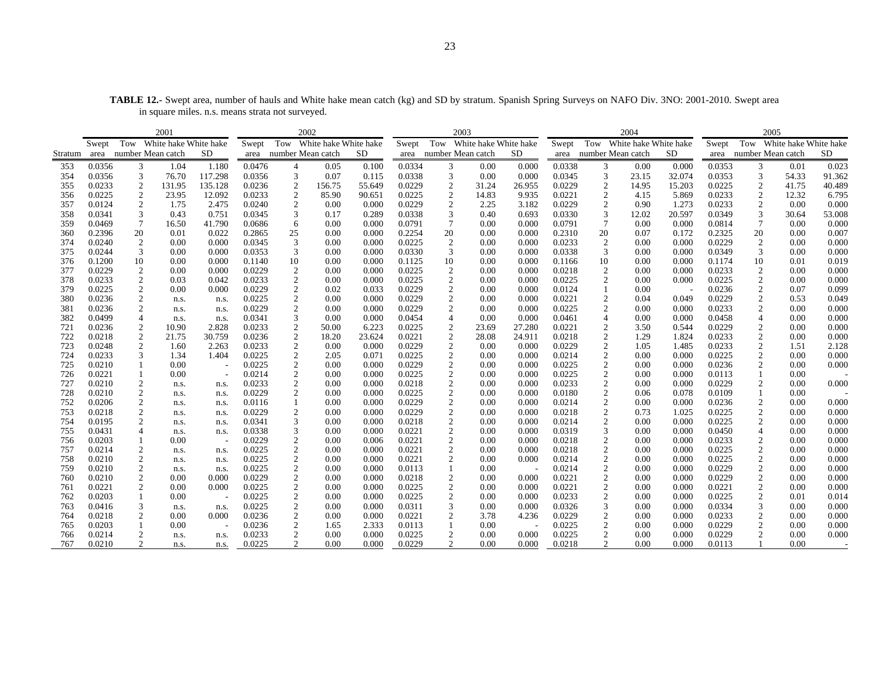**TABLE 12.-** Swept area, number of hauls and White hake mean catch (kg) and SD by stratum. Spanish Spring Surveys on NAFO Div. 3NO: 2001-2010. Swept area in square miles. n.s. means strata not surveyed.

| | 2001 | | | | 2002 | | | | 2003 | | | | 2004 | | | | 2005 | | | |
|---|---|---|---|---|---|---|---|---|---|---|---|---|---|---|---|---|---|---|---|---|
| Stratum | Swept area | Tow number | White hake Mean catch | White hake SD | Swept area | Tow number | White hake Mean catch | White hake SD | Swept area | Tow number | White hake Mean catch | White hake SD | Swept area | Tow number | White hake Mean catch | White hake SD | Swept area | Tow number | White hake Mean catch | White hake SD |
| 353 | 0.0356 | 3 | 1.04 | 1.180 | 0.0476 | 4 | 0.05 | 0.100 | 0.0334 | 3 | 0.00 | 0.000 | 0.0338 | 3 | 0.00 | 0.000 | 0.0353 | 3 | 0.01 | 0.023 |
| 354 | 0.0356 | 3 | 76.70 | 117.298 | 0.0356 | 3 | 0.07 | 0.115 | 0.0338 | 3 | 0.00 | 0.000 | 0.0345 | 3 | 23.15 | 32.074 | 0.0353 | 3 | 54.33 | 91.362 |
| 355 | 0.0233 | 2 | 131.95 | 135.128 | 0.0236 | 2 | 156.75 | 55.649 | 0.0229 | 2 | 31.24 | 26.955 | 0.0229 | 2 | 14.95 | 15.203 | 0.0225 | 2 | 41.75 | 40.489 |
| 356 | 0.0225 | 2 | 23.95 | 12.092 | 0.0233 | 2 | 85.90 | 90.651 | 0.0225 | 2 | 14.83 | 9.935 | 0.0221 | 2 | 4.15 | 5.869 | 0.0233 | 2 | 12.32 | 6.795 |
| 357 | 0.0124 | 2 | 1.75 | 2.475 | 0.0240 | 2 | 0.00 | 0.000 | 0.0229 | 2 | 2.25 | 3.182 | 0.0229 | 2 | 0.90 | 1.273 | 0.0233 | 2 | 0.00 | 0.000 |
| 358 | 0.0341 | 3 | 0.43 | 0.751 | 0.0345 | 3 | 0.17 | 0.289 | 0.0338 | 3 | 0.40 | 0.693 | 0.0330 | 3 | 12.02 | 20.597 | 0.0349 | 3 | 30.64 | 53.008 |
| 359 | 0.0469 | 7 | 16.50 | 41.790 | 0.0686 | 6 | 0.00 | 0.000 | 0.0791 | 7 | 0.00 | 0.000 | 0.0791 | 7 | 0.00 | 0.000 | 0.0814 | 7 | 0.00 | 0.000 |
| 360 | 0.2396 | 20 | 0.01 | 0.022 | 0.2865 | 25 | 0.00 | 0.000 | 0.2254 | 20 | 0.00 | 0.000 | 0.2310 | 20 | 0.07 | 0.172 | 0.2325 | 20 | 0.00 | 0.007 |
| 374 | 0.0240 | 2 | 0.00 | 0.000 | 0.0345 | 3 | 0.00 | 0.000 | 0.0225 | 2 | 0.00 | 0.000 | 0.0233 | 2 | 0.00 | 0.000 | 0.0229 | 2 | 0.00 | 0.000 |
| 375 | 0.0244 | 3 | 0.00 | 0.000 | 0.0353 | 3 | 0.00 | 0.000 | 0.0330 | 3 | 0.00 | 0.000 | 0.0338 | 3 | 0.00 | 0.000 | 0.0349 | 3 | 0.00 | 0.000 |
| 376 | 0.1200 | 10 | 0.00 | 0.000 | 0.1140 | 10 | 0.00 | 0.000 | 0.1125 | 10 | 0.00 | 0.000 | 0.1166 | 10 | 0.00 | 0.000 | 0.1174 | 10 | 0.01 | 0.019 |
| 377 | 0.0229 | 2 | 0.00 | 0.000 | 0.0229 | 2 | 0.00 | 0.000 | 0.0225 | 2 | 0.00 | 0.000 | 0.0218 | 2 | 0.00 | 0.000 | 0.0233 | 2 | 0.00 | 0.000 |
| 378 | 0.0233 | 2 | 0.03 | 0.042 | 0.0233 | 2 | 0.00 | 0.000 | 0.0225 | 2 | 0.00 | 0.000 | 0.0225 | 2 | 0.00 | 0.000 | 0.0225 | 2 | 0.00 | 0.000 |
| 379 | 0.0225 | 2 | 0.00 | 0.000 | 0.0229 | 2 | 0.02 | 0.033 | 0.0229 | 2 | 0.00 | 0.000 | 0.0124 | 1 | 0.00 | - | 0.0236 | 2 | 0.07 | 0.099 |
| 380 | 0.0236 | 2 | n.s. | n.s. | 0.0225 | 2 | 0.00 | 0.000 | 0.0229 | 2 | 0.00 | 0.000 | 0.0221 | 2 | 0.04 | 0.049 | 0.0229 | 2 | 0.53 | 0.049 |
| 381 | 0.0236 | 2 | n.s. | n.s. | 0.0229 | 2 | 0.00 | 0.000 | 0.0229 | 2 | 0.00 | 0.000 | 0.0225 | 2 | 0.00 | 0.000 | 0.0233 | 2 | 0.00 | 0.000 |
| 382 | 0.0499 | 4 | n.s. | n.s. | 0.0341 | 3 | 0.00 | 0.000 | 0.0454 | 4 | 0.00 | 0.000 | 0.0461 | 4 | 0.00 | 0.000 | 0.0458 | 4 | 0.00 | 0.000 |
| 721 | 0.0236 | 2 | 10.90 | 2.828 | 0.0233 | 2 | 50.00 | 6.223 | 0.0225 | 2 | 23.69 | 27.280 | 0.0221 | 2 | 3.50 | 0.544 | 0.0229 | 2 | 0.00 | 0.000 |
| 722 | 0.0218 | 2 | 21.75 | 30.759 | 0.0236 | 2 | 18.20 | 23.624 | 0.0221 | 2 | 28.08 | 24.911 | 0.0218 | 2 | 1.29 | 1.824 | 0.0233 | 2 | 0.00 | 0.000 |
| 723 | 0.0248 | 2 | 1.60 | 2.263 | 0.0233 | 2 | 0.00 | 0.000 | 0.0229 | 2 | 0.00 | 0.000 | 0.0229 | 2 | 1.05 | 1.485 | 0.0233 | 2 | 1.51 | 2.128 |
| 724 | 0.0233 | 3 | 1.34 | 1.404 | 0.0225 | 2 | 2.05 | 0.071 | 0.0225 | 2 | 0.00 | 0.000 | 0.0214 | 2 | 0.00 | 0.000 | 0.0225 | 2 | 0.00 | 0.000 |
| 725 | 0.0210 | 1 | 0.00 | - | 0.0225 | 2 | 0.00 | 0.000 | 0.0229 | 2 | 0.00 | 0.000 | 0.0225 | 2 | 0.00 | 0.000 | 0.0236 | 2 | 0.00 | 0.000 |
| 726 | 0.0221 | 1 | 0.00 | - | 0.0214 | 2 | 0.00 | 0.000 | 0.0225 | 2 | 0.00 | 0.000 | 0.0225 | 2 | 0.00 | 0.000 | 0.0113 | 1 | 0.00 | - |
| 727 | 0.0210 | 2 | n.s. | n.s. | 0.0233 | 2 | 0.00 | 0.000 | 0.0218 | 2 | 0.00 | 0.000 | 0.0233 | 2 | 0.00 | 0.000 | 0.0229 | 2 | 0.00 | 0.000 |
| 728 | 0.0210 | 2 | n.s. | n.s. | 0.0229 | 2 | 0.00 | 0.000 | 0.0225 | 2 | 0.00 | 0.000 | 0.0180 | 2 | 0.06 | 0.078 | 0.0109 | 1 | 0.00 | - |
| 752 | 0.0206 | 2 | n.s. | n.s. | 0.0116 | 1 | 0.00 | 0.000 | 0.0229 | 2 | 0.00 | 0.000 | 0.0214 | 2 | 0.00 | 0.000 | 0.0236 | 2 | 0.00 | 0.000 |
| 753 | 0.0218 | 2 | n.s. | n.s. | 0.0229 | 2 | 0.00 | 0.000 | 0.0229 | 2 | 0.00 | 0.000 | 0.0218 | 2 | 0.73 | 1.025 | 0.0225 | 2 | 0.00 | 0.000 |
| 754 | 0.0195 | 2 | n.s. | n.s. | 0.0341 | 3 | 0.00 | 0.000 | 0.0218 | 2 | 0.00 | 0.000 | 0.0214 | 2 | 0.00 | 0.000 | 0.0225 | 2 | 0.00 | 0.000 |
| 755 | 0.0431 | 4 | n.s. | n.s. | 0.0338 | 3 | 0.00 | 0.000 | 0.0221 | 2 | 0.00 | 0.000 | 0.0319 | 3 | 0.00 | 0.000 | 0.0450 | 4 | 0.00 | 0.000 |
| 756 | 0.0203 | 1 | 0.00 | - | 0.0229 | 2 | 0.00 | 0.006 | 0.0221 | 2 | 0.00 | 0.000 | 0.0218 | 2 | 0.00 | 0.000 | 0.0233 | 2 | 0.00 | 0.000 |
| 757 | 0.0214 | 2 | n.s. | n.s. | 0.0225 | 2 | 0.00 | 0.000 | 0.0221 | 2 | 0.00 | 0.000 | 0.0218 | 2 | 0.00 | 0.000 | 0.0225 | 2 | 0.00 | 0.000 |
| 758 | 0.0210 | 2 | n.s. | n.s. | 0.0225 | 2 | 0.00 | 0.000 | 0.0221 | 2 | 0.00 | 0.000 | 0.0214 | 2 | 0.00 | 0.000 | 0.0225 | 2 | 0.00 | 0.000 |
| 759 | 0.0210 | 2 | n.s. | n.s. | 0.0225 | 2 | 0.00 | 0.000 | 0.0113 | 1 | 0.00 | - | 0.0214 | 2 | 0.00 | 0.000 | 0.0229 | 2 | 0.00 | 0.000 |
| 760 | 0.0210 | 2 | 0.00 | 0.000 | 0.0229 | 2 | 0.00 | 0.000 | 0.0218 | 2 | 0.00 | 0.000 | 0.0221 | 2 | 0.00 | 0.000 | 0.0229 | 2 | 0.00 | 0.000 |
| 761 | 0.0221 | 2 | 0.00 | 0.000 | 0.0225 | 2 | 0.00 | 0.000 | 0.0225 | 2 | 0.00 | 0.000 | 0.0221 | 2 | 0.00 | 0.000 | 0.0221 | 2 | 0.00 | 0.000 |
| 762 | 0.0203 | 1 | 0.00 | - | 0.0225 | 2 | 0.00 | 0.000 | 0.0225 | 2 | 0.00 | 0.000 | 0.0233 | 2 | 0.00 | 0.000 | 0.0225 | 2 | 0.01 | 0.014 |
| 763 | 0.0416 | 3 | n.s. | n.s. | 0.0225 | 2 | 0.00 | 0.000 | 0.0311 | 3 | 0.00 | 0.000 | 0.0326 | 3 | 0.00 | 0.000 | 0.0334 | 3 | 0.00 | 0.000 |
| 764 | 0.0218 | 2 | 0.00 | 0.000 | 0.0236 | 2 | 0.00 | 0.000 | 0.0221 | 2 | 3.78 | 4.236 | 0.0229 | 2 | 0.00 | 0.000 | 0.0233 | 2 | 0.00 | 0.000 |
| 765 | 0.0203 | 1 | 0.00 | - | 0.0236 | 2 | 1.65 | 2.333 | 0.0113 | 1 | 0.00 | - | 0.0225 | 2 | 0.00 | 0.000 | 0.0229 | 2 | 0.00 | 0.000 |
| 766 | 0.0214 | 2 | n.s. | n.s. | 0.0233 | 2 | 0.00 | 0.000 | 0.0225 | 2 | 0.00 | 0.000 | 0.0225 | 2 | 0.00 | 0.000 | 0.0229 | 2 | 0.00 | 0.000 |
| 767 | 0.0210 | 2 | n.s. | n.s. | 0.0225 | 2 | 0.00 | 0.000 | 0.0229 | 2 | 0.00 | 0.000 | 0.0218 | 2 | 0.00 | 0.000 | 0.0113 | 1 | 0.00 | - |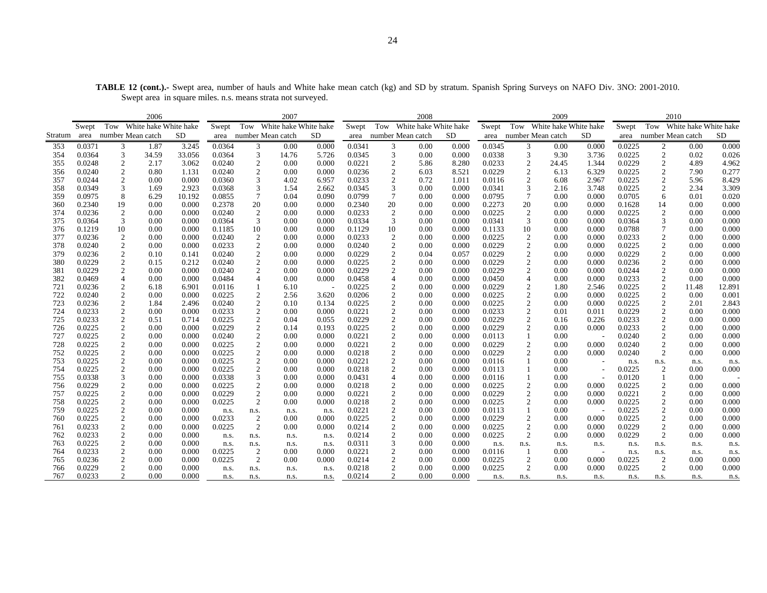**TABLE 12 (cont.).-** Swept area, number of hauls and White hake mean catch (kg) and SD by stratum. Spanish Spring Surveys on NAFO Div. 3NO: 2001-2010. Swept area in square miles. n.s. means strata not surveyed.

| | 2006 | | | | 2007 | | | | 2008 | | | | 2009 | | | | 2010 | | | |
|---|---|---|---|---|---|---|---|---|---|---|---|---|---|---|---|---|---|---|---|---|
| Stratum | Swept area | Tow number | White hake Mean catch | White hake SD | Swept area | Tow number | White hake Mean catch | White hake SD | Swept area | Tow number | White hake Mean catch | White hake SD | Swept area | Tow number | White hake Mean catch | White hake SD | Swept area | Tow number | White hake Mean catch | White hake SD |
| 353 | 0.0371 | 3 | 1.87 | 3.245 | 0.0364 | 3 | 0.00 | 0.000 | 0.0341 | 3 | 0.00 | 0.000 | 0.0345 | 3 | 0.00 | 0.000 | 0.0225 | 2 | 0.00 | 0.000 |
| 354 | 0.0364 | 3 | 34.59 | 33.056 | 0.0364 | 3 | 14.76 | 5.726 | 0.0345 | 3 | 0.00 | 0.000 | 0.0338 | 3 | 9.30 | 3.736 | 0.0225 | 2 | 0.02 | 0.026 |
| 355 | 0.0248 | 2 | 2.17 | 3.062 | 0.0240 | 2 | 0.00 | 0.000 | 0.0221 | 2 | 5.86 | 8.280 | 0.0233 | 2 | 24.45 | 1.344 | 0.0229 | 2 | 4.89 | 4.962 |
| 356 | 0.0240 | 2 | 0.80 | 1.131 | 0.0240 | 2 | 0.00 | 0.000 | 0.0236 | 2 | 6.03 | 8.521 | 0.0229 | 2 | 6.13 | 6.329 | 0.0225 | 2 | 7.90 | 0.277 |
| 357 | 0.0244 | 2 | 0.00 | 0.000 | 0.0360 | 3 | 4.02 | 6.957 | 0.0233 | 2 | 0.72 | 1.011 | 0.0116 | 2 | 6.08 | 2.967 | 0.0225 | 2 | 5.96 | 8.429 |
| 358 | 0.0349 | 3 | 1.69 | 2.923 | 0.0368 | 3 | 1.54 | 2.662 | 0.0345 | 3 | 0.00 | 0.000 | 0.0341 | 3 | 2.16 | 3.748 | 0.0225 | 2 | 2.34 | 3.309 |
| 359 | 0.0975 | 8 | 6.29 | 10.192 | 0.0855 | 7 | 0.04 | 0.090 | 0.0799 | 7 | 0.00 | 0.000 | 0.0795 | 7 | 0.00 | 0.000 | 0.0705 | 6 | 0.01 | 0.020 |
| 360 | 0.2340 | 19 | 0.00 | 0.000 | 0.2378 | 20 | 0.00 | 0.000 | 0.2340 | 20 | 0.00 | 0.000 | 0.2273 | 20 | 0.00 | 0.000 | 0.1628 | 14 | 0.00 | 0.000 |
| 374 | 0.0236 | 2 | 0.00 | 0.000 | 0.0240 | 2 | 0.00 | 0.000 | 0.0233 | 2 | 0.00 | 0.000 | 0.0225 | 2 | 0.00 | 0.000 | 0.0225 | 2 | 0.00 | 0.000 |
| 375 | 0.0364 | 3 | 0.00 | 0.000 | 0.0364 | 3 | 0.00 | 0.000 | 0.0334 | 3 | 0.00 | 0.000 | 0.0341 | 3 | 0.00 | 0.000 | 0.0364 | 3 | 0.00 | 0.000 |
| 376 | 0.1219 | 10 | 0.00 | 0.000 | 0.1185 | 10 | 0.00 | 0.000 | 0.1129 | 10 | 0.00 | 0.000 | 0.1133 | 10 | 0.00 | 0.000 | 0.0788 | 7 | 0.00 | 0.000 |
| 377 | 0.0236 | 2 | 0.00 | 0.000 | 0.0240 | 2 | 0.00 | 0.000 | 0.0233 | 2 | 0.00 | 0.000 | 0.0225 | 2 | 0.00 | 0.000 | 0.0233 | 2 | 0.00 | 0.000 |
| 378 | 0.0240 | 2 | 0.00 | 0.000 | 0.0233 | 2 | 0.00 | 0.000 | 0.0240 | 2 | 0.00 | 0.000 | 0.0229 | 2 | 0.00 | 0.000 | 0.0225 | 2 | 0.00 | 0.000 |
| 379 | 0.0236 | 2 | 0.10 | 0.141 | 0.0240 | 2 | 0.00 | 0.000 | 0.0229 | 2 | 0.04 | 0.057 | 0.0229 | 2 | 0.00 | 0.000 | 0.0229 | 2 | 0.00 | 0.000 |
| 380 | 0.0229 | 2 | 0.15 | 0.212 | 0.0240 | 2 | 0.00 | 0.000 | 0.0225 | 2 | 0.00 | 0.000 | 0.0229 | 2 | 0.00 | 0.000 | 0.0236 | 2 | 0.00 | 0.000 |
| 381 | 0.0229 | 2 | 0.00 | 0.000 | 0.0240 | 2 | 0.00 | 0.000 | 0.0229 | 2 | 0.00 | 0.000 | 0.0229 | 2 | 0.00 | 0.000 | 0.0244 | 2 | 0.00 | 0.000 |
| 382 | 0.0469 | 4 | 0.00 | 0.000 | 0.0484 | 4 | 0.00 | 0.000 | 0.0458 | 4 | 0.00 | 0.000 | 0.0450 | 4 | 0.00 | 0.000 | 0.0233 | 2 | 0.00 | 0.000 |
| 721 | 0.0236 | 2 | 6.18 | 6.901 | 0.0116 | 1 | 6.10 | - | 0.0225 | 2 | 0.00 | 0.000 | 0.0229 | 2 | 1.80 | 2.546 | 0.0225 | 2 | 11.48 | 12.891 |
| 722 | 0.0240 | 2 | 0.00 | 0.000 | 0.0225 | 2 | 2.56 | 3.620 | 0.0206 | 2 | 0.00 | 0.000 | 0.0225 | 2 | 0.00 | 0.000 | 0.0225 | 2 | 0.00 | 0.001 |
| 723 | 0.0236 | 2 | 1.84 | 2.496 | 0.0240 | 2 | 0.10 | 0.134 | 0.0225 | 2 | 0.00 | 0.000 | 0.0225 | 2 | 0.00 | 0.000 | 0.0225 | 2 | 2.01 | 2.843 |
| 724 | 0.0233 | 2 | 0.00 | 0.000 | 0.0233 | 2 | 0.00 | 0.000 | 0.0221 | 2 | 0.00 | 0.000 | 0.0233 | 2 | 0.01 | 0.011 | 0.0229 | 2 | 0.00 | 0.000 |
| 725 | 0.0233 | 2 | 0.51 | 0.714 | 0.0225 | 2 | 0.04 | 0.055 | 0.0229 | 2 | 0.00 | 0.000 | 0.0229 | 2 | 0.16 | 0.226 | 0.0233 | 2 | 0.00 | 0.000 |
| 726 | 0.0225 | 2 | 0.00 | 0.000 | 0.0229 | 2 | 0.14 | 0.193 | 0.0225 | 2 | 0.00 | 0.000 | 0.0229 | 2 | 0.00 | 0.000 | 0.0233 | 2 | 0.00 | 0.000 |
| 727 | 0.0225 | 2 | 0.00 | 0.000 | 0.0240 | 2 | 0.00 | 0.000 | 0.0221 | 2 | 0.00 | 0.000 | 0.0113 | 1 | 0.00 | - | 0.0240 | 2 | 0.00 | 0.000 |
| 728 | 0.0225 | 2 | 0.00 | 0.000 | 0.0225 | 2 | 0.00 | 0.000 | 0.0221 | 2 | 0.00 | 0.000 | 0.0229 | 2 | 0.00 | 0.000 | 0.0240 | 2 | 0.00 | 0.000 |
| 752 | 0.0225 | 2 | 0.00 | 0.000 | 0.0225 | 2 | 0.00 | 0.000 | 0.0218 | 2 | 0.00 | 0.000 | 0.0229 | 2 | 0.00 | 0.000 | 0.0240 | 2 | 0.00 | 0.000 |
| 753 | 0.0225 | 2 | 0.00 | 0.000 | 0.0225 | 2 | 0.00 | 0.000 | 0.0221 | 2 | 0.00 | 0.000 | 0.0116 | 1 | 0.00 | - | n.s. | n.s. | n.s. | n.s. |
| 754 | 0.0225 | 2 | 0.00 | 0.000 | 0.0225 | 2 | 0.00 | 0.000 | 0.0218 | 2 | 0.00 | 0.000 | 0.0113 | 1 | 0.00 | - | 0.0225 | 2 | 0.00 | 0.000 |
| 755 | 0.0338 | 3 | 0.00 | 0.000 | 0.0338 | 3 | 0.00 | 0.000 | 0.0431 | 4 | 0.00 | 0.000 | 0.0116 | 1 | 0.00 | - | 0.0120 | 1 | 0.00 | - |
| 756 | 0.0229 | 2 | 0.00 | 0.000 | 0.0225 | 2 | 0.00 | 0.000 | 0.0218 | 2 | 0.00 | 0.000 | 0.0225 | 2 | 0.00 | 0.000 | 0.0225 | 2 | 0.00 | 0.000 |
| 757 | 0.0225 | 2 | 0.00 | 0.000 | 0.0229 | 2 | 0.00 | 0.000 | 0.0221 | 2 | 0.00 | 0.000 | 0.0229 | 2 | 0.00 | 0.000 | 0.0221 | 2 | 0.00 | 0.000 |
| 758 | 0.0225 | 2 | 0.00 | 0.000 | 0.0225 | 2 | 0.00 | 0.000 | 0.0218 | 2 | 0.00 | 0.000 | 0.0225 | 2 | 0.00 | 0.000 | 0.0225 | 2 | 0.00 | 0.000 |
| 759 | 0.0225 | 2 | 0.00 | 0.000 | n.s. | n.s. | n.s. | n.s. | 0.0221 | 2 | 0.00 | 0.000 | 0.0113 | 1 | 0.00 | - | 0.0225 | 2 | 0.00 | 0.000 |
| 760 | 0.0225 | 2 | 0.00 | 0.000 | 0.0233 | 2 | 0.00 | 0.000 | 0.0225 | 2 | 0.00 | 0.000 | 0.0229 | 2 | 0.00 | 0.000 | 0.0225 | 2 | 0.00 | 0.000 |
| 761 | 0.0233 | 2 | 0.00 | 0.000 | 0.0225 | 2 | 0.00 | 0.000 | 0.0214 | 2 | 0.00 | 0.000 | 0.0225 | 2 | 0.00 | 0.000 | 0.0229 | 2 | 0.00 | 0.000 |
| 762 | 0.0233 | 2 | 0.00 | 0.000 | n.s. | n.s. | n.s. | n.s. | 0.0214 | 2 | 0.00 | 0.000 | 0.0225 | 2 | 0.00 | 0.000 | 0.0229 | 2 | 0.00 | 0.000 |
| 763 | 0.0225 | 2 | 0.00 | 0.000 | n.s. | n.s. | n.s. | n.s. | 0.0311 | 3 | 0.00 | 0.000 | n.s. | n.s. | n.s. | n.s. | n.s. | n.s. | n.s. | n.s. |
| 764 | 0.0233 | 2 | 0.00 | 0.000 | 0.0225 | 2 | 0.00 | 0.000 | 0.0221 | 2 | 0.00 | 0.000 | 0.0116 | 1 | 0.00 | - | n.s. | n.s. | n.s. | n.s. |
| 765 | 0.0236 | 2 | 0.00 | 0.000 | 0.0225 | 2 | 0.00 | 0.000 | 0.0214 | 2 | 0.00 | 0.000 | 0.0225 | 2 | 0.00 | 0.000 | 0.0225 | 2 | 0.00 | 0.000 |
| 766 | 0.0229 | 2 | 0.00 | 0.000 | n.s. | n.s. | n.s. | n.s. | 0.0218 | 2 | 0.00 | 0.000 | 0.0225 | 2 | 0.00 | 0.000 | 0.0225 | 2 | 0.00 | 0.000 |
| 767 | 0.0233 | 2 | 0.00 | 0.000 | n.s. | n.s. | n.s. | n.s. | 0.0214 | 2 | 0.00 | 0.000 | n.s. | n.s. | n.s. | n.s. | n.s. | n.s. | n.s. | n.s. |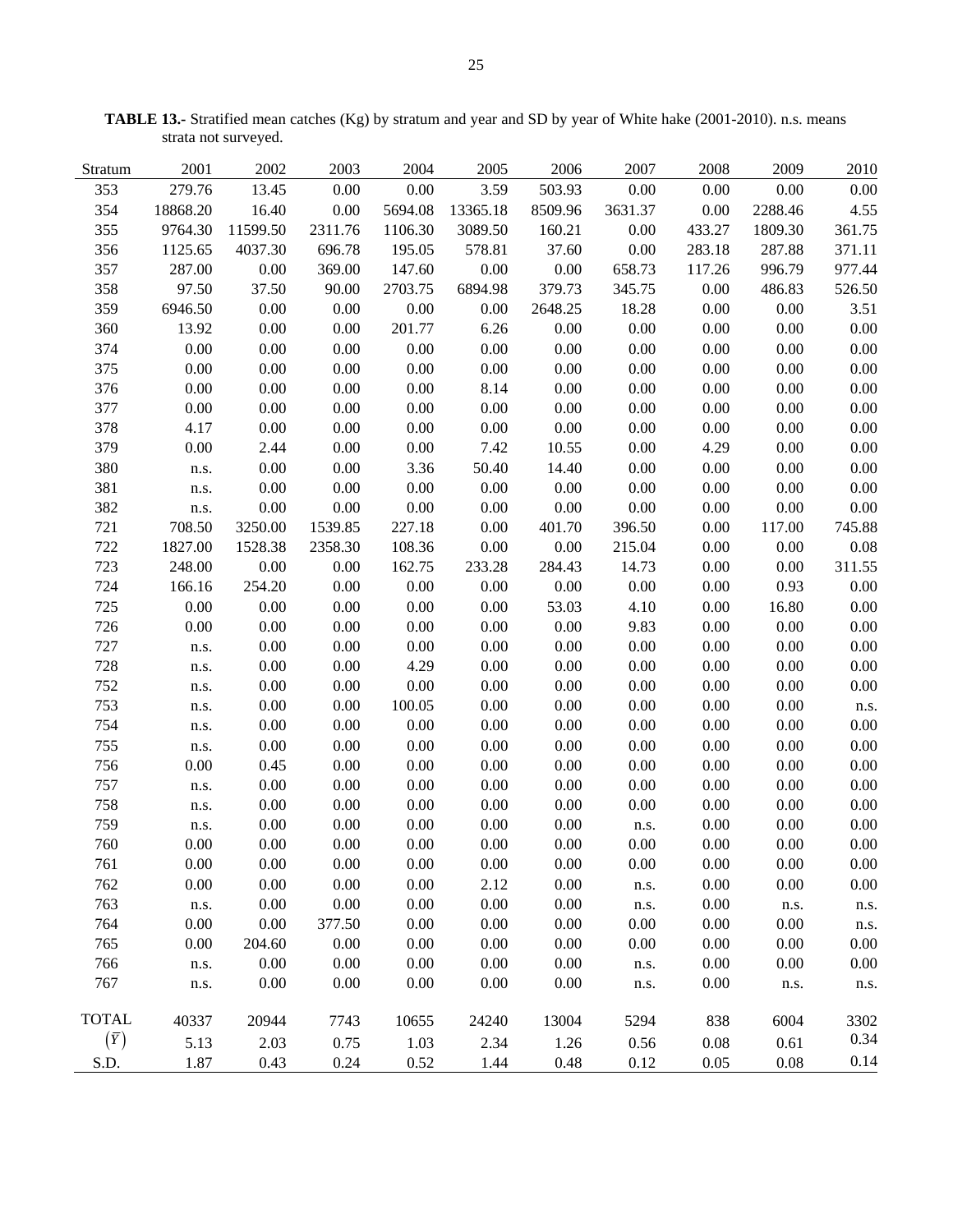**TABLE 13.-** Stratified mean catches (Kg) by stratum and year and SD by year of White hake (2001-2010). n.s. means strata not surveyed.

| Stratum | 2001 | 2002 | 2003 | 2004 | 2005 | 2006 | 2007 | 2008 | 2009 | 2010 |
|---|---|---|---|---|---|---|---|---|---|---|
| 353 | 279.76 | 13.45 | 0.00 | 0.00 | 3.59 | 503.93 | 0.00 | 0.00 | 0.00 | 0.00 |
| 354 | 18868.20 | 16.40 | 0.00 | 5694.08 | 13365.18 | 8509.96 | 3631.37 | 0.00 | 2288.46 | 4.55 |
| 355 | 9764.30 | 11599.50 | 2311.76 | 1106.30 | 3089.50 | 160.21 | 0.00 | 433.27 | 1809.30 | 361.75 |
| 356 | 1125.65 | 4037.30 | 696.78 | 195.05 | 578.81 | 37.60 | 0.00 | 283.18 | 287.88 | 371.11 |
| 357 | 287.00 | 0.00 | 369.00 | 147.60 | 0.00 | 0.00 | 658.73 | 117.26 | 996.79 | 977.44 |
| 358 | 97.50 | 37.50 | 90.00 | 2703.75 | 6894.98 | 379.73 | 345.75 | 0.00 | 486.83 | 526.50 |
| 359 | 6946.50 | 0.00 | 0.00 | 0.00 | 0.00 | 2648.25 | 18.28 | 0.00 | 0.00 | 3.51 |
| 360 | 13.92 | 0.00 | 0.00 | 201.77 | 6.26 | 0.00 | 0.00 | 0.00 | 0.00 | 0.00 |
| 374 | 0.00 | 0.00 | 0.00 | 0.00 | 0.00 | 0.00 | 0.00 | 0.00 | 0.00 | 0.00 |
| 375 | 0.00 | 0.00 | 0.00 | 0.00 | 0.00 | 0.00 | 0.00 | 0.00 | 0.00 | 0.00 |
| 376 | 0.00 | 0.00 | 0.00 | 0.00 | 8.14 | 0.00 | 0.00 | 0.00 | 0.00 | 0.00 |
| 377 | 0.00 | 0.00 | 0.00 | 0.00 | 0.00 | 0.00 | 0.00 | 0.00 | 0.00 | 0.00 |
| 378 | 4.17 | 0.00 | 0.00 | 0.00 | 0.00 | 0.00 | 0.00 | 0.00 | 0.00 | 0.00 |
| 379 | 0.00 | 2.44 | 0.00 | 0.00 | 7.42 | 10.55 | 0.00 | 4.29 | 0.00 | 0.00 |
| 380 | n.s. | 0.00 | 0.00 | 3.36 | 50.40 | 14.40 | 0.00 | 0.00 | 0.00 | 0.00 |
| 381 | n.s. | 0.00 | 0.00 | 0.00 | 0.00 | 0.00 | 0.00 | 0.00 | 0.00 | 0.00 |
| 382 | n.s. | 0.00 | 0.00 | 0.00 | 0.00 | 0.00 | 0.00 | 0.00 | 0.00 | 0.00 |
| 721 | 708.50 | 3250.00 | 1539.85 | 227.18 | 0.00 | 401.70 | 396.50 | 0.00 | 117.00 | 745.88 |
| 722 | 1827.00 | 1528.38 | 2358.30 | 108.36 | 0.00 | 0.00 | 215.04 | 0.00 | 0.00 | 0.08 |
| 723 | 248.00 | 0.00 | 0.00 | 162.75 | 233.28 | 284.43 | 14.73 | 0.00 | 0.00 | 311.55 |
| 724 | 166.16 | 254.20 | 0.00 | 0.00 | 0.00 | 0.00 | 0.00 | 0.00 | 0.93 | 0.00 |
| 725 | 0.00 | 0.00 | 0.00 | 0.00 | 0.00 | 53.03 | 4.10 | 0.00 | 16.80 | 0.00 |
| 726 | 0.00 | 0.00 | 0.00 | 0.00 | 0.00 | 0.00 | 9.83 | 0.00 | 0.00 | 0.00 |
| 727 | n.s. | 0.00 | 0.00 | 0.00 | 0.00 | 0.00 | 0.00 | 0.00 | 0.00 | 0.00 |
| 728 | n.s. | 0.00 | 0.00 | 4.29 | 0.00 | 0.00 | 0.00 | 0.00 | 0.00 | 0.00 |
| 752 | n.s. | 0.00 | 0.00 | 0.00 | 0.00 | 0.00 | 0.00 | 0.00 | 0.00 | 0.00 |
| 753 | n.s. | 0.00 | 0.00 | 100.05 | 0.00 | 0.00 | 0.00 | 0.00 | 0.00 | n.s. |
| 754 | n.s. | 0.00 | 0.00 | 0.00 | 0.00 | 0.00 | 0.00 | 0.00 | 0.00 | 0.00 |
| 755 | n.s. | 0.00 | 0.00 | 0.00 | 0.00 | 0.00 | 0.00 | 0.00 | 0.00 | 0.00 |
| 756 | 0.00 | 0.45 | 0.00 | 0.00 | 0.00 | 0.00 | 0.00 | 0.00 | 0.00 | 0.00 |
| 757 | n.s. | 0.00 | 0.00 | 0.00 | 0.00 | 0.00 | 0.00 | 0.00 | 0.00 | 0.00 |
| 758 | n.s. | 0.00 | 0.00 | 0.00 | 0.00 | 0.00 | 0.00 | 0.00 | 0.00 | 0.00 |
| 759 | n.s. | 0.00 | 0.00 | 0.00 | 0.00 | 0.00 | n.s. | 0.00 | 0.00 | 0.00 |
| 760 | 0.00 | 0.00 | 0.00 | 0.00 | 0.00 | 0.00 | 0.00 | 0.00 | 0.00 | 0.00 |
| 761 | 0.00 | 0.00 | 0.00 | 0.00 | 0.00 | 0.00 | 0.00 | 0.00 | 0.00 | 0.00 |
| 762 | 0.00 | 0.00 | 0.00 | 0.00 | 2.12 | 0.00 | n.s. | 0.00 | 0.00 | 0.00 |
| 763 | n.s. | 0.00 | 0.00 | 0.00 | 0.00 | 0.00 | n.s. | 0.00 | n.s. | n.s. |
| 764 | 0.00 | 0.00 | 377.50 | 0.00 | 0.00 | 0.00 | 0.00 | 0.00 | 0.00 | n.s. |
| 765 | 0.00 | 204.60 | 0.00 | 0.00 | 0.00 | 0.00 | 0.00 | 0.00 | 0.00 | 0.00 |
| 766 | n.s. | 0.00 | 0.00 | 0.00 | 0.00 | 0.00 | n.s. | 0.00 | 0.00 | 0.00 |
| 767 | n.s. | 0.00 | 0.00 | 0.00 | 0.00 | 0.00 | n.s. | 0.00 | n.s. | n.s. |
| TOTAL | 40337 | 20944 | 7743 | 10655 | 24240 | 13004 | 5294 | 838 | 6004 | 3302 |
| $(\bar{Y})$ | 5.13 | 2.03 | 0.75 | 1.03 | 2.34 | 1.26 | 0.56 | 0.08 | 0.61 | 0.34 |
| S.D. | 1.87 | 0.43 | 0.24 | 0.52 | 1.44 | 0.48 | 0.12 | 0.05 | 0.08 | 0.14 |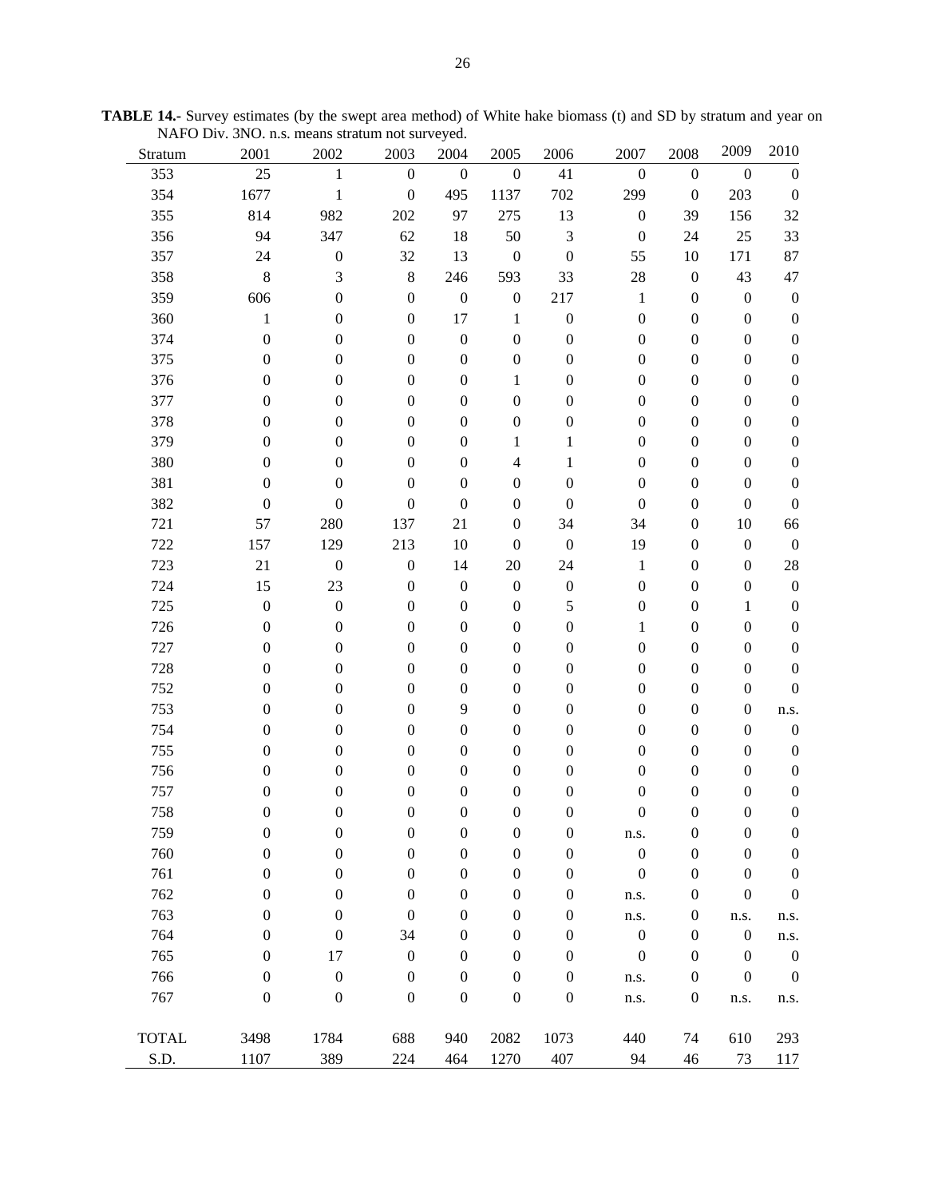**TABLE 14.-** Survey estimates (by the swept area method) of White hake biomass (t) and SD by stratum and year on NAFO Div. 3NO. n.s. means stratum not surveyed.

| Stratum | 2001 | 2002 | 2003 | 2004 | 2005 | 2006 | 2007 | 2008 | 2009 | 2010 |
|---|---|---|---|---|---|---|---|---|---|---|
| 353 | 25 | 1 | 0 | 0 | 0 | 41 | 0 | 0 | 0 | 0 |
| 354 | 1677 | 1 | 0 | 495 | 1137 | 702 | 299 | 0 | 203 | 0 |
| 355 | 814 | 982 | 202 | 97 | 275 | 13 | 0 | 39 | 156 | 32 |
| 356 | 94 | 347 | 62 | 18 | 50 | 3 | 0 | 24 | 25 | 33 |
| 357 | 24 | 0 | 32 | 13 | 0 | 0 | 55 | 10 | 171 | 87 |
| 358 | 8 | 3 | 8 | 246 | 593 | 33 | 28 | 0 | 43 | 47 |
| 359 | 606 | 0 | 0 | 0 | 0 | 217 | 1 | 0 | 0 | 0 |
| 360 | 1 | 0 | 0 | 17 | 1 | 0 | 0 | 0 | 0 | 0 |
| 374 | 0 | 0 | 0 | 0 | 0 | 0 | 0 | 0 | 0 | 0 |
| 375 | 0 | 0 | 0 | 0 | 0 | 0 | 0 | 0 | 0 | 0 |
| 376 | 0 | 0 | 0 | 0 | 1 | 0 | 0 | 0 | 0 | 0 |
| 377 | 0 | 0 | 0 | 0 | 0 | 0 | 0 | 0 | 0 | 0 |
| 378 | 0 | 0 | 0 | 0 | 0 | 0 | 0 | 0 | 0 | 0 |
| 379 | 0 | 0 | 0 | 0 | 1 | 1 | 0 | 0 | 0 | 0 |
| 380 | 0 | 0 | 0 | 0 | 4 | 1 | 0 | 0 | 0 | 0 |
| 381 | 0 | 0 | 0 | 0 | 0 | 0 | 0 | 0 | 0 | 0 |
| 382 | 0 | 0 | 0 | 0 | 0 | 0 | 0 | 0 | 0 | 0 |
| 721 | 57 | 280 | 137 | 21 | 0 | 34 | 34 | 0 | 10 | 66 |
| 722 | 157 | 129 | 213 | 10 | 0 | 0 | 19 | 0 | 0 | 0 |
| 723 | 21 | 0 | 0 | 14 | 20 | 24 | 1 | 0 | 0 | 28 |
| 724 | 15 | 23 | 0 | 0 | 0 | 0 | 0 | 0 | 0 | 0 |
| 725 | 0 | 0 | 0 | 0 | 0 | 5 | 0 | 0 | 1 | 0 |
| 726 | 0 | 0 | 0 | 0 | 0 | 0 | 1 | 0 | 0 | 0 |
| 727 | 0 | 0 | 0 | 0 | 0 | 0 | 0 | 0 | 0 | 0 |
| 728 | 0 | 0 | 0 | 0 | 0 | 0 | 0 | 0 | 0 | 0 |
| 752 | 0 | 0 | 0 | 0 | 0 | 0 | 0 | 0 | 0 | 0 |
| 753 | 0 | 0 | 0 | 9 | 0 | 0 | 0 | 0 | 0 | n.s. |
| 754 | 0 | 0 | 0 | 0 | 0 | 0 | 0 | 0 | 0 | 0 |
| 755 | 0 | 0 | 0 | 0 | 0 | 0 | 0 | 0 | 0 | 0 |
| 756 | 0 | 0 | 0 | 0 | 0 | 0 | 0 | 0 | 0 | 0 |
| 757 | 0 | 0 | 0 | 0 | 0 | 0 | 0 | 0 | 0 | 0 |
| 758 | 0 | 0 | 0 | 0 | 0 | 0 | 0 | 0 | 0 | 0 |
| 759 | 0 | 0 | 0 | 0 | 0 | 0 | n.s. | 0 | 0 | 0 |
| 760 | 0 | 0 | 0 | 0 | 0 | 0 | 0 | 0 | 0 | 0 |
| 761 | 0 | 0 | 0 | 0 | 0 | 0 | 0 | 0 | 0 | 0 |
| 762 | 0 | 0 | 0 | 0 | 0 | 0 | n.s. | 0 | 0 | 0 |
| 763 | 0 | 0 | 0 | 0 | 0 | 0 | n.s. | 0 | n.s. | n.s. |
| 764 | 0 | 0 | 34 | 0 | 0 | 0 | 0 | 0 | 0 | n.s. |
| 765 | 0 | 17 | 0 | 0 | 0 | 0 | 0 | 0 | 0 | 0 |
| 766 | 0 | 0 | 0 | 0 | 0 | 0 | n.s. | 0 | 0 | 0 |
| 767 | 0 | 0 | 0 | 0 | 0 | 0 | n.s. | 0 | n.s. | n.s. |
| TOTAL | 3498 | 1784 | 688 | 940 | 2082 | 1073 | 440 | 74 | 610 | 293 |
| S.D. | 1107 | 389 | 224 | 464 | 1270 | 407 | 94 | 46 | 73 | 117 |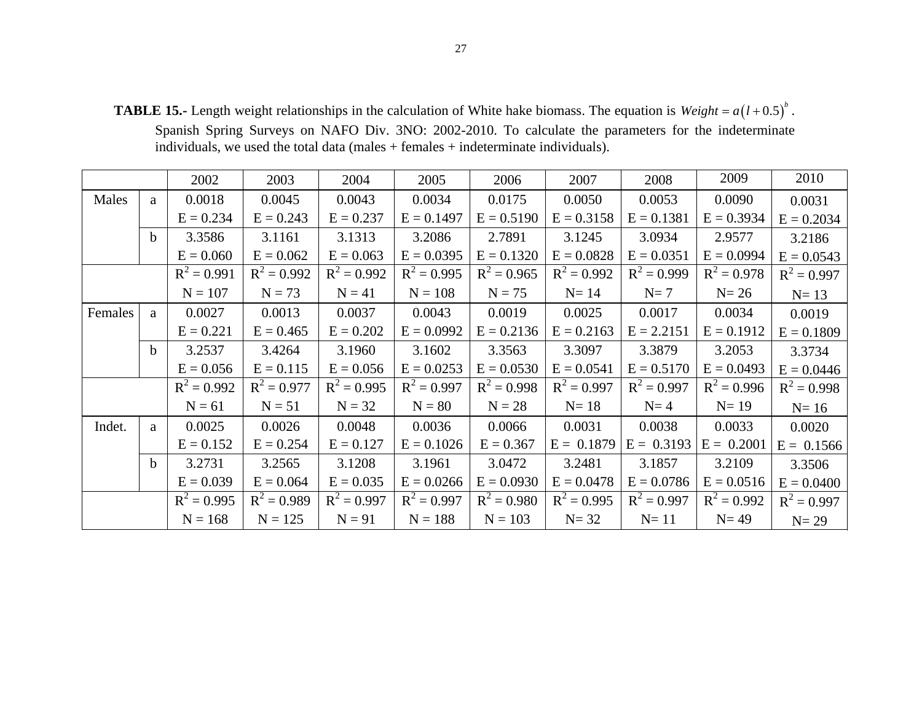**TABLE 15.-** Length weight relationships in the calculation of White hake biomass. The equation is $Weight = a(l+0.5)^b$. Spanish Spring Surveys on NAFO Div. 3NO: 2002-2010. To calculate the parameters for the indeterminate individuals, we used the total data (males + females + indeterminate individuals).

| | | 2002 | 2003 | 2004 | 2005 | 2006 | 2007 | 2008 | 2009 | 2010 |
|---|---|---|---|---|---|---|---|---|---|---|
| Males | a | 0.0018 | 0.0045 | 0.0043 | 0.0034 | 0.0175 | 0.0050 | 0.0053 | 0.0090 | 0.0031 |
| | | E = 0.234 | E = 0.243 | E = 0.237 | E = 0.1497 | E = 0.5190 | E = 0.3158 | E = 0.1381 | E = 0.3934 | E = 0.2034 |
| | b | 3.3586 | 3.1161 | 3.1313 | 3.2086 | 2.7891 | 3.1245 | 3.0934 | 2.9577 | 3.2186 |
| | | E = 0.060 | E = 0.062 | E = 0.063 | E = 0.0395 | E = 0.1320 | E = 0.0828 | E = 0.0351 | E = 0.0994 | E = 0.0543 |
| | | $R^2$ = 0.991 | $R^2$ = 0.992 | $R^2$ = 0.992 | $R^2$ = 0.995 | $R^2$ = 0.965 | $R^2$ = 0.992 | $R^2$ = 0.999 | $R^2$ = 0.978 | $R^2$ = 0.997 |
| | | N = 107 | N = 73 | N = 41 | N = 108 | N = 75 | N= 14 | N= 7 | N= 26 | N= 13 |
| Females | a | 0.0027 | 0.0013 | 0.0037 | 0.0043 | 0.0019 | 0.0025 | 0.0017 | 0.0034 | 0.0019 |
| | | E = 0.221 | E = 0.465 | E = 0.202 | E = 0.0992 | E = 0.2136 | E = 0.2163 | E = 2.2151 | E = 0.1912 | E = 0.1809 |
| | b | 3.2537 | 3.4264 | 3.1960 | 3.1602 | 3.3563 | 3.3097 | 3.3879 | 3.2053 | 3.3734 |
| | | E = 0.056 | E = 0.115 | E = 0.056 | E = 0.0253 | E = 0.0530 | E = 0.0541 | E = 0.5170 | E = 0.0493 | E = 0.0446 |
| | | $R^2$ = 0.992 | $R^2$ = 0.977 | $R^2$ = 0.995 | $R^2$ = 0.997 | $R^2$ = 0.998 | $R^2$ = 0.997 | $R^2$ = 0.997 | $R^2$ = 0.996 | $R^2$ = 0.998 |
| | | N = 61 | N = 51 | N = 32 | N = 80 | N = 28 | N= 18 | N= 4 | N= 19 | N= 16 |
| Indet. | a | 0.0025 | 0.0026 | 0.0048 | 0.0036 | 0.0066 | 0.0031 | 0.0038 | 0.0033 | 0.0020 |
| | | E = 0.152 | E = 0.254 | E = 0.127 | E = 0.1026 | E = 0.367 | E = 0.1879 | E = 0.3193 | E = 0.2001 | E = 0.1566 |
| | b | 3.2731 | 3.2565 | 3.1208 | 3.1961 | 3.0472 | 3.2481 | 3.1857 | 3.2109 | 3.3506 |
| | | E = 0.039 | E = 0.064 | E = 0.035 | E = 0.0266 | E = 0.0930 | E = 0.0478 | E = 0.0786 | E = 0.0516 | E = 0.0400 |
| | | $R^2$ = 0.995 | $R^2$ = 0.989 | $R^2$ = 0.997 | $R^2$ = 0.997 | $R^2$ = 0.980 | $R^2$ = 0.995 | $R^2$ = 0.997 | $R^2$ = 0.992 | $R^2$ = 0.997 |
| | | N = 168 | N = 125 | N = 91 | N = 188 | N = 103 | N= 32 | N= 11 | N= 49 | N= 29 |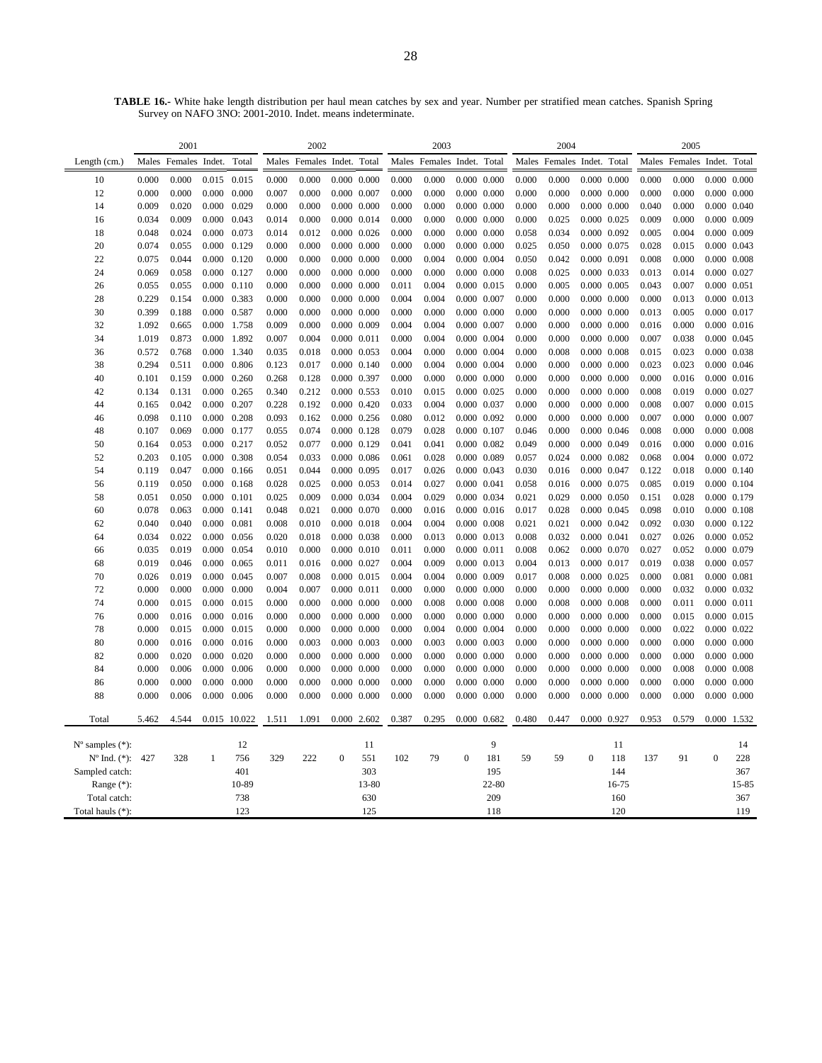**TABLE 16.-** White hake length distribution per haul mean catches by sex and year. Number per stratified mean catches. Spanish Spring Survey on NAFO 3NO: 2001-2010. Indet. means indeterminate.

| | 2001 | | | | 2002 | | | | 2003 | | | | 2004 | | | | 2005 | | | |
|---|---|---|---|---|---|---|---|---|---|---|---|---|---|---|---|---|---|---|---|---|
| Length (cm.) | Males | Females | Indet. | Total | Males | Females | Indet. | Total | Males | Females | Indet. | Total | Males | Females | Indet. | Total | Males | Females | Indet. | Total |
| 10 | 0.000 | 0.000 | 0.015 | 0.015 | 0.000 | 0.000 | 0.000 | 0.000 | 0.000 | 0.000 | 0.000 | 0.000 | 0.000 | 0.000 | 0.000 | 0.000 | 0.000 | 0.000 | 0.000 | 0.000 |
| 12 | 0.000 | 0.000 | 0.000 | 0.000 | 0.007 | 0.000 | 0.000 | 0.007 | 0.000 | 0.000 | 0.000 | 0.000 | 0.000 | 0.000 | 0.000 | 0.000 | 0.000 | 0.000 | 0.000 | 0.000 |
| 14 | 0.009 | 0.020 | 0.000 | 0.029 | 0.000 | 0.000 | 0.000 | 0.000 | 0.000 | 0.000 | 0.000 | 0.000 | 0.000 | 0.000 | 0.000 | 0.000 | 0.040 | 0.000 | 0.000 | 0.040 |
| 16 | 0.034 | 0.009 | 0.000 | 0.043 | 0.014 | 0.000 | 0.000 | 0.014 | 0.000 | 0.000 | 0.000 | 0.000 | 0.000 | 0.025 | 0.000 | 0.025 | 0.009 | 0.000 | 0.000 | 0.009 |
| 18 | 0.048 | 0.024 | 0.000 | 0.073 | 0.014 | 0.012 | 0.000 | 0.026 | 0.000 | 0.000 | 0.000 | 0.000 | 0.058 | 0.034 | 0.000 | 0.092 | 0.005 | 0.004 | 0.000 | 0.009 |
| 20 | 0.074 | 0.055 | 0.000 | 0.129 | 0.000 | 0.000 | 0.000 | 0.000 | 0.000 | 0.000 | 0.000 | 0.000 | 0.025 | 0.050 | 0.000 | 0.075 | 0.028 | 0.015 | 0.000 | 0.043 |
| 22 | 0.075 | 0.044 | 0.000 | 0.120 | 0.000 | 0.000 | 0.000 | 0.000 | 0.000 | 0.004 | 0.000 | 0.004 | 0.050 | 0.042 | 0.000 | 0.091 | 0.008 | 0.000 | 0.000 | 0.008 |
| 24 | 0.069 | 0.058 | 0.000 | 0.127 | 0.000 | 0.000 | 0.000 | 0.000 | 0.000 | 0.000 | 0.000 | 0.000 | 0.008 | 0.025 | 0.000 | 0.033 | 0.013 | 0.014 | 0.000 | 0.027 |
| 26 | 0.055 | 0.055 | 0.000 | 0.110 | 0.000 | 0.000 | 0.000 | 0.000 | 0.011 | 0.004 | 0.000 | 0.015 | 0.000 | 0.005 | 0.000 | 0.005 | 0.043 | 0.007 | 0.000 | 0.051 |
| 28 | 0.229 | 0.154 | 0.000 | 0.383 | 0.000 | 0.000 | 0.000 | 0.000 | 0.004 | 0.004 | 0.000 | 0.007 | 0.000 | 0.000 | 0.000 | 0.000 | 0.000 | 0.013 | 0.000 | 0.013 |
| 30 | 0.399 | 0.188 | 0.000 | 0.587 | 0.000 | 0.000 | 0.000 | 0.000 | 0.000 | 0.000 | 0.000 | 0.000 | 0.000 | 0.000 | 0.000 | 0.000 | 0.013 | 0.005 | 0.000 | 0.017 |
| 32 | 1.092 | 0.665 | 0.000 | 1.758 | 0.009 | 0.000 | 0.000 | 0.009 | 0.004 | 0.004 | 0.000 | 0.007 | 0.000 | 0.000 | 0.000 | 0.000 | 0.016 | 0.000 | 0.000 | 0.016 |
| 34 | 1.019 | 0.873 | 0.000 | 1.892 | 0.007 | 0.004 | 0.000 | 0.011 | 0.000 | 0.004 | 0.000 | 0.004 | 0.000 | 0.000 | 0.000 | 0.000 | 0.007 | 0.038 | 0.000 | 0.045 |
| 36 | 0.572 | 0.768 | 0.000 | 1.340 | 0.035 | 0.018 | 0.000 | 0.053 | 0.004 | 0.000 | 0.000 | 0.004 | 0.000 | 0.008 | 0.000 | 0.008 | 0.015 | 0.023 | 0.000 | 0.038 |
| 38 | 0.294 | 0.511 | 0.000 | 0.806 | 0.123 | 0.017 | 0.000 | 0.140 | 0.000 | 0.004 | 0.000 | 0.004 | 0.000 | 0.000 | 0.000 | 0.000 | 0.023 | 0.023 | 0.000 | 0.046 |
| 40 | 0.101 | 0.159 | 0.000 | 0.260 | 0.268 | 0.128 | 0.000 | 0.397 | 0.000 | 0.000 | 0.000 | 0.000 | 0.000 | 0.000 | 0.000 | 0.000 | 0.000 | 0.016 | 0.000 | 0.016 |
| 42 | 0.134 | 0.131 | 0.000 | 0.265 | 0.340 | 0.212 | 0.000 | 0.553 | 0.010 | 0.015 | 0.000 | 0.025 | 0.000 | 0.000 | 0.000 | 0.000 | 0.008 | 0.019 | 0.000 | 0.027 |
| 44 | 0.165 | 0.042 | 0.000 | 0.207 | 0.228 | 0.192 | 0.000 | 0.420 | 0.033 | 0.004 | 0.000 | 0.037 | 0.000 | 0.000 | 0.000 | 0.000 | 0.008 | 0.007 | 0.000 | 0.015 |
| 46 | 0.098 | 0.110 | 0.000 | 0.208 | 0.093 | 0.162 | 0.000 | 0.256 | 0.080 | 0.012 | 0.000 | 0.092 | 0.000 | 0.000 | 0.000 | 0.000 | 0.007 | 0.000 | 0.000 | 0.007 |
| 48 | 0.107 | 0.069 | 0.000 | 0.177 | 0.055 | 0.074 | 0.000 | 0.128 | 0.079 | 0.028 | 0.000 | 0.107 | 0.046 | 0.000 | 0.000 | 0.046 | 0.008 | 0.000 | 0.000 | 0.008 |
| 50 | 0.164 | 0.053 | 0.000 | 0.217 | 0.052 | 0.077 | 0.000 | 0.129 | 0.041 | 0.041 | 0.000 | 0.082 | 0.049 | 0.000 | 0.000 | 0.049 | 0.016 | 0.000 | 0.000 | 0.016 |
| 52 | 0.203 | 0.105 | 0.000 | 0.308 | 0.054 | 0.033 | 0.000 | 0.086 | 0.061 | 0.028 | 0.000 | 0.089 | 0.057 | 0.024 | 0.000 | 0.082 | 0.068 | 0.004 | 0.000 | 0.072 |
| 54 | 0.119 | 0.047 | 0.000 | 0.166 | 0.051 | 0.044 | 0.000 | 0.095 | 0.017 | 0.026 | 0.000 | 0.043 | 0.030 | 0.016 | 0.000 | 0.047 | 0.122 | 0.018 | 0.000 | 0.140 |
| 56 | 0.119 | 0.050 | 0.000 | 0.168 | 0.028 | 0.025 | 0.000 | 0.053 | 0.014 | 0.027 | 0.000 | 0.041 | 0.058 | 0.016 | 0.000 | 0.075 | 0.085 | 0.019 | 0.000 | 0.104 |
| 58 | 0.051 | 0.050 | 0.000 | 0.101 | 0.025 | 0.009 | 0.000 | 0.034 | 0.004 | 0.029 | 0.000 | 0.034 | 0.021 | 0.029 | 0.000 | 0.050 | 0.151 | 0.028 | 0.000 | 0.179 |
| 60 | 0.078 | 0.063 | 0.000 | 0.141 | 0.048 | 0.021 | 0.000 | 0.070 | 0.000 | 0.016 | 0.000 | 0.016 | 0.017 | 0.028 | 0.000 | 0.045 | 0.098 | 0.010 | 0.000 | 0.108 |
| 62 | 0.040 | 0.040 | 0.000 | 0.081 | 0.008 | 0.010 | 0.000 | 0.018 | 0.004 | 0.004 | 0.000 | 0.008 | 0.021 | 0.021 | 0.000 | 0.042 | 0.092 | 0.030 | 0.000 | 0.122 |
| 64 | 0.034 | 0.022 | 0.000 | 0.056 | 0.020 | 0.018 | 0.000 | 0.038 | 0.000 | 0.013 | 0.000 | 0.013 | 0.008 | 0.032 | 0.000 | 0.041 | 0.027 | 0.026 | 0.000 | 0.052 |
| 66 | 0.035 | 0.019 | 0.000 | 0.054 | 0.010 | 0.000 | 0.000 | 0.010 | 0.011 | 0.000 | 0.000 | 0.011 | 0.008 | 0.062 | 0.000 | 0.070 | 0.027 | 0.052 | 0.000 | 0.079 |
| 68 | 0.019 | 0.046 | 0.000 | 0.065 | 0.011 | 0.016 | 0.000 | 0.027 | 0.004 | 0.009 | 0.000 | 0.013 | 0.004 | 0.013 | 0.000 | 0.017 | 0.019 | 0.038 | 0.000 | 0.057 |
| 70 | 0.026 | 0.019 | 0.000 | 0.045 | 0.007 | 0.008 | 0.000 | 0.015 | 0.004 | 0.004 | 0.000 | 0.009 | 0.017 | 0.008 | 0.000 | 0.025 | 0.000 | 0.081 | 0.000 | 0.081 |
| 72 | 0.000 | 0.000 | 0.000 | 0.000 | 0.004 | 0.007 | 0.000 | 0.011 | 0.000 | 0.000 | 0.000 | 0.000 | 0.000 | 0.000 | 0.000 | 0.000 | 0.000 | 0.032 | 0.000 | 0.032 |
| 74 | 0.000 | 0.015 | 0.000 | 0.015 | 0.000 | 0.000 | 0.000 | 0.000 | 0.000 | 0.008 | 0.000 | 0.008 | 0.000 | 0.008 | 0.000 | 0.008 | 0.000 | 0.011 | 0.000 | 0.011 |
| 76 | 0.000 | 0.016 | 0.000 | 0.016 | 0.000 | 0.000 | 0.000 | 0.000 | 0.000 | 0.000 | 0.000 | 0.000 | 0.000 | 0.000 | 0.000 | 0.000 | 0.000 | 0.015 | 0.000 | 0.015 |
| 78 | 0.000 | 0.015 | 0.000 | 0.015 | 0.000 | 0.000 | 0.000 | 0.000 | 0.000 | 0.004 | 0.000 | 0.004 | 0.000 | 0.000 | 0.000 | 0.000 | 0.000 | 0.022 | 0.000 | 0.022 |
| 80 | 0.000 | 0.016 | 0.000 | 0.016 | 0.000 | 0.003 | 0.000 | 0.003 | 0.000 | 0.003 | 0.000 | 0.003 | 0.000 | 0.000 | 0.000 | 0.000 | 0.000 | 0.000 | 0.000 | 0.000 |
| 82 | 0.000 | 0.020 | 0.000 | 0.020 | 0.000 | 0.000 | 0.000 | 0.000 | 0.000 | 0.000 | 0.000 | 0.000 | 0.000 | 0.000 | 0.000 | 0.000 | 0.000 | 0.000 | 0.000 | 0.000 |
| 84 | 0.000 | 0.006 | 0.000 | 0.006 | 0.000 | 0.000 | 0.000 | 0.000 | 0.000 | 0.000 | 0.000 | 0.000 | 0.000 | 0.000 | 0.000 | 0.000 | 0.000 | 0.008 | 0.000 | 0.008 |
| 86 | 0.000 | 0.000 | 0.000 | 0.000 | 0.000 | 0.000 | 0.000 | 0.000 | 0.000 | 0.000 | 0.000 | 0.000 | 0.000 | 0.000 | 0.000 | 0.000 | 0.000 | 0.000 | 0.000 | 0.000 |
| 88 | 0.000 | 0.006 | 0.000 | 0.006 | 0.000 | 0.000 | 0.000 | 0.000 | 0.000 | 0.000 | 0.000 | 0.000 | 0.000 | 0.000 | 0.000 | 0.000 | 0.000 | 0.000 | 0.000 | 0.000 |
| Total | 5.462 | 4.544 | 0.015 | 10.022 | 1.511 | 1.091 | 0.000 | 2.602 | 0.387 | 0.295 | 0.000 | 0.682 | 0.480 | 0.447 | 0.000 | 0.927 | 0.953 | 0.579 | 0.000 | 1.532 |
| Nº samples (*): | | | | 12 | | | | 11 | | | | 9 | | | | 11 | | | | 14 |
| Nº Ind. (*): | 427 | 328 | 1 | 756 | 329 | 222 | 0 | 551 | 102 | 79 | 0 | 181 | 59 | 59 | 0 | 118 | 137 | 91 | 0 | 228 |
| Sampled catch: | | | | 401 | | | | 303 | | | | 195 | | | | 144 | | | | 367 |
| Range (*): | | | | 10-89 | | | | 13-80 | | | | 22-80 | | | | 16-75 | | | | 15-85 |
| Total catch: | | | | 738 | | | | 630 | | | | 209 | | | | 160 | | | | 367 |
| Total hauls (*): | | | | 123 | | | | 125 | | | | 118 | | | | 120 | | | | 119 |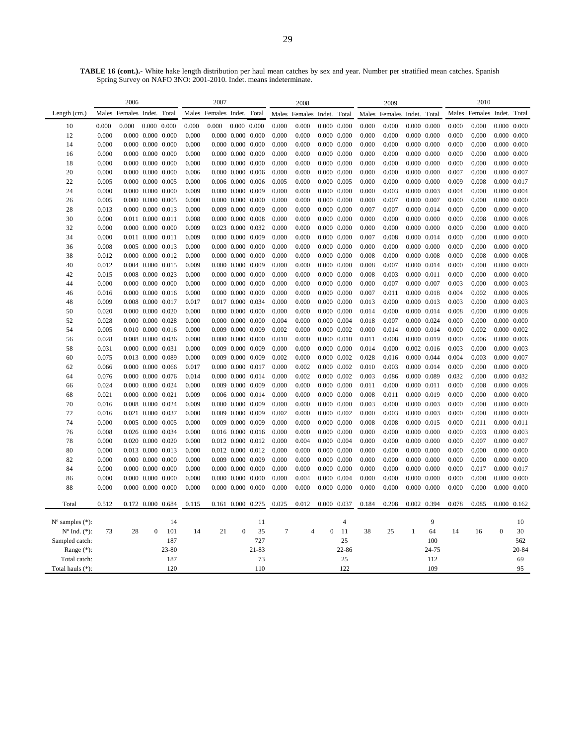**TABLE 16 (cont.).-** White hake length distribution per haul mean catches by sex and year. Number per stratified mean catches. Spanish Spring Survey on NAFO 3NO: 2001-2010. Indet. means indeterminate.

| | 2006 | | | | 2007 | | | | 2008 | | | | 2009 | | | | 2010 | | | |
|---|---|---|---|---|---|---|---|---|---|---|---|---|---|---|---|---|---|---|---|---|
| Length (cm.) | Males | Females | Indet. | Total | Males | Females | Indet. | Total | Males | Females | Indet. | Total | Males | Females | Indet. | Total | Males | Females | Indet. | Total |
| 10 | 0.000 | 0.000 | 0.000 | 0.000 | 0.000 | 0.000 | 0.000 | 0.000 | 0.000 | 0.000 | 0.000 | 0.000 | 0.000 | 0.000 | 0.000 | 0.000 | 0.000 | 0.000 | 0.000 | 0.000 |
| 12 | 0.000 | 0.000 | 0.000 | 0.000 | 0.000 | 0.000 | 0.000 | 0.000 | 0.000 | 0.000 | 0.000 | 0.000 | 0.000 | 0.000 | 0.000 | 0.000 | 0.000 | 0.000 | 0.000 | 0.000 |
| 14 | 0.000 | 0.000 | 0.000 | 0.000 | 0.000 | 0.000 | 0.000 | 0.000 | 0.000 | 0.000 | 0.000 | 0.000 | 0.000 | 0.000 | 0.000 | 0.000 | 0.000 | 0.000 | 0.000 | 0.000 |
| 16 | 0.000 | 0.000 | 0.000 | 0.000 | 0.000 | 0.000 | 0.000 | 0.000 | 0.000 | 0.000 | 0.000 | 0.000 | 0.000 | 0.000 | 0.000 | 0.000 | 0.000 | 0.000 | 0.000 | 0.000 |
| 18 | 0.000 | 0.000 | 0.000 | 0.000 | 0.000 | 0.000 | 0.000 | 0.000 | 0.000 | 0.000 | 0.000 | 0.000 | 0.000 | 0.000 | 0.000 | 0.000 | 0.000 | 0.000 | 0.000 | 0.000 |
| 20 | 0.000 | 0.000 | 0.000 | 0.000 | 0.006 | 0.000 | 0.000 | 0.006 | 0.000 | 0.000 | 0.000 | 0.000 | 0.000 | 0.000 | 0.000 | 0.000 | 0.007 | 0.000 | 0.000 | 0.007 |
| 22 | 0.005 | 0.000 | 0.000 | 0.005 | 0.000 | 0.006 | 0.000 | 0.006 | 0.005 | 0.000 | 0.000 | 0.005 | 0.000 | 0.000 | 0.000 | 0.000 | 0.009 | 0.008 | 0.000 | 0.017 |
| 24 | 0.000 | 0.000 | 0.000 | 0.000 | 0.009 | 0.000 | 0.000 | 0.009 | 0.000 | 0.000 | 0.000 | 0.000 | 0.000 | 0.003 | 0.000 | 0.003 | 0.004 | 0.000 | 0.000 | 0.004 |
| 26 | 0.005 | 0.000 | 0.000 | 0.005 | 0.000 | 0.000 | 0.000 | 0.000 | 0.000 | 0.000 | 0.000 | 0.000 | 0.000 | 0.007 | 0.000 | 0.007 | 0.000 | 0.000 | 0.000 | 0.000 |
| 28 | 0.013 | 0.000 | 0.000 | 0.013 | 0.000 | 0.009 | 0.000 | 0.009 | 0.000 | 0.000 | 0.000 | 0.000 | 0.007 | 0.007 | 0.000 | 0.014 | 0.000 | 0.000 | 0.000 | 0.000 |
| 30 | 0.000 | 0.011 | 0.000 | 0.011 | 0.008 | 0.000 | 0.000 | 0.008 | 0.000 | 0.000 | 0.000 | 0.000 | 0.000 | 0.000 | 0.000 | 0.000 | 0.000 | 0.008 | 0.000 | 0.008 |
| 32 | 0.000 | 0.000 | 0.000 | 0.000 | 0.009 | 0.023 | 0.000 | 0.032 | 0.000 | 0.000 | 0.000 | 0.000 | 0.000 | 0.000 | 0.000 | 0.000 | 0.000 | 0.000 | 0.000 | 0.000 |
| 34 | 0.000 | 0.011 | 0.000 | 0.011 | 0.009 | 0.000 | 0.000 | 0.009 | 0.000 | 0.000 | 0.000 | 0.000 | 0.007 | 0.008 | 0.000 | 0.014 | 0.000 | 0.000 | 0.000 | 0.000 |
| 36 | 0.008 | 0.005 | 0.000 | 0.013 | 0.000 | 0.000 | 0.000 | 0.000 | 0.000 | 0.000 | 0.000 | 0.000 | 0.000 | 0.000 | 0.000 | 0.000 | 0.000 | 0.000 | 0.000 | 0.000 |
| 38 | 0.012 | 0.000 | 0.000 | 0.012 | 0.000 | 0.000 | 0.000 | 0.000 | 0.000 | 0.000 | 0.000 | 0.000 | 0.008 | 0.000 | 0.000 | 0.008 | 0.000 | 0.008 | 0.000 | 0.008 |
| 40 | 0.012 | 0.004 | 0.000 | 0.015 | 0.009 | 0.000 | 0.000 | 0.009 | 0.000 | 0.000 | 0.000 | 0.000 | 0.008 | 0.007 | 0.000 | 0.014 | 0.000 | 0.000 | 0.000 | 0.000 |
| 42 | 0.015 | 0.008 | 0.000 | 0.023 | 0.000 | 0.000 | 0.000 | 0.000 | 0.000 | 0.000 | 0.000 | 0.000 | 0.008 | 0.003 | 0.000 | 0.011 | 0.000 | 0.000 | 0.000 | 0.000 |
| 44 | 0.000 | 0.000 | 0.000 | 0.000 | 0.000 | 0.000 | 0.000 | 0.000 | 0.000 | 0.000 | 0.000 | 0.000 | 0.000 | 0.007 | 0.000 | 0.007 | 0.003 | 0.000 | 0.000 | 0.003 |
| 46 | 0.016 | 0.000 | 0.000 | 0.016 | 0.000 | 0.000 | 0.000 | 0.000 | 0.000 | 0.000 | 0.000 | 0.000 | 0.007 | 0.011 | 0.000 | 0.018 | 0.004 | 0.002 | 0.000 | 0.006 |
| 48 | 0.009 | 0.008 | 0.000 | 0.017 | 0.017 | 0.017 | 0.000 | 0.034 | 0.000 | 0.000 | 0.000 | 0.000 | 0.013 | 0.000 | 0.000 | 0.013 | 0.003 | 0.000 | 0.000 | 0.003 |
| 50 | 0.020 | 0.000 | 0.000 | 0.020 | 0.000 | 0.000 | 0.000 | 0.000 | 0.000 | 0.000 | 0.000 | 0.000 | 0.014 | 0.000 | 0.000 | 0.014 | 0.008 | 0.000 | 0.000 | 0.008 |
| 52 | 0.028 | 0.000 | 0.000 | 0.028 | 0.000 | 0.000 | 0.000 | 0.000 | 0.004 | 0.000 | 0.000 | 0.004 | 0.018 | 0.007 | 0.000 | 0.024 | 0.000 | 0.000 | 0.000 | 0.000 |
| 54 | 0.005 | 0.010 | 0.000 | 0.016 | 0.000 | 0.009 | 0.000 | 0.009 | 0.002 | 0.000 | 0.000 | 0.002 | 0.000 | 0.014 | 0.000 | 0.014 | 0.000 | 0.002 | 0.000 | 0.002 |
| 56 | 0.028 | 0.008 | 0.000 | 0.036 | 0.000 | 0.000 | 0.000 | 0.000 | 0.010 | 0.000 | 0.000 | 0.010 | 0.011 | 0.008 | 0.000 | 0.019 | 0.000 | 0.006 | 0.000 | 0.006 |
| 58 | 0.031 | 0.000 | 0.000 | 0.031 | 0.000 | 0.009 | 0.000 | 0.009 | 0.000 | 0.000 | 0.000 | 0.000 | 0.014 | 0.000 | 0.002 | 0.016 | 0.003 | 0.000 | 0.000 | 0.003 |
| 60 | 0.075 | 0.013 | 0.000 | 0.089 | 0.000 | 0.009 | 0.000 | 0.009 | 0.002 | 0.000 | 0.000 | 0.002 | 0.028 | 0.016 | 0.000 | 0.044 | 0.004 | 0.003 | 0.000 | 0.007 |
| 62 | 0.066 | 0.000 | 0.000 | 0.066 | 0.017 | 0.000 | 0.000 | 0.017 | 0.000 | 0.002 | 0.000 | 0.002 | 0.010 | 0.003 | 0.000 | 0.014 | 0.000 | 0.000 | 0.000 | 0.000 |
| 64 | 0.076 | 0.000 | 0.000 | 0.076 | 0.014 | 0.000 | 0.000 | 0.014 | 0.000 | 0.002 | 0.000 | 0.002 | 0.003 | 0.086 | 0.000 | 0.089 | 0.032 | 0.000 | 0.000 | 0.032 |
| 66 | 0.024 | 0.000 | 0.000 | 0.024 | 0.000 | 0.009 | 0.000 | 0.009 | 0.000 | 0.000 | 0.000 | 0.000 | 0.011 | 0.000 | 0.000 | 0.011 | 0.000 | 0.008 | 0.000 | 0.008 |
| 68 | 0.021 | 0.000 | 0.000 | 0.021 | 0.009 | 0.006 | 0.000 | 0.014 | 0.000 | 0.000 | 0.000 | 0.000 | 0.008 | 0.011 | 0.000 | 0.019 | 0.000 | 0.000 | 0.000 | 0.000 |
| 70 | 0.016 | 0.008 | 0.000 | 0.024 | 0.009 | 0.000 | 0.000 | 0.009 | 0.000 | 0.000 | 0.000 | 0.000 | 0.003 | 0.000 | 0.000 | 0.003 | 0.000 | 0.000 | 0.000 | 0.000 |
| 72 | 0.016 | 0.021 | 0.000 | 0.037 | 0.000 | 0.009 | 0.000 | 0.009 | 0.002 | 0.000 | 0.000 | 0.002 | 0.000 | 0.003 | 0.000 | 0.003 | 0.000 | 0.000 | 0.000 | 0.000 |
| 74 | 0.000 | 0.005 | 0.000 | 0.005 | 0.000 | 0.009 | 0.000 | 0.009 | 0.000 | 0.000 | 0.000 | 0.000 | 0.008 | 0.008 | 0.000 | 0.015 | 0.000 | 0.011 | 0.000 | 0.011 |
| 76 | 0.008 | 0.026 | 0.000 | 0.034 | 0.000 | 0.016 | 0.000 | 0.016 | 0.000 | 0.000 | 0.000 | 0.000 | 0.000 | 0.000 | 0.000 | 0.000 | 0.000 | 0.003 | 0.000 | 0.003 |
| 78 | 0.000 | 0.020 | 0.000 | 0.020 | 0.000 | 0.012 | 0.000 | 0.012 | 0.000 | 0.004 | 0.000 | 0.004 | 0.000 | 0.000 | 0.000 | 0.000 | 0.000 | 0.007 | 0.000 | 0.007 |
| 80 | 0.000 | 0.013 | 0.000 | 0.013 | 0.000 | 0.012 | 0.000 | 0.012 | 0.000 | 0.000 | 0.000 | 0.000 | 0.000 | 0.000 | 0.000 | 0.000 | 0.000 | 0.000 | 0.000 | 0.000 |
| 82 | 0.000 | 0.000 | 0.000 | 0.000 | 0.000 | 0.009 | 0.000 | 0.009 | 0.000 | 0.000 | 0.000 | 0.000 | 0.000 | 0.000 | 0.000 | 0.000 | 0.000 | 0.000 | 0.000 | 0.000 |
| 84 | 0.000 | 0.000 | 0.000 | 0.000 | 0.000 | 0.000 | 0.000 | 0.000 | 0.000 | 0.000 | 0.000 | 0.000 | 0.000 | 0.000 | 0.000 | 0.000 | 0.000 | 0.017 | 0.000 | 0.017 |
| 86 | 0.000 | 0.000 | 0.000 | 0.000 | 0.000 | 0.000 | 0.000 | 0.000 | 0.000 | 0.004 | 0.000 | 0.004 | 0.000 | 0.000 | 0.000 | 0.000 | 0.000 | 0.000 | 0.000 | 0.000 |
| 88 | 0.000 | 0.000 | 0.000 | 0.000 | 0.000 | 0.000 | 0.000 | 0.000 | 0.000 | 0.000 | 0.000 | 0.000 | 0.000 | 0.000 | 0.000 | 0.000 | 0.000 | 0.000 | 0.000 | 0.000 |
| Total | 0.512 | 0.172 | 0.000 | 0.684 | 0.115 | 0.161 | 0.000 | 0.275 | 0.025 | 0.012 | 0.000 | 0.037 | 0.184 | 0.208 | 0.002 | 0.394 | 0.078 | 0.085 | 0.000 | 0.162 |
| Nº samples (*): | | | | 14 | | | | 11 | | | | 4 | | | | 9 | | | | 10 |
| Nº Ind. (*): | 73 | 28 | 0 | 101 | 14 | 21 | 0 | 35 | 7 | 4 | 0 | 11 | 38 | 25 | 1 | 64 | 14 | 16 | 0 | 30 |
| Sampled catch: | | | | 187 | | | | 727 | | | | 25 | | | | 100 | | | | 562 |
| Range (*): | | | | 23-80 | | | | 21-83 | | | | 22-86 | | | | 24-75 | | | | 20-84 |
| Total catch: | | | | 187 | | | | 73 | | | | 25 | | | | 112 | | | | 69 |
| Total hauls (*): | | | | 120 | | | | 110 | | | | 122 | | | | 109 | | | | 95 |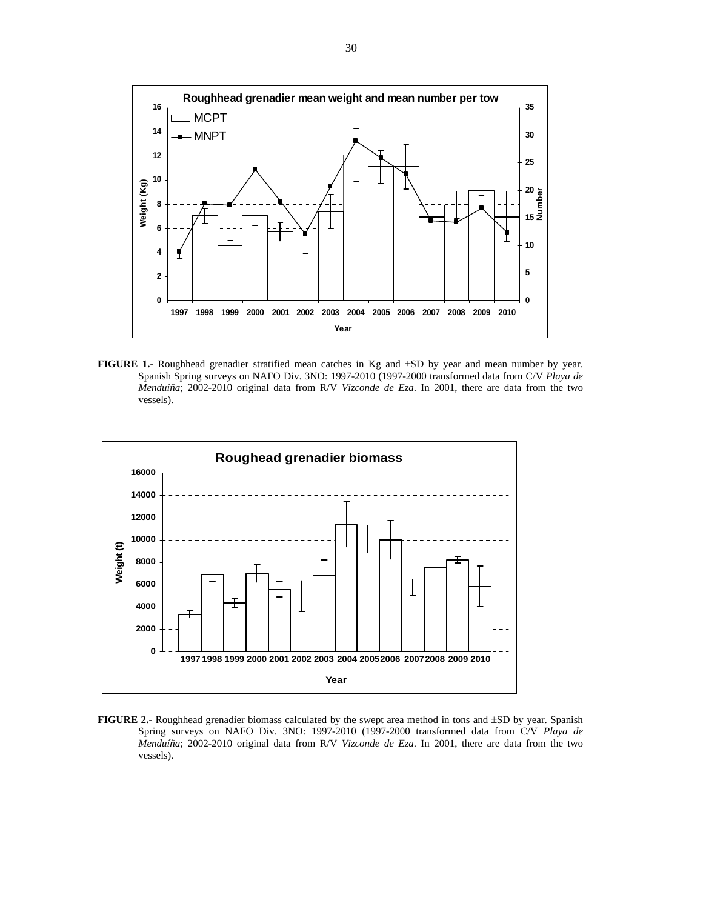**FIGURE 1.-** Roughhead grenadier stratified mean catches in Kg and ±SD by year and mean number by year. Spanish Spring surveys on NAFO Div. 3NO: 1997-2010 (1997-2000 transformed data from C/V *Playa de Menduíña*; 2002-2010 original data from R/V *Vizconde de Eza*. In 2001, there are data from the two vessels).

**FIGURE 2.-** Roughhead grenadier biomass calculated by the swept area method in tons and ±SD by year. Spanish Spring surveys on NAFO Div. 3NO: 1997-2010 (1997-2000 transformed data from C/V *Playa de Menduíña*; 2002-2010 original data from R/V *Vizconde de Eza*. In 2001, there are data from the two vessels).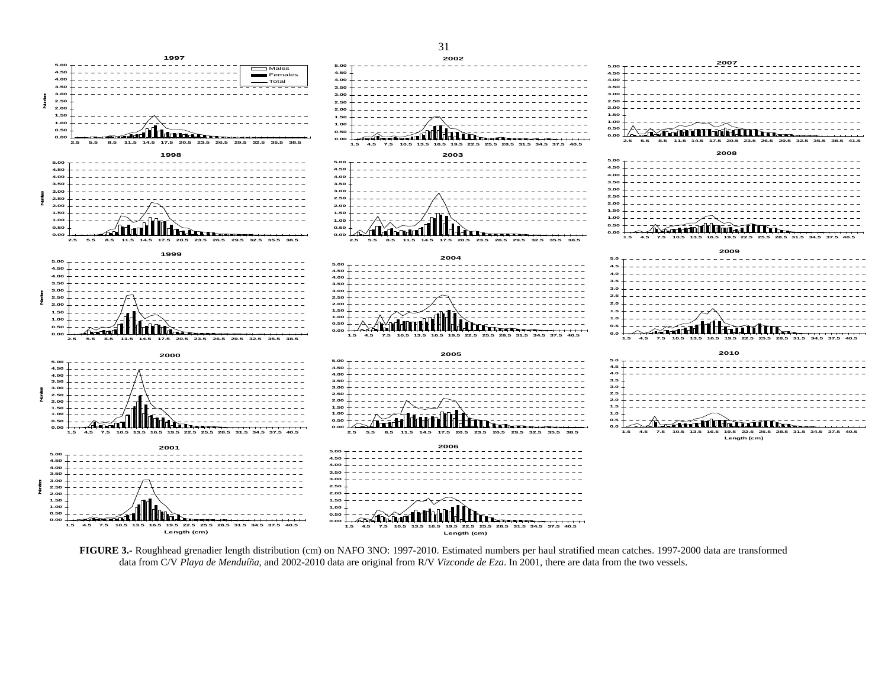**FIGURE 3.-** Roughhead grenadier length distribution (cm) on NAFO 3NO: 1997-2010. Estimated numbers per haul stratified mean catches. 1997-2000 data are transformed data from C/V *Playa de Menduíña*, and 2002-2010 data are original from R/V *Vizconde de Eza*. In 2001, there are data from the two vessels.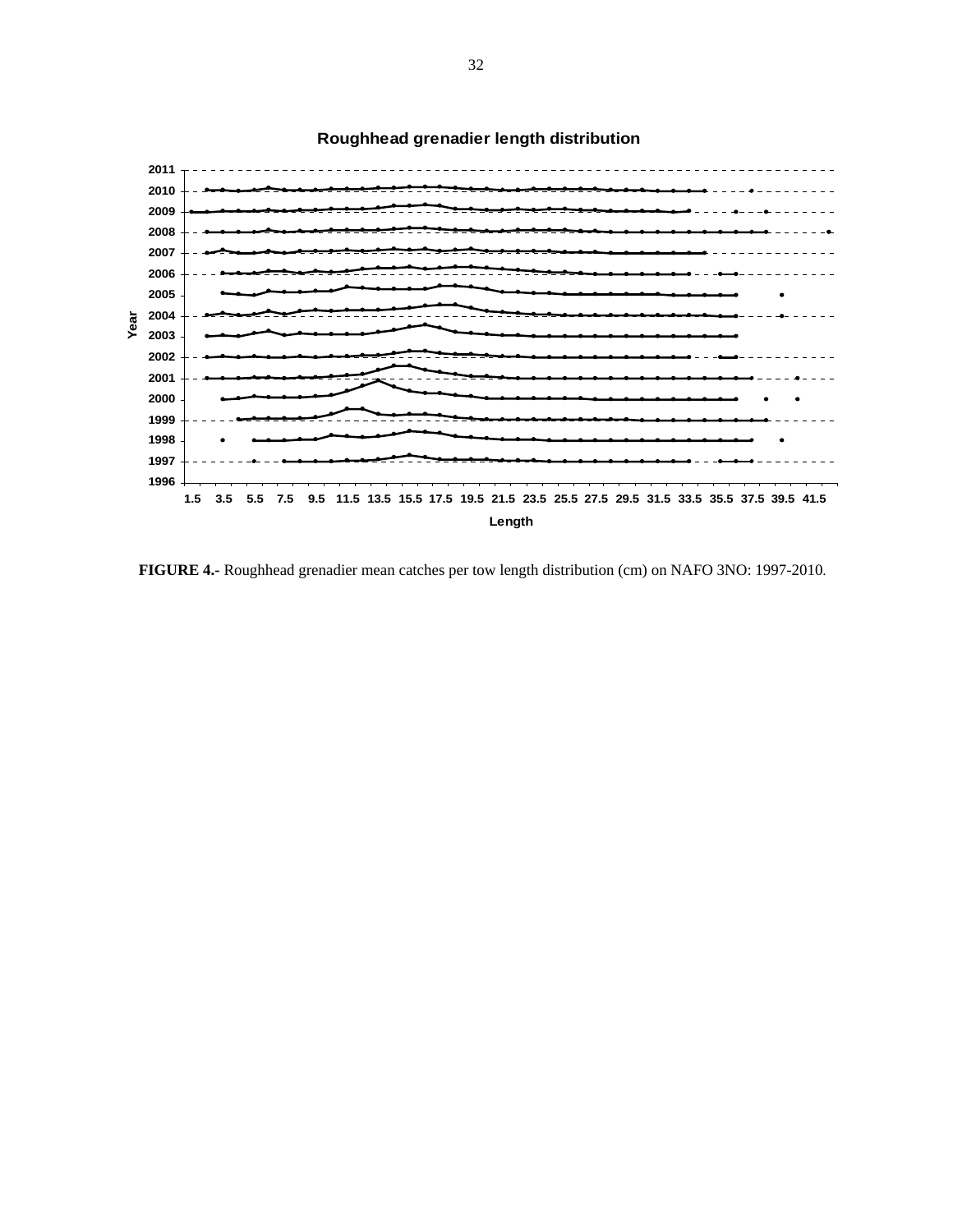FIGURE 4.- Roughhead grenadier mean catches per tow length distribution (cm) on NAFO 3NO: 1997-2010.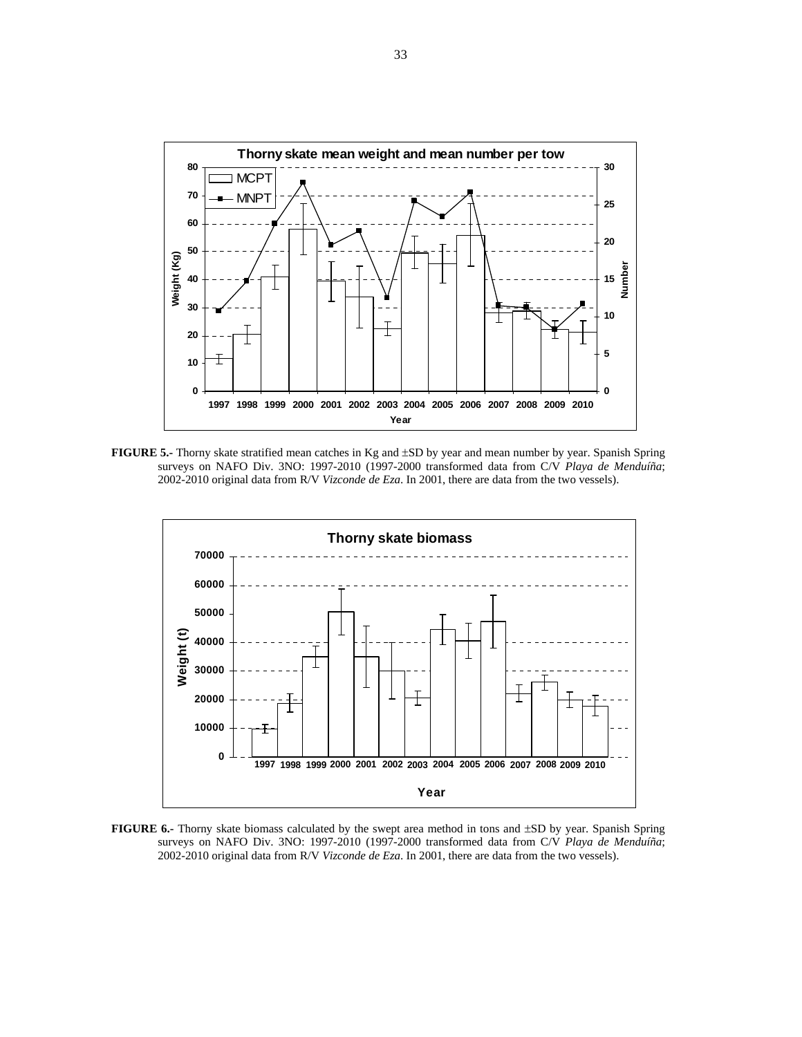**FIGURE 5.-** Thorny skate stratified mean catches in Kg and ±SD by year and mean number by year. Spanish Spring surveys on NAFO Div. 3NO: 1997-2010 (1997-2000 transformed data from C/V *Playa de Menduíña*; 2002-2010 original data from R/V *Vizconde de Eza*. In 2001, there are data from the two vessels).

**FIGURE 6.-** Thorny skate biomass calculated by the swept area method in tons and ±SD by year. Spanish Spring surveys on NAFO Div. 3NO: 1997-2010 (1997-2000 transformed data from C/V *Playa de Menduíña*; 2002-2010 original data from R/V *Vizconde de Eza*. In 2001, there are data from the two vessels).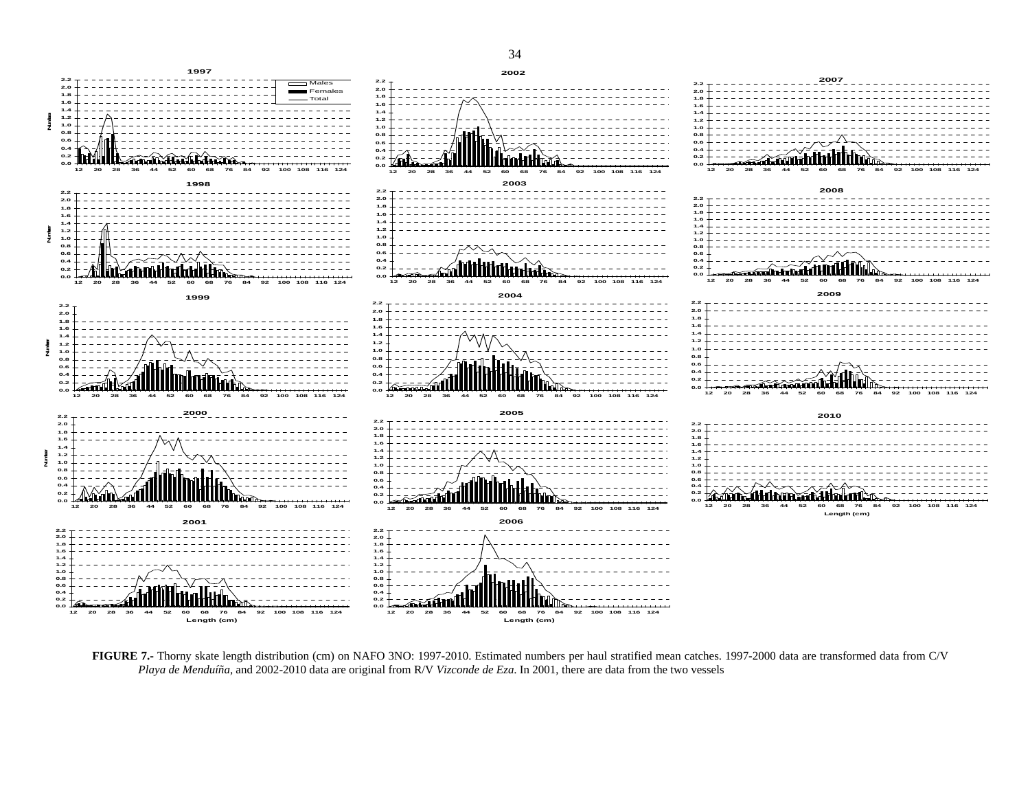**FIGURE 7.-** Thorny skate length distribution (cm) on NAFO 3NO: 1997-2010. Estimated numbers per haul stratified mean catches. 1997-2000 data are transformed data from C/V *Playa de Menduíña*, and 2002-2010 data are original from R/V *Vizconde de Eza*. In 2001, there are data from the two vessels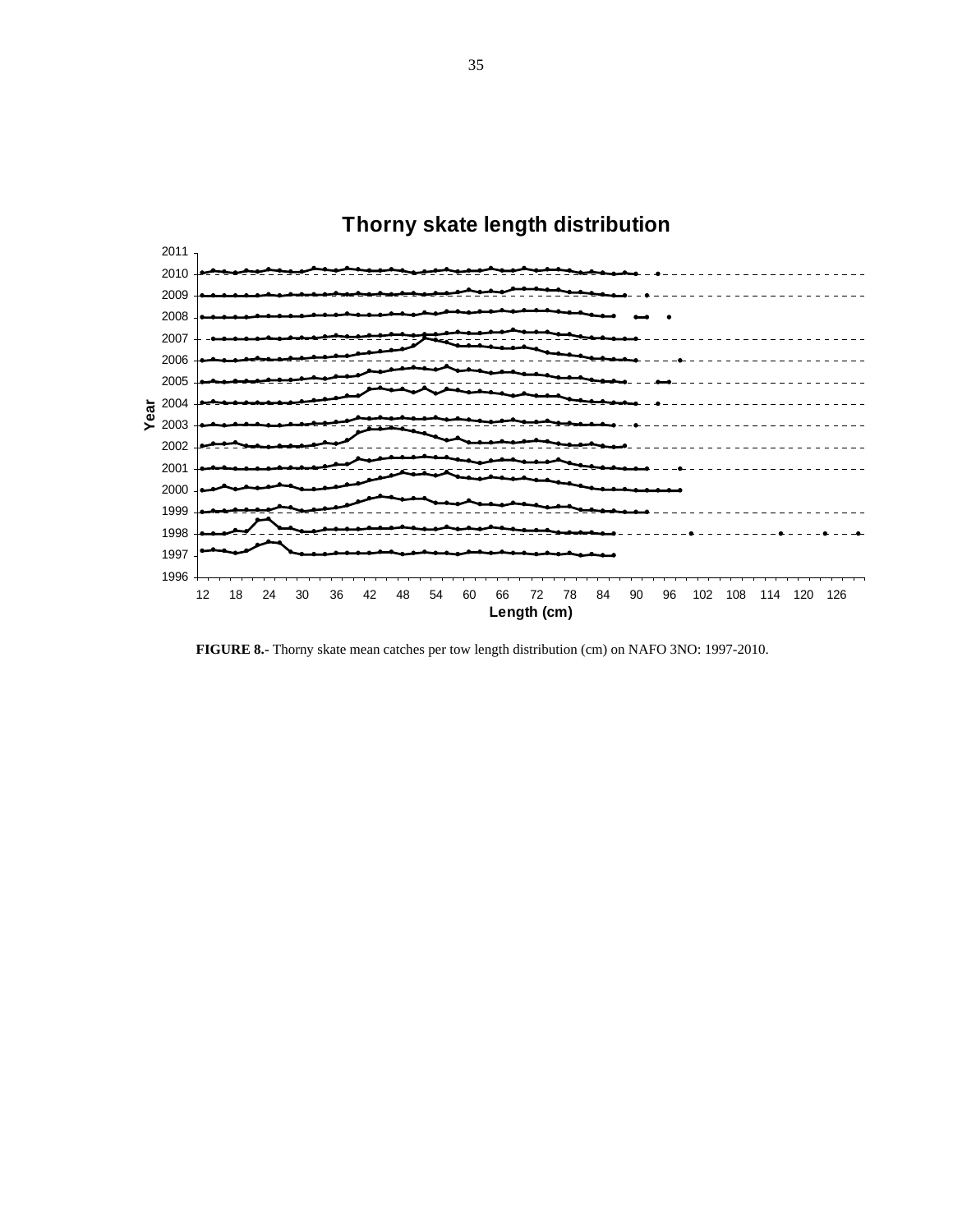**Thorny skate length distribution**

**FIGURE 8.-** Thorny skate mean catches per tow length distribution (cm) on NAFO 3NO: 1997-2010.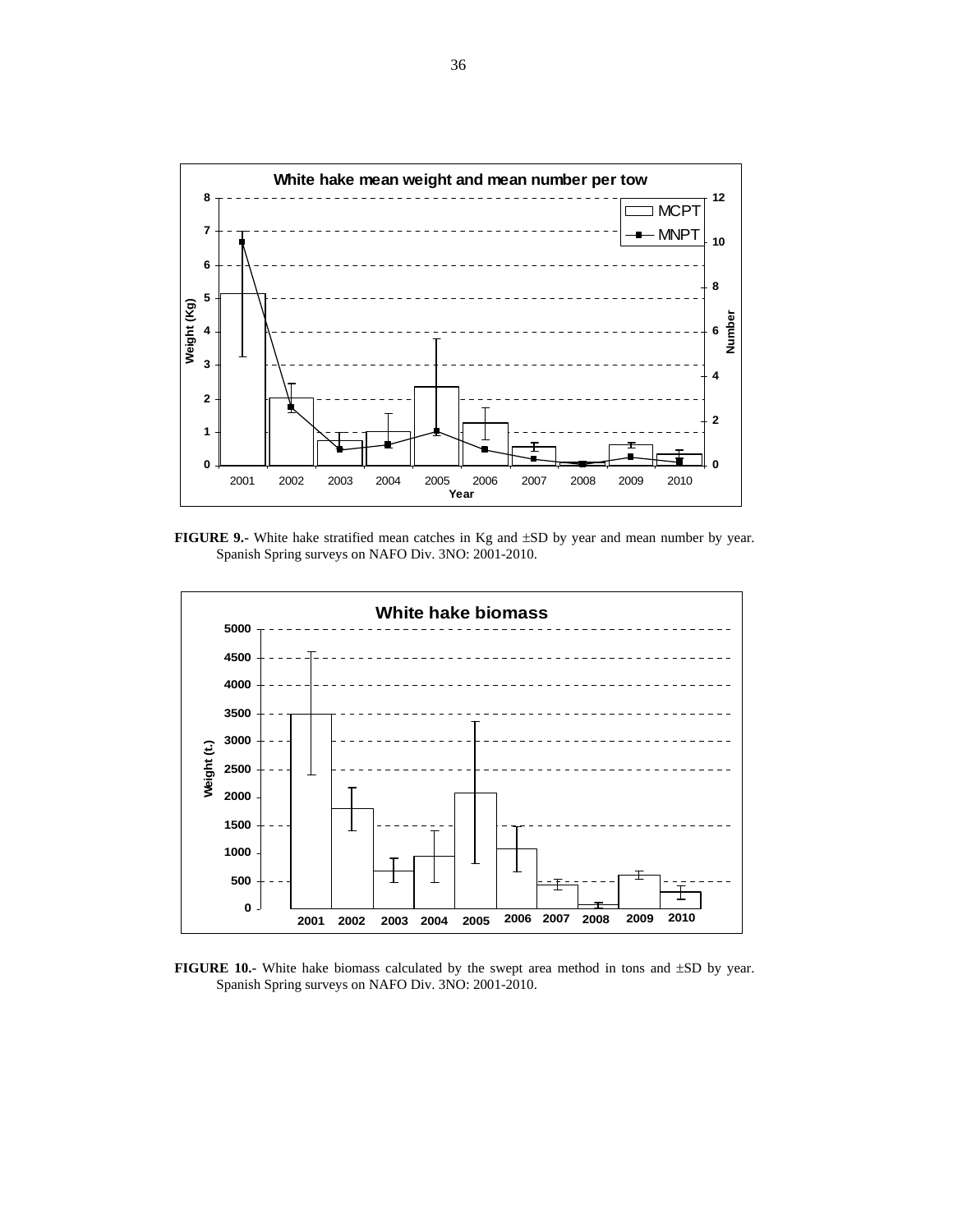**FIGURE 9.-** White hake stratified mean catches in Kg and ±SD by year and mean number by year. Spanish Spring surveys on NAFO Div. 3NO: 2001-2010.

**FIGURE 10.-** White hake biomass calculated by the swept area method in tons and ±SD by year. Spanish Spring surveys on NAFO Div. 3NO: 2001-2010.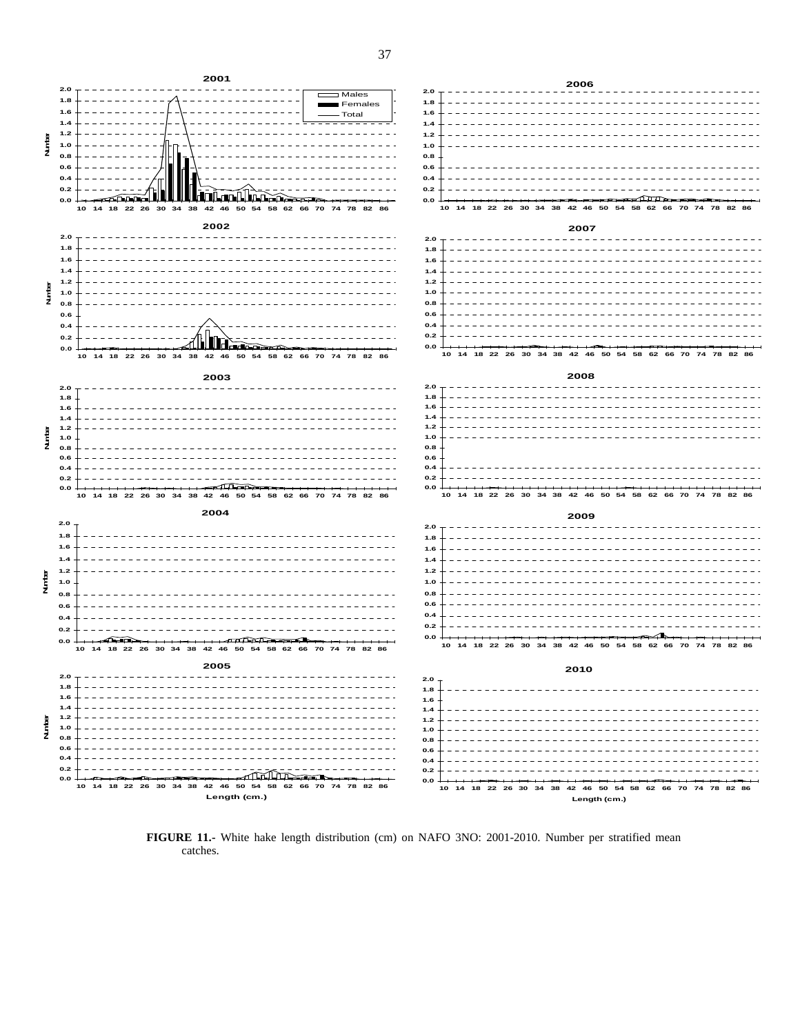**FIGURE 11.-** White hake length distribution (cm) on NAFO 3NO: 2001-2010. Number per stratified mean catches.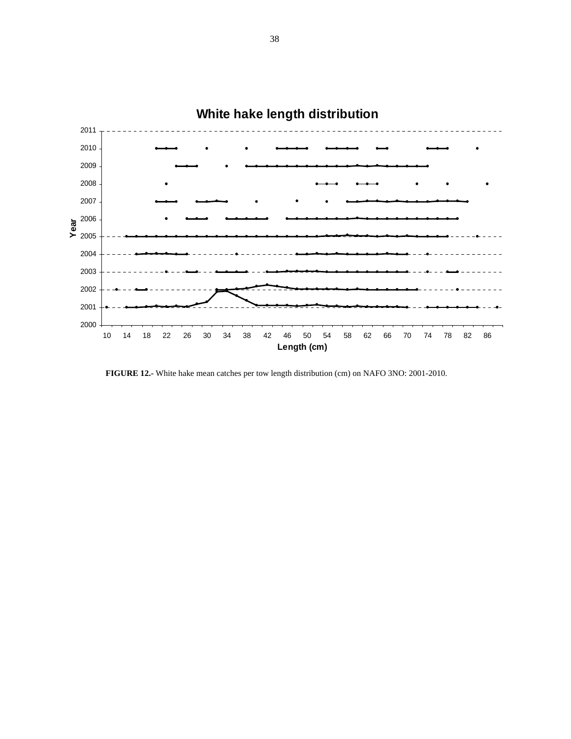White hake length distribution

2011
2010
2009
2008
2007
2006
2005
2004
2003
2002
2001
2000

Year

10 14 18 22 26 30 34 38 42 46 50 54 58 62 66 70 74 78 82 86

Length (cm)

**FIGURE 12.-** White hake mean catches per tow length distribution (cm) on NAFO 3NO: 2001-2010.